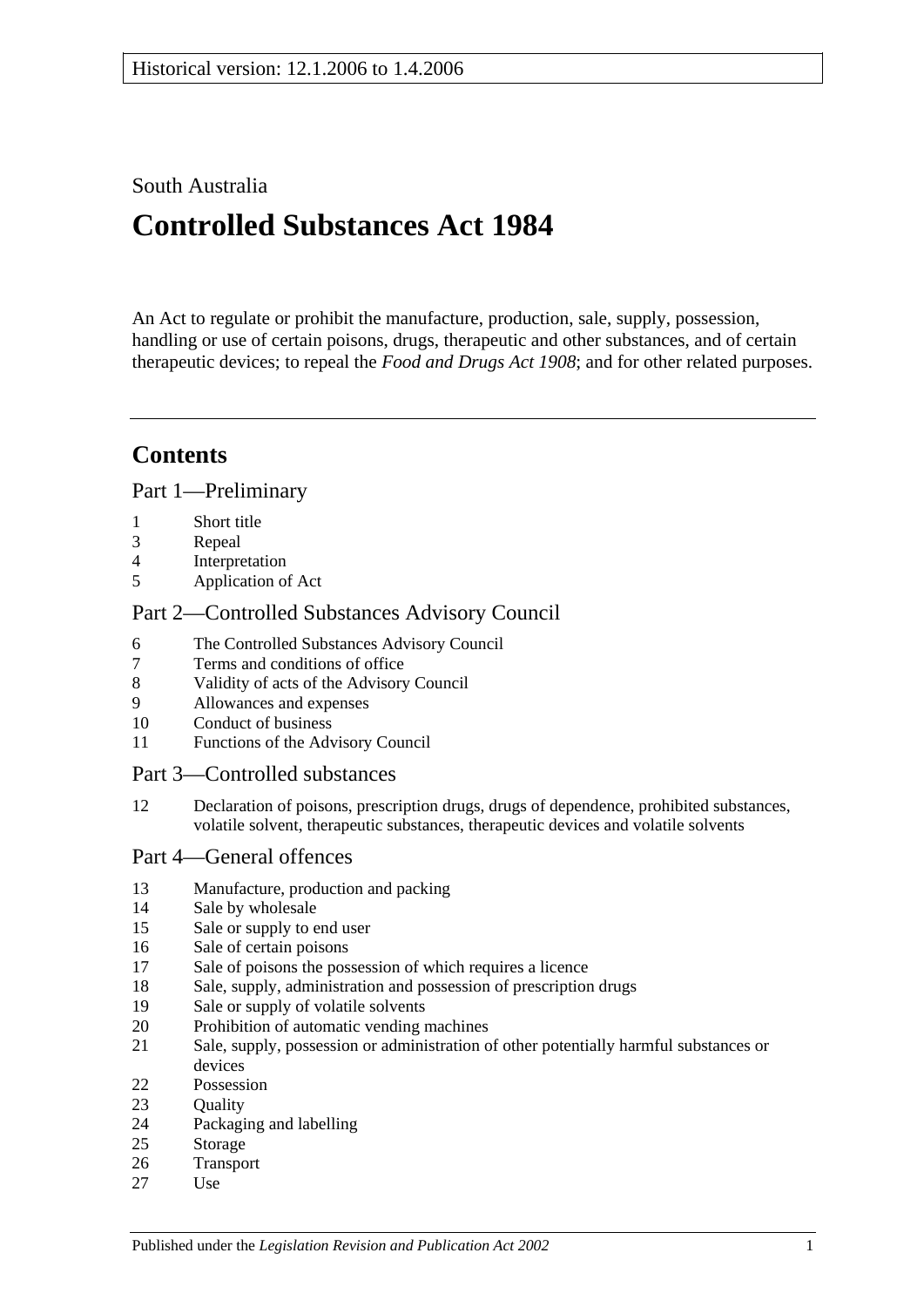Historical version: 12.1.2006 to 1.4.2006

South Australia

# Controlled Substances Act 1984

An Act to regulate or prohibit the manufacture, production, sale, supply, possession, handling or use of certain poisons, drugs, therapeutic and other substances, and of certain therapeutic devices; to repeal the *Food and Drugs Act 1908*; and for other related purposes.

## Contents

### Part 1—Preliminary

1 Short title
3 Repeal
4 Interpretation
5 Application of Act

### Part 2—Controlled Substances Advisory Council

6 The Controlled Substances Advisory Council
7 Terms and conditions of office
8 Validity of acts of the Advisory Council
9 Allowances and expenses
10 Conduct of business
11 Functions of the Advisory Council

### Part 3—Controlled substances

12 Declaration of poisons, prescription drugs, drugs of dependence, prohibited substances, volatile solvent, therapeutic substances, therapeutic devices and volatile solvents

### Part 4—General offences

13 Manufacture, production and packing
14 Sale by wholesale
15 Sale or supply to end user
16 Sale of certain poisons
17 Sale of poisons the possession of which requires a licence
18 Sale, supply, administration and possession of prescription drugs
19 Sale or supply of volatile solvents
20 Prohibition of automatic vending machines
21 Sale, supply, possession or administration of other potentially harmful substances or devices
22 Possession
23 Quality
24 Packaging and labelling
25 Storage
26 Transport
27 Use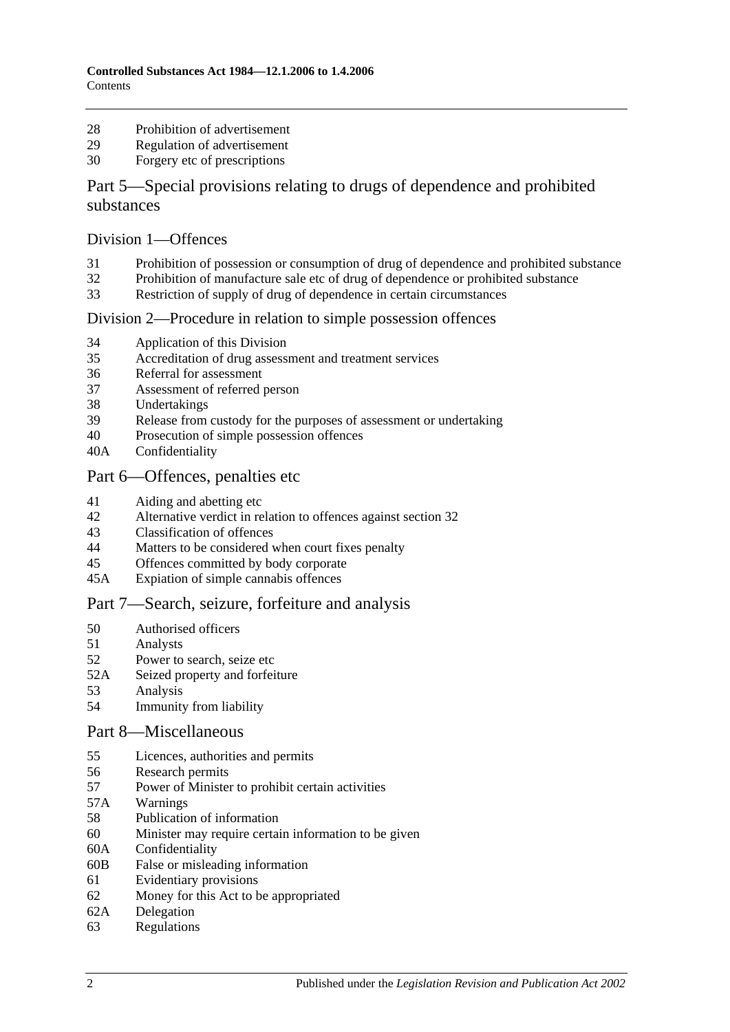28 Prohibition of advertisement
29 Regulation of advertisement
30 Forgery etc of prescriptions

## Part 5—Special provisions relating to drugs of dependence and prohibited substances

### Division 1—Offences

31 Prohibition of possession or consumption of drug of dependence and prohibited substance
32 Prohibition of manufacture sale etc of drug of dependence or prohibited substance
33 Restriction of supply of drug of dependence in certain circumstances

### Division 2—Procedure in relation to simple possession offences

34 Application of this Division
35 Accreditation of drug assessment and treatment services
36 Referral for assessment
37 Assessment of referred person
38 Undertakings
39 Release from custody for the purposes of assessment or undertaking
40 Prosecution of simple possession offences
40A Confidentiality

## Part 6—Offences, penalties etc

41 Aiding and abetting etc
42 Alternative verdict in relation to offences against section 32
43 Classification of offences
44 Matters to be considered when court fixes penalty
45 Offences committed by body corporate
45A Expiation of simple cannabis offences

## Part 7—Search, seizure, forfeiture and analysis

50 Authorised officers
51 Analysts
52 Power to search, seize etc
52A Seized property and forfeiture
53 Analysis
54 Immunity from liability

## Part 8—Miscellaneous

55 Licences, authorities and permits
56 Research permits
57 Power of Minister to prohibit certain activities
57A Warnings
58 Publication of information
60 Minister may require certain information to be given
60A Confidentiality
60B False or misleading information
61 Evidentiary provisions
62 Money for this Act to be appropriated
62A Delegation
63 Regulations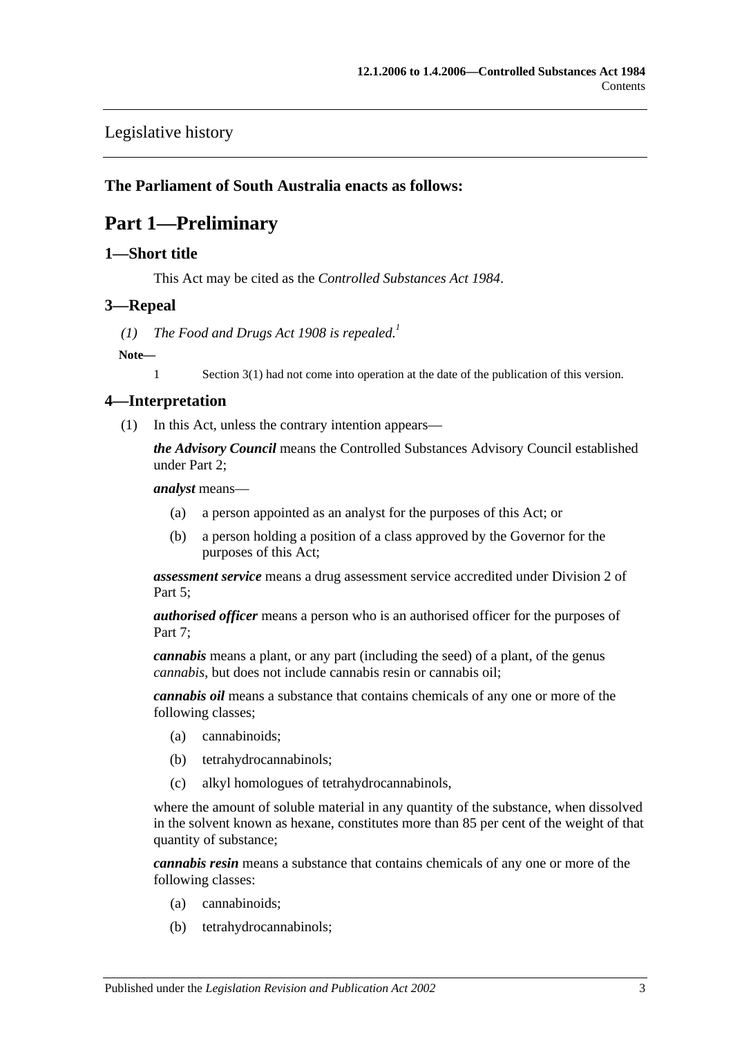Legislative history

**The Parliament of South Australia enacts as follows:**

# Part 1—Preliminary

## 1—Short title

This Act may be cited as the *Controlled Substances Act 1984*.

## 3—Repeal

*(1) The Food and Drugs Act 1908 is repealed.*[1]

**Note—**

1 Section 3(1) had not come into operation at the date of the publication of this version.

## 4—Interpretation

(1) In this Act, unless the contrary intention appears—

***the Advisory Council*** means the Controlled Substances Advisory Council established under Part 2;

***analyst*** means—

(a) a person appointed as an analyst for the purposes of this Act; or

(b) a person holding a position of a class approved by the Governor for the purposes of this Act;

***assessment service*** means a drug assessment service accredited under Division 2 of Part 5;

***authorised officer*** means a person who is an authorised officer for the purposes of Part 7;

***cannabis*** means a plant, or any part (including the seed) of a plant, of the genus *cannabis*, but does not include cannabis resin or cannabis oil;

***cannabis oil*** means a substance that contains chemicals of any one or more of the following classes;

(a) cannabinoids;

(b) tetrahydrocannabinols;

(c) alkyl homologues of tetrahydrocannabinols,

where the amount of soluble material in any quantity of the substance, when dissolved in the solvent known as hexane, constitutes more than 85 per cent of the weight of that quantity of substance;

***cannabis resin*** means a substance that contains chemicals of any one or more of the following classes:

(a) cannabinoids;

(b) tetrahydrocannabinols;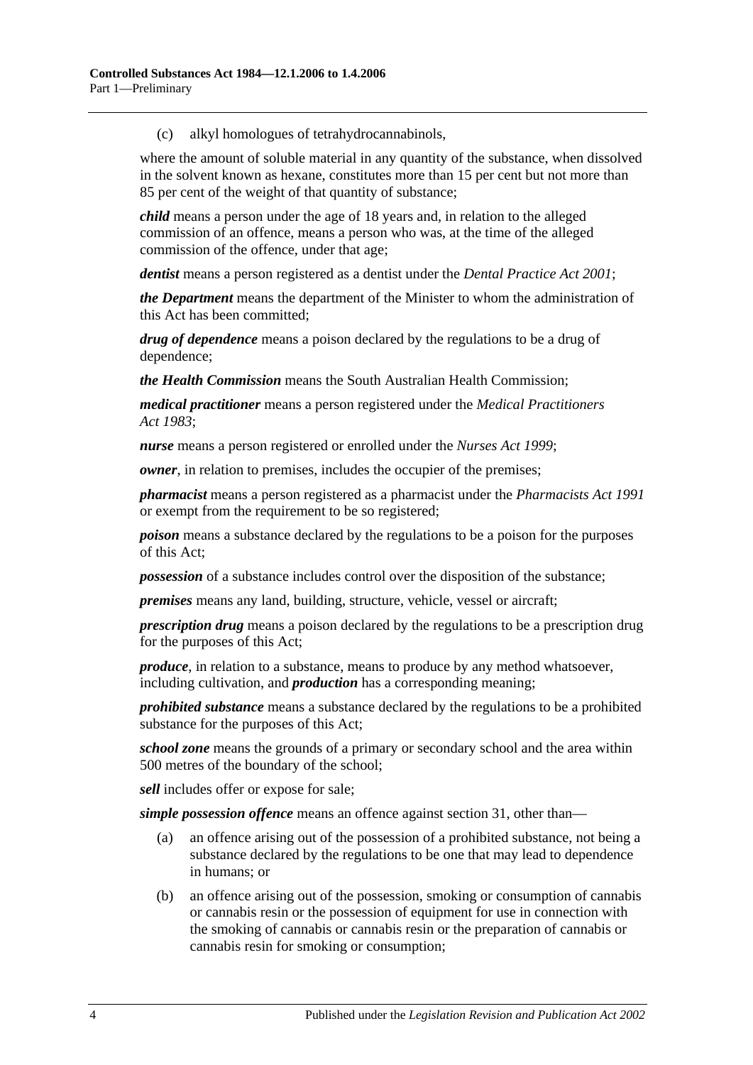(c) alkyl homologues of tetrahydrocannabinols,

where the amount of soluble material in any quantity of the substance, when dissolved in the solvent known as hexane, constitutes more than 15 per cent but not more than 85 per cent of the weight of that quantity of substance;

***child*** means a person under the age of 18 years and, in relation to the alleged commission of an offence, means a person who was, at the time of the alleged commission of the offence, under that age;

***dentist*** means a person registered as a dentist under the *Dental Practice Act 2001*;

***the Department*** means the department of the Minister to whom the administration of this Act has been committed;

***drug of dependence*** means a poison declared by the regulations to be a drug of dependence;

***the Health Commission*** means the South Australian Health Commission;

***medical practitioner*** means a person registered under the *Medical Practitioners Act 1983*;

***nurse*** means a person registered or enrolled under the *Nurses Act 1999*;

***owner***, in relation to premises, includes the occupier of the premises;

***pharmacist*** means a person registered as a pharmacist under the *Pharmacists Act 1991* or exempt from the requirement to be so registered;

***poison*** means a substance declared by the regulations to be a poison for the purposes of this Act;

***possession*** of a substance includes control over the disposition of the substance;

***premises*** means any land, building, structure, vehicle, vessel or aircraft;

***prescription drug*** means a poison declared by the regulations to be a prescription drug for the purposes of this Act;

***produce***, in relation to a substance, means to produce by any method whatsoever, including cultivation, and ***production*** has a corresponding meaning;

***prohibited substance*** means a substance declared by the regulations to be a prohibited substance for the purposes of this Act;

***school zone*** means the grounds of a primary or secondary school and the area within 500 metres of the boundary of the school;

***sell*** includes offer or expose for sale;

***simple possession offence*** means an offence against section 31, other than—

(a) an offence arising out of the possession of a prohibited substance, not being a substance declared by the regulations to be one that may lead to dependence in humans; or

(b) an offence arising out of the possession, smoking or consumption of cannabis or cannabis resin or the possession of equipment for use in connection with the smoking of cannabis or cannabis resin or the preparation of cannabis or cannabis resin for smoking or consumption;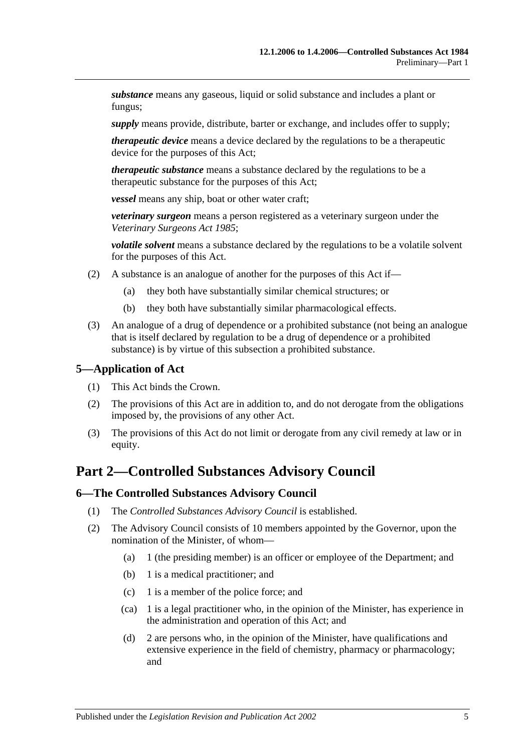***substance*** means any gaseous, liquid or solid substance and includes a plant or fungus;

***supply*** means provide, distribute, barter or exchange, and includes offer to supply;

***therapeutic device*** means a device declared by the regulations to be a therapeutic device for the purposes of this Act;

***therapeutic substance*** means a substance declared by the regulations to be a therapeutic substance for the purposes of this Act;

***vessel*** means any ship, boat or other water craft;

***veterinary surgeon*** means a person registered as a veterinary surgeon under the *Veterinary Surgeons Act 1985*;

***volatile solvent*** means a substance declared by the regulations to be a volatile solvent for the purposes of this Act.

(2) A substance is an analogue of another for the purposes of this Act if—

(a) they both have substantially similar chemical structures; or

(b) they both have substantially similar pharmacological effects.

(3) An analogue of a drug of dependence or a prohibited substance (not being an analogue that is itself declared by regulation to be a drug of dependence or a prohibited substance) is by virtue of this subsection a prohibited substance.

### 5—Application of Act

(1) This Act binds the Crown.

(2) The provisions of this Act are in addition to, and do not derogate from the obligations imposed by, the provisions of any other Act.

(3) The provisions of this Act do not limit or derogate from any civil remedy at law or in equity.

## Part 2—Controlled Substances Advisory Council

### 6—The Controlled Substances Advisory Council

(1) The *Controlled Substances Advisory Council* is established.

(2) The Advisory Council consists of 10 members appointed by the Governor, upon the nomination of the Minister, of whom—

(a) 1 (the presiding member) is an officer or employee of the Department; and

(b) 1 is a medical practitioner; and

(c) 1 is a member of the police force; and

(ca) 1 is a legal practitioner who, in the opinion of the Minister, has experience in the administration and operation of this Act; and

(d) 2 are persons who, in the opinion of the Minister, have qualifications and extensive experience in the field of chemistry, pharmacy or pharmacology; and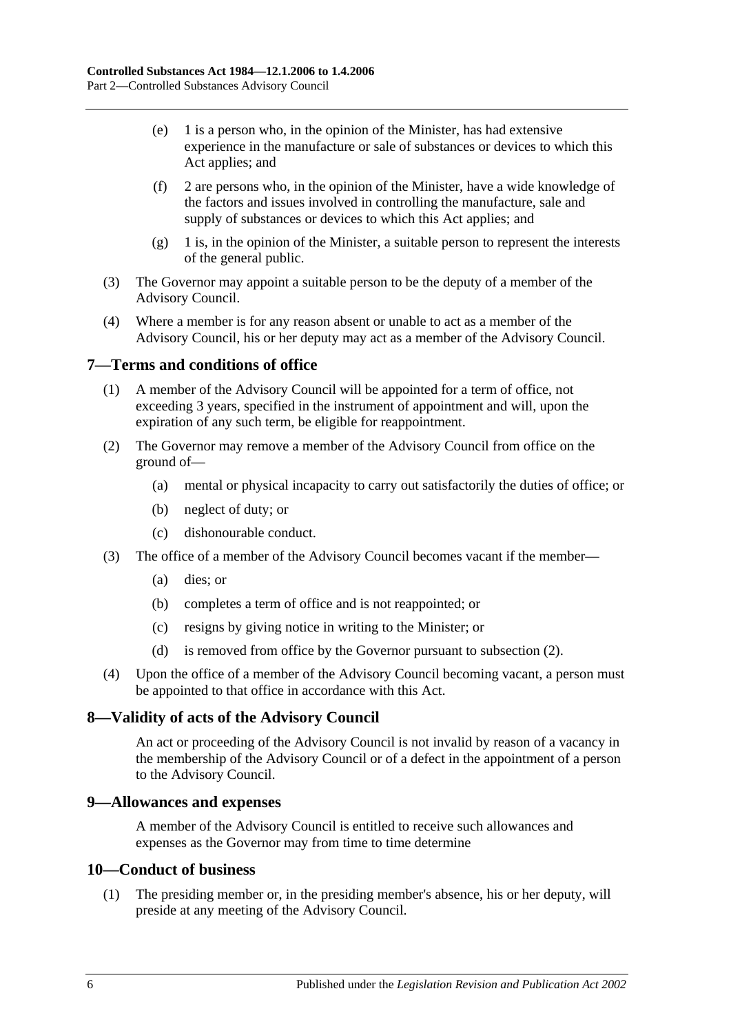(e) 1 is a person who, in the opinion of the Minister, has had extensive experience in the manufacture or sale of substances or devices to which this Act applies; and

(f) 2 are persons who, in the opinion of the Minister, have a wide knowledge of the factors and issues involved in controlling the manufacture, sale and supply of substances or devices to which this Act applies; and

(g) 1 is, in the opinion of the Minister, a suitable person to represent the interests of the general public.

(3) The Governor may appoint a suitable person to be the deputy of a member of the Advisory Council.

(4) Where a member is for any reason absent or unable to act as a member of the Advisory Council, his or her deputy may act as a member of the Advisory Council.

## 7—Terms and conditions of office

(1) A member of the Advisory Council will be appointed for a term of office, not exceeding 3 years, specified in the instrument of appointment and will, upon the expiration of any such term, be eligible for reappointment.

(2) The Governor may remove a member of the Advisory Council from office on the ground of—

(a) mental or physical incapacity to carry out satisfactorily the duties of office; or

(b) neglect of duty; or

(c) dishonourable conduct.

(3) The office of a member of the Advisory Council becomes vacant if the member—

(a) dies; or

(b) completes a term of office and is not reappointed; or

(c) resigns by giving notice in writing to the Minister; or

(d) is removed from office by the Governor pursuant to subsection (2).

(4) Upon the office of a member of the Advisory Council becoming vacant, a person must be appointed to that office in accordance with this Act.

## 8—Validity of acts of the Advisory Council

An act or proceeding of the Advisory Council is not invalid by reason of a vacancy in the membership of the Advisory Council or of a defect in the appointment of a person to the Advisory Council.

## 9—Allowances and expenses

A member of the Advisory Council is entitled to receive such allowances and expenses as the Governor may from time to time determine

## 10—Conduct of business

(1) The presiding member or, in the presiding member's absence, his or her deputy, will preside at any meeting of the Advisory Council.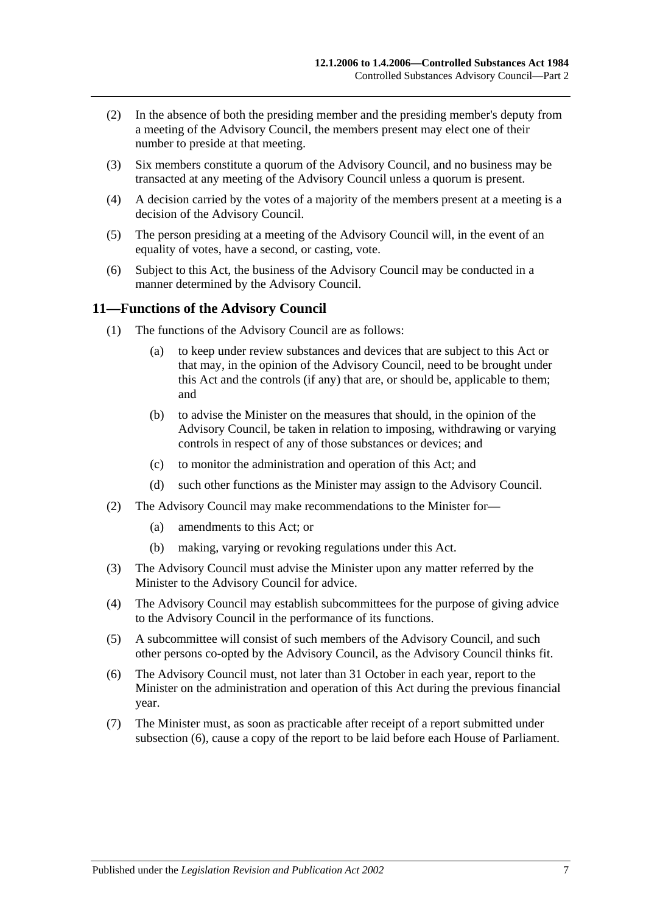(2) In the absence of both the presiding member and the presiding member's deputy from a meeting of the Advisory Council, the members present may elect one of their number to preside at that meeting.

(3) Six members constitute a quorum of the Advisory Council, and no business may be transacted at any meeting of the Advisory Council unless a quorum is present.

(4) A decision carried by the votes of a majority of the members present at a meeting is a decision of the Advisory Council.

(5) The person presiding at a meeting of the Advisory Council will, in the event of an equality of votes, have a second, or casting, vote.

(6) Subject to this Act, the business of the Advisory Council may be conducted in a manner determined by the Advisory Council.

## 11—Functions of the Advisory Council

(1) The functions of the Advisory Council are as follows:

(a) to keep under review substances and devices that are subject to this Act or that may, in the opinion of the Advisory Council, need to be brought under this Act and the controls (if any) that are, or should be, applicable to them; and

(b) to advise the Minister on the measures that should, in the opinion of the Advisory Council, be taken in relation to imposing, withdrawing or varying controls in respect of any of those substances or devices; and

(c) to monitor the administration and operation of this Act; and

(d) such other functions as the Minister may assign to the Advisory Council.

(2) The Advisory Council may make recommendations to the Minister for—

(a) amendments to this Act; or

(b) making, varying or revoking regulations under this Act.

(3) The Advisory Council must advise the Minister upon any matter referred by the Minister to the Advisory Council for advice.

(4) The Advisory Council may establish subcommittees for the purpose of giving advice to the Advisory Council in the performance of its functions.

(5) A subcommittee will consist of such members of the Advisory Council, and such other persons co-opted by the Advisory Council, as the Advisory Council thinks fit.

(6) The Advisory Council must, not later than 31 October in each year, report to the Minister on the administration and operation of this Act during the previous financial year.

(7) The Minister must, as soon as practicable after receipt of a report submitted under subsection (6), cause a copy of the report to be laid before each House of Parliament.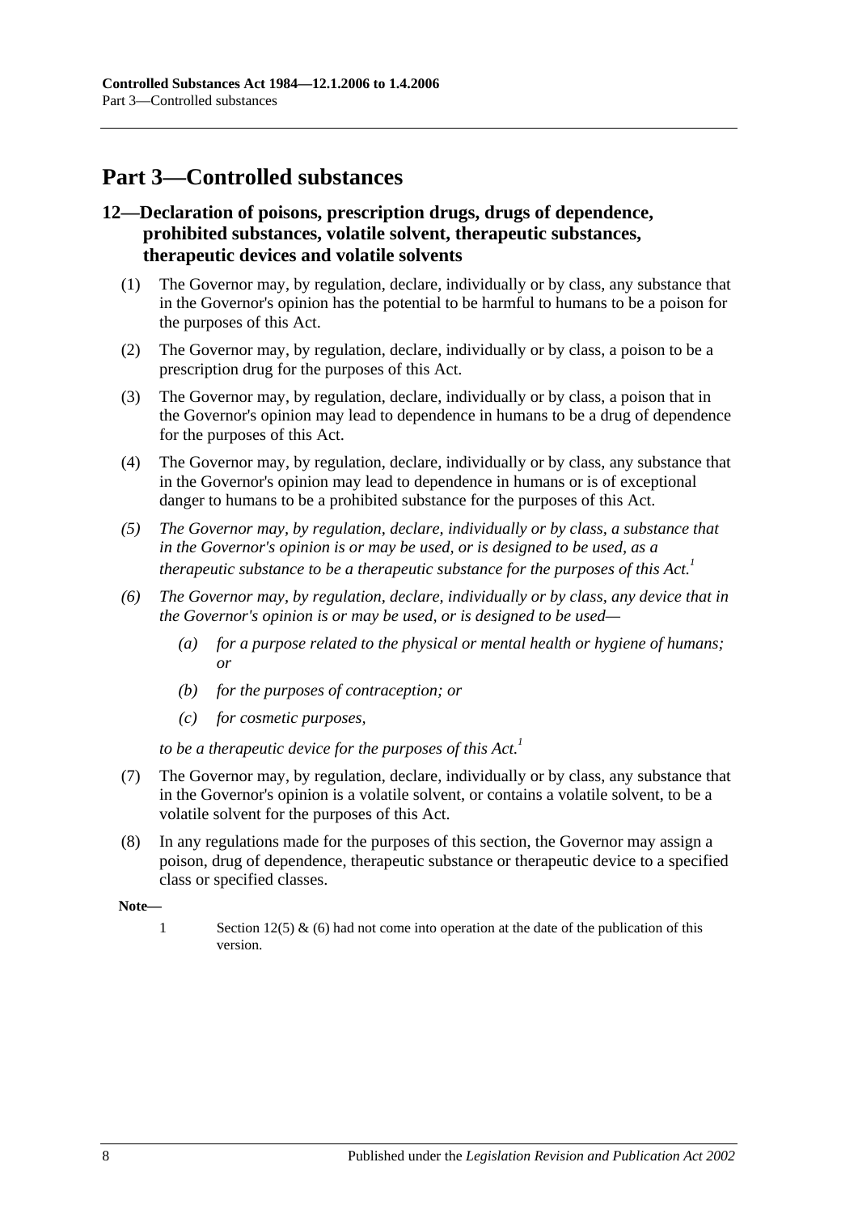# Part 3—Controlled substances

## 12—Declaration of poisons, prescription drugs, drugs of dependence, prohibited substances, volatile solvent, therapeutic substances, therapeutic devices and volatile solvents

(1) The Governor may, by regulation, declare, individually or by class, any substance that in the Governor's opinion has the potential to be harmful to humans to be a poison for the purposes of this Act.

(2) The Governor may, by regulation, declare, individually or by class, a poison to be a prescription drug for the purposes of this Act.

(3) The Governor may, by regulation, declare, individually or by class, a poison that in the Governor's opinion may lead to dependence in humans to be a drug of dependence for the purposes of this Act.

(4) The Governor may, by regulation, declare, individually or by class, any substance that in the Governor's opinion may lead to dependence in humans or is of exceptional danger to humans to be a prohibited substance for the purposes of this Act.

*(5) The Governor may, by regulation, declare, individually or by class, a substance that in the Governor's opinion is or may be used, or is designed to be used, as a therapeutic substance to be a therapeutic substance for the purposes of this Act.*[1]

*(6) The Governor may, by regulation, declare, individually or by class, any device that in the Governor's opinion is or may be used, or is designed to be used—*

*(a) for a purpose related to the physical or mental health or hygiene of humans; or*

*(b) for the purposes of contraception; or*

*(c) for cosmetic purposes,*

*to be a therapeutic device for the purposes of this Act.*[1]

(7) The Governor may, by regulation, declare, individually or by class, any substance that in the Governor's opinion is a volatile solvent, or contains a volatile solvent, to be a volatile solvent for the purposes of this Act.

(8) In any regulations made for the purposes of this section, the Governor may assign a poison, drug of dependence, therapeutic substance or therapeutic device to a specified class or specified classes.

**Note—**

1 Section 12(5) & (6) had not come into operation at the date of the publication of this version.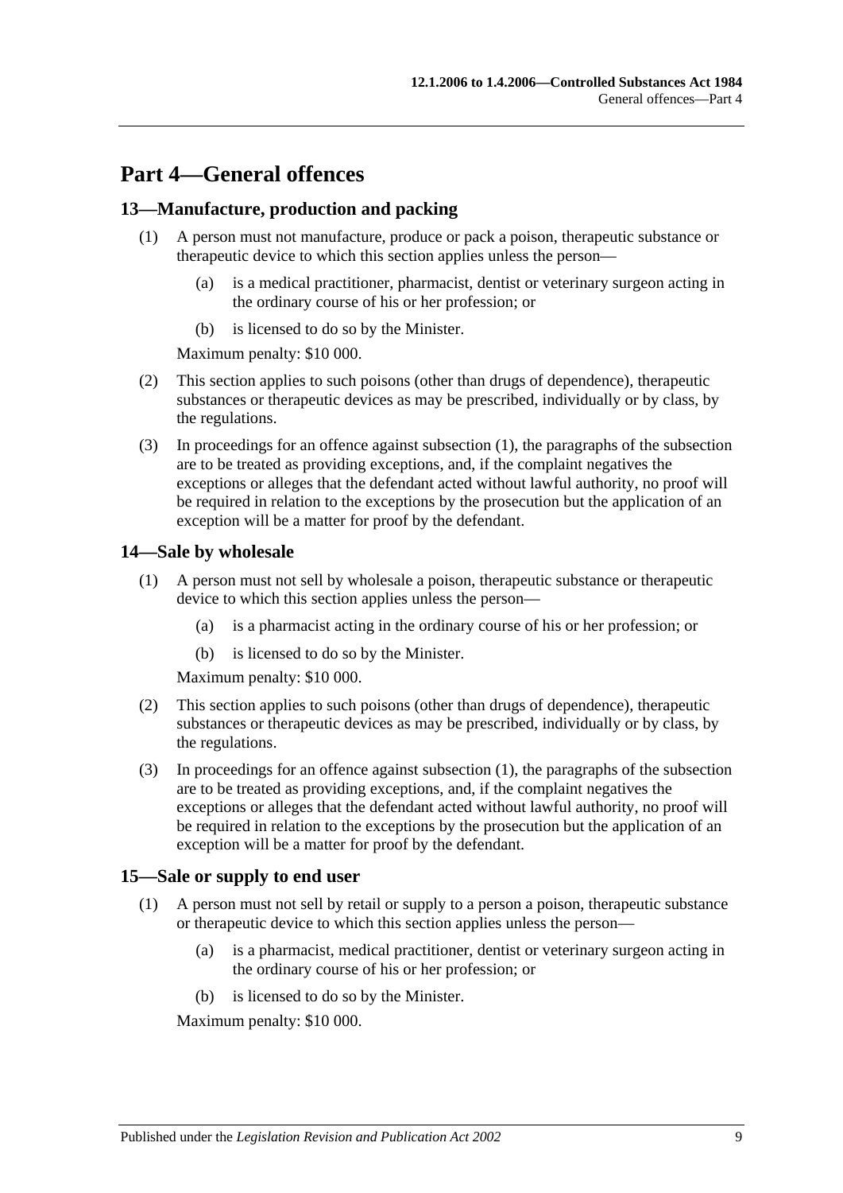# Part 4—General offences

## 13—Manufacture, production and packing

(1) A person must not manufacture, produce or pack a poison, therapeutic substance or therapeutic device to which this section applies unless the person—

(a) is a medical practitioner, pharmacist, dentist or veterinary surgeon acting in the ordinary course of his or her profession; or

(b) is licensed to do so by the Minister.

Maximum penalty: $10 000.

(2) This section applies to such poisons (other than drugs of dependence), therapeutic substances or therapeutic devices as may be prescribed, individually or by class, by the regulations.

(3) In proceedings for an offence against subsection (1), the paragraphs of the subsection are to be treated as providing exceptions, and, if the complaint negatives the exceptions or alleges that the defendant acted without lawful authority, no proof will be required in relation to the exceptions by the prosecution but the application of an exception will be a matter for proof by the defendant.

## 14—Sale by wholesale

(1) A person must not sell by wholesale a poison, therapeutic substance or therapeutic device to which this section applies unless the person—

(a) is a pharmacist acting in the ordinary course of his or her profession; or

(b) is licensed to do so by the Minister.

Maximum penalty: $10 000.

(2) This section applies to such poisons (other than drugs of dependence), therapeutic substances or therapeutic devices as may be prescribed, individually or by class, by the regulations.

(3) In proceedings for an offence against subsection (1), the paragraphs of the subsection are to be treated as providing exceptions, and, if the complaint negatives the exceptions or alleges that the defendant acted without lawful authority, no proof will be required in relation to the exceptions by the prosecution but the application of an exception will be a matter for proof by the defendant.

## 15—Sale or supply to end user

(1) A person must not sell by retail or supply to a person a poison, therapeutic substance or therapeutic device to which this section applies unless the person—

(a) is a pharmacist, medical practitioner, dentist or veterinary surgeon acting in the ordinary course of his or her profession; or

(b) is licensed to do so by the Minister.

Maximum penalty: $10 000.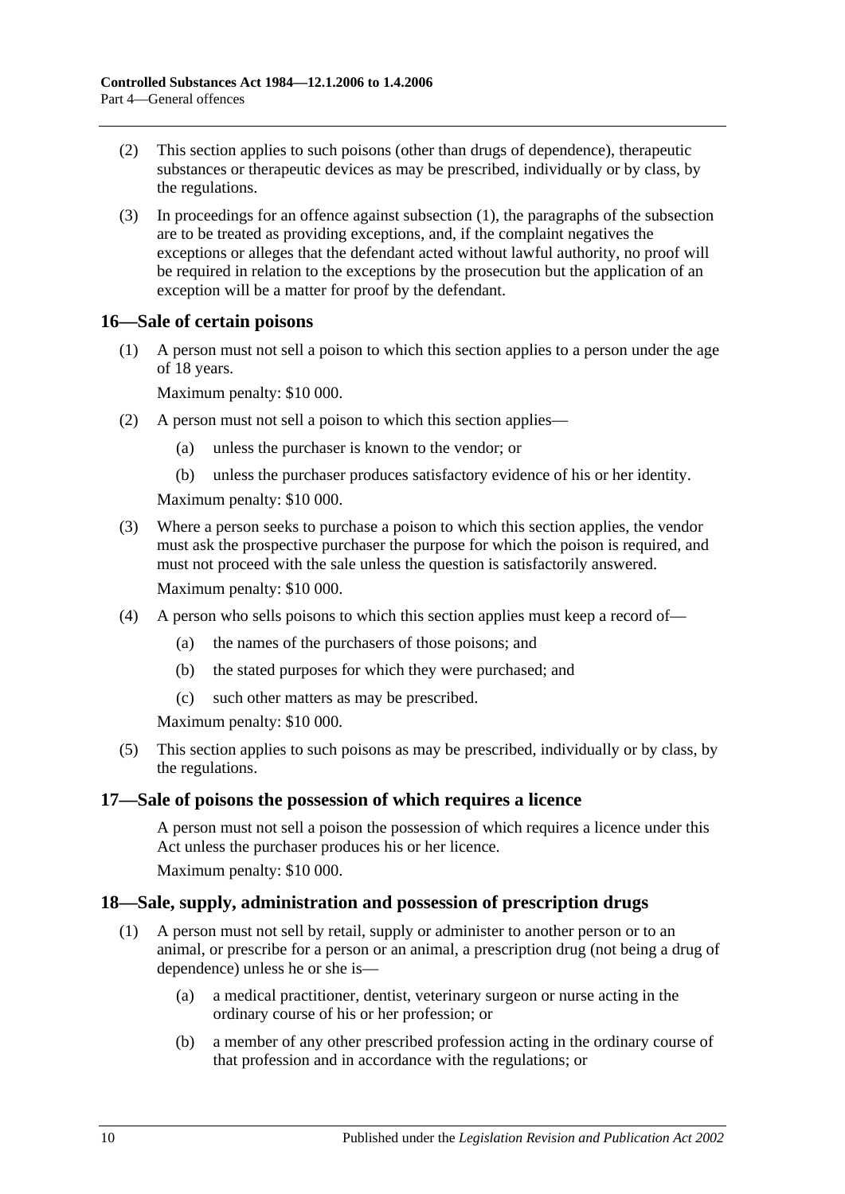(2) This section applies to such poisons (other than drugs of dependence), therapeutic substances or therapeutic devices as may be prescribed, individually or by class, by the regulations.

(3) In proceedings for an offence against subsection (1), the paragraphs of the subsection are to be treated as providing exceptions, and, if the complaint negatives the exceptions or alleges that the defendant acted without lawful authority, no proof will be required in relation to the exceptions by the prosecution but the application of an exception will be a matter for proof by the defendant.

## 16—Sale of certain poisons

(1) A person must not sell a poison to which this section applies to a person under the age of 18 years.

Maximum penalty: $10 000.

(2) A person must not sell a poison to which this section applies—

- (a) unless the purchaser is known to the vendor; or
- (b) unless the purchaser produces satisfactory evidence of his or her identity.

Maximum penalty: $10 000.

(3) Where a person seeks to purchase a poison to which this section applies, the vendor must ask the prospective purchaser the purpose for which the poison is required, and must not proceed with the sale unless the question is satisfactorily answered.

Maximum penalty: $10 000.

(4) A person who sells poisons to which this section applies must keep a record of—

- (a) the names of the purchasers of those poisons; and
- (b) the stated purposes for which they were purchased; and
- (c) such other matters as may be prescribed.

Maximum penalty: $10 000.

(5) This section applies to such poisons as may be prescribed, individually or by class, by the regulations.

## 17—Sale of poisons the possession of which requires a licence

A person must not sell a poison the possession of which requires a licence under this Act unless the purchaser produces his or her licence.

Maximum penalty: $10 000.

## 18—Sale, supply, administration and possession of prescription drugs

(1) A person must not sell by retail, supply or administer to another person or to an animal, or prescribe for a person or an animal, a prescription drug (not being a drug of dependence) unless he or she is—

- (a) a medical practitioner, dentist, veterinary surgeon or nurse acting in the ordinary course of his or her profession; or
- (b) a member of any other prescribed profession acting in the ordinary course of that profession and in accordance with the regulations; or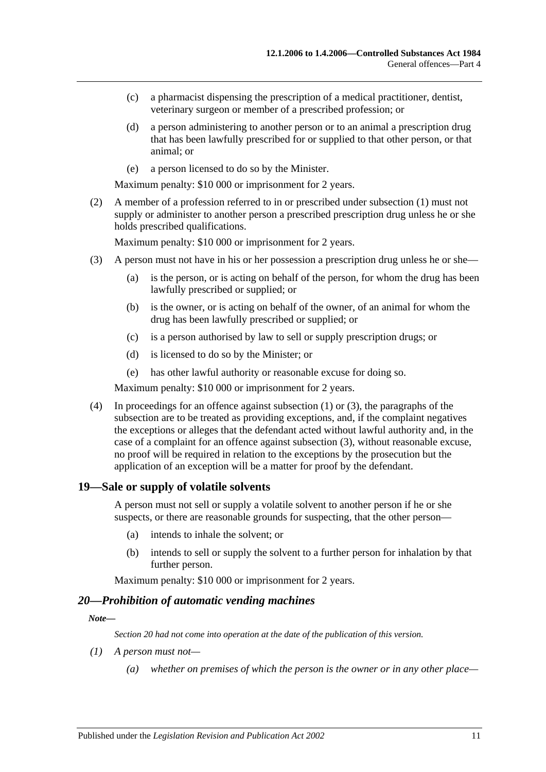(c) a pharmacist dispensing the prescription of a medical practitioner, dentist, veterinary surgeon or member of a prescribed profession; or

(d) a person administering to another person or to an animal a prescription drug that has been lawfully prescribed for or supplied to that other person, or that animal; or

(e) a person licensed to do so by the Minister.

Maximum penalty: $10 000 or imprisonment for 2 years.

(2) A member of a profession referred to in or prescribed under subsection (1) must not supply or administer to another person a prescribed prescription drug unless he or she holds prescribed qualifications.

Maximum penalty: $10 000 or imprisonment for 2 years.

(3) A person must not have in his or her possession a prescription drug unless he or she—

(a) is the person, or is acting on behalf of the person, for whom the drug has been lawfully prescribed or supplied; or

(b) is the owner, or is acting on behalf of the owner, of an animal for whom the drug has been lawfully prescribed or supplied; or

(c) is a person authorised by law to sell or supply prescription drugs; or

(d) is licensed to do so by the Minister; or

(e) has other lawful authority or reasonable excuse for doing so.

Maximum penalty: $10 000 or imprisonment for 2 years.

(4) In proceedings for an offence against subsection (1) or (3), the paragraphs of the subsection are to be treated as providing exceptions, and, if the complaint negatives the exceptions or alleges that the defendant acted without lawful authority and, in the case of a complaint for an offence against subsection (3), without reasonable excuse, no proof will be required in relation to the exceptions by the prosecution but the application of an exception will be a matter for proof by the defendant.

## 19—Sale or supply of volatile solvents

A person must not sell or supply a volatile solvent to another person if he or she suspects, or there are reasonable grounds for suspecting, that the other person—

(a) intends to inhale the solvent; or

(b) intends to sell or supply the solvent to a further person for inhalation by that further person.

Maximum penalty: $10 000 or imprisonment for 2 years.

## *20—Prohibition of automatic vending machines*

***Note—***

*Section 20 had not come into operation at the date of the publication of this version.*

*(1) A person must not—*

*(a) whether on premises of which the person is the owner or in any other place—*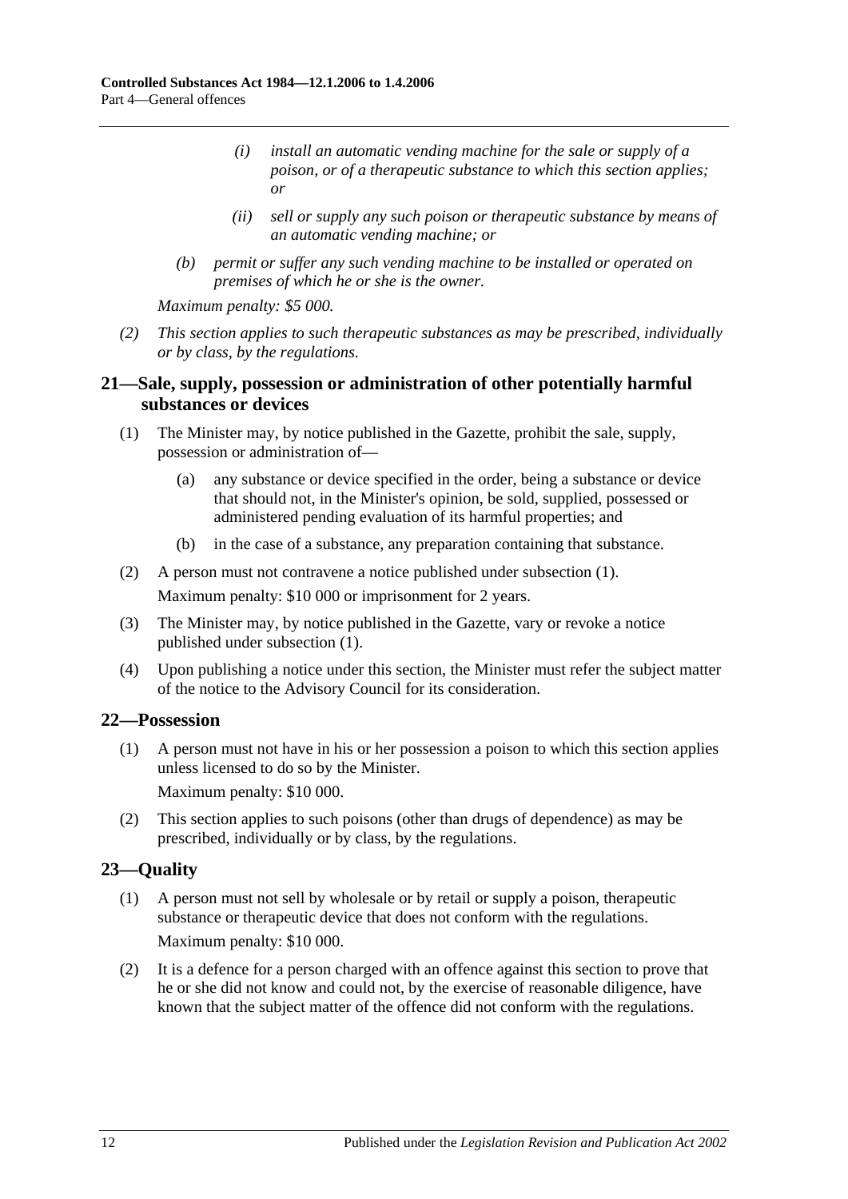(i) *install an automatic vending machine for the sale or supply of a poison, or of a therapeutic substance to which this section applies; or*

(ii) *sell or supply any such poison or therapeutic substance by means of an automatic vending machine; or*

(b) *permit or suffer any such vending machine to be installed or operated on premises of which he or she is the owner.*

*Maximum penalty: $5 000.*

(2) *This section applies to such therapeutic substances as may be prescribed, individually or by class, by the regulations.*

## 21—Sale, supply, possession or administration of other potentially harmful substances or devices

(1) The Minister may, by notice published in the Gazette, prohibit the sale, supply, possession or administration of—

(a) any substance or device specified in the order, being a substance or device that should not, in the Minister's opinion, be sold, supplied, possessed or administered pending evaluation of its harmful properties; and

(b) in the case of a substance, any preparation containing that substance.

(2) A person must not contravene a notice published under subsection (1).

Maximum penalty: $10 000 or imprisonment for 2 years.

(3) The Minister may, by notice published in the Gazette, vary or revoke a notice published under subsection (1).

(4) Upon publishing a notice under this section, the Minister must refer the subject matter of the notice to the Advisory Council for its consideration.

## 22—Possession

(1) A person must not have in his or her possession a poison to which this section applies unless licensed to do so by the Minister.

Maximum penalty: $10 000.

(2) This section applies to such poisons (other than drugs of dependence) as may be prescribed, individually or by class, by the regulations.

## 23—Quality

(1) A person must not sell by wholesale or by retail or supply a poison, therapeutic substance or therapeutic device that does not conform with the regulations.

Maximum penalty: $10 000.

(2) It is a defence for a person charged with an offence against this section to prove that he or she did not know and could not, by the exercise of reasonable diligence, have known that the subject matter of the offence did not conform with the regulations.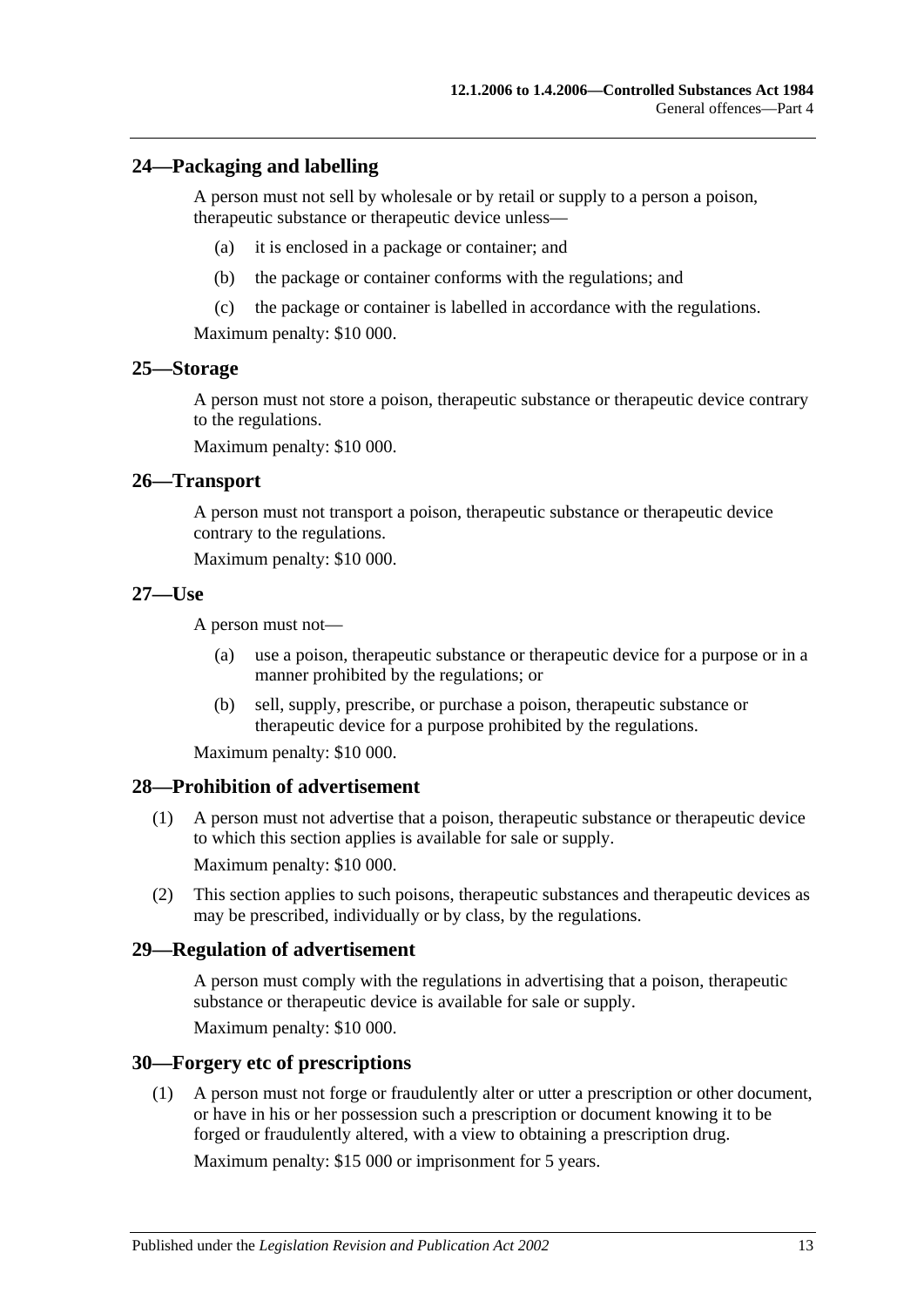## 24—Packaging and labelling

A person must not sell by wholesale or by retail or supply to a person a poison, therapeutic substance or therapeutic device unless—

- (a) it is enclosed in a package or container; and
- (b) the package or container conforms with the regulations; and
- (c) the package or container is labelled in accordance with the regulations.

Maximum penalty: $10 000.

## 25—Storage

A person must not store a poison, therapeutic substance or therapeutic device contrary to the regulations.

Maximum penalty: $10 000.

## 26—Transport

A person must not transport a poison, therapeutic substance or therapeutic device contrary to the regulations.

Maximum penalty: $10 000.

## 27—Use

A person must not—

- (a) use a poison, therapeutic substance or therapeutic device for a purpose or in a manner prohibited by the regulations; or
- (b) sell, supply, prescribe, or purchase a poison, therapeutic substance or therapeutic device for a purpose prohibited by the regulations.

Maximum penalty: $10 000.

## 28—Prohibition of advertisement

(1) A person must not advertise that a poison, therapeutic substance or therapeutic device to which this section applies is available for sale or supply.

Maximum penalty: $10 000.

(2) This section applies to such poisons, therapeutic substances and therapeutic devices as may be prescribed, individually or by class, by the regulations.

## 29—Regulation of advertisement

A person must comply with the regulations in advertising that a poison, therapeutic substance or therapeutic device is available for sale or supply.

Maximum penalty: $10 000.

## 30—Forgery etc of prescriptions

(1) A person must not forge or fraudulently alter or utter a prescription or other document, or have in his or her possession such a prescription or document knowing it to be forged or fraudulently altered, with a view to obtaining a prescription drug.

Maximum penalty: $15 000 or imprisonment for 5 years.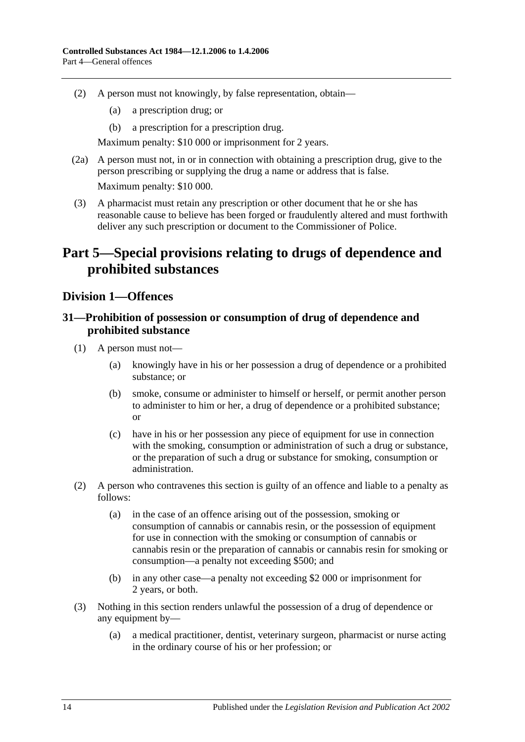(2) A person must not knowingly, by false representation, obtain—

(a) a prescription drug; or

(b) a prescription for a prescription drug.

Maximum penalty: $10 000 or imprisonment for 2 years.

(2a) A person must not, in or in connection with obtaining a prescription drug, give to the person prescribing or supplying the drug a name or address that is false.

Maximum penalty: $10 000.

(3) A pharmacist must retain any prescription or other document that he or she has reasonable cause to believe has been forged or fraudulently altered and must forthwith deliver any such prescription or document to the Commissioner of Police.

# Part 5—Special provisions relating to drugs of dependence and prohibited substances

## Division 1—Offences

### 31—Prohibition of possession or consumption of drug of dependence and prohibited substance

(1) A person must not—

(a) knowingly have in his or her possession a drug of dependence or a prohibited substance; or

(b) smoke, consume or administer to himself or herself, or permit another person to administer to him or her, a drug of dependence or a prohibited substance; or

(c) have in his or her possession any piece of equipment for use in connection with the smoking, consumption or administration of such a drug or substance, or the preparation of such a drug or substance for smoking, consumption or administration.

(2) A person who contravenes this section is guilty of an offence and liable to a penalty as follows:

(a) in the case of an offence arising out of the possession, smoking or consumption of cannabis or cannabis resin, or the possession of equipment for use in connection with the smoking or consumption of cannabis or cannabis resin or the preparation of cannabis or cannabis resin for smoking or consumption—a penalty not exceeding $500; and

(b) in any other case—a penalty not exceeding $2 000 or imprisonment for 2 years, or both.

(3) Nothing in this section renders unlawful the possession of a drug of dependence or any equipment by—

(a) a medical practitioner, dentist, veterinary surgeon, pharmacist or nurse acting in the ordinary course of his or her profession; or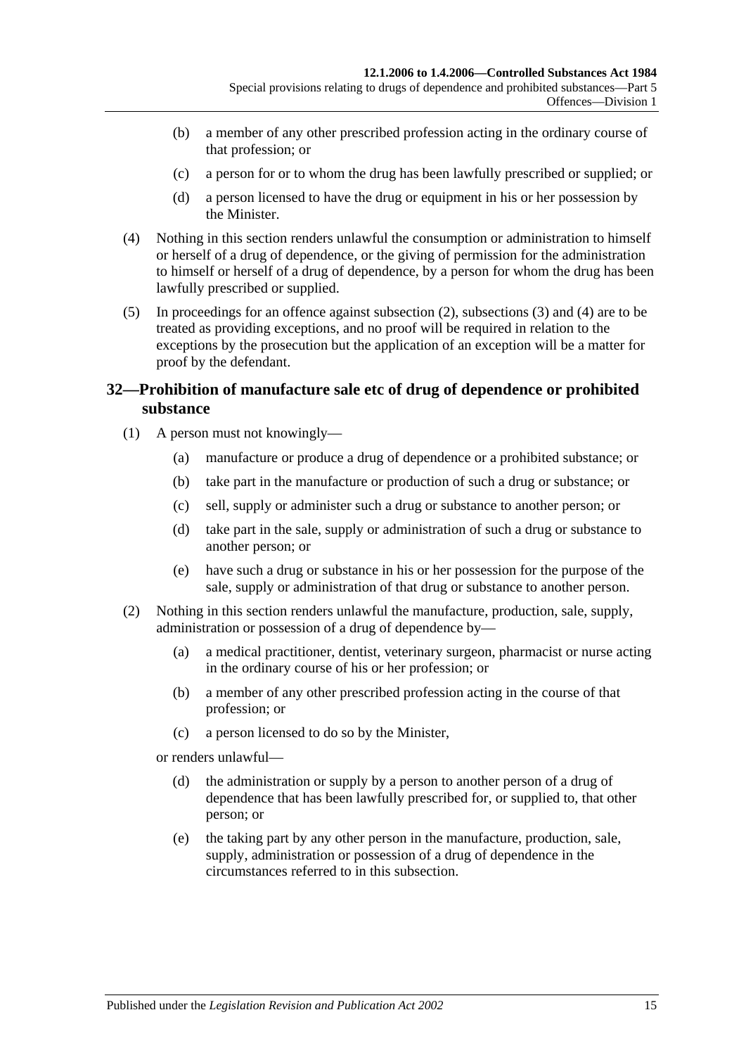(b) a member of any other prescribed profession acting in the ordinary course of that profession; or

(c) a person for or to whom the drug has been lawfully prescribed or supplied; or

(d) a person licensed to have the drug or equipment in his or her possession by the Minister.

(4) Nothing in this section renders unlawful the consumption or administration to himself or herself of a drug of dependence, or the giving of permission for the administration to himself or herself of a drug of dependence, by a person for whom the drug has been lawfully prescribed or supplied.

(5) In proceedings for an offence against subsection (2), subsections (3) and (4) are to be treated as providing exceptions, and no proof will be required in relation to the exceptions by the prosecution but the application of an exception will be a matter for proof by the defendant.

## 32—Prohibition of manufacture sale etc of drug of dependence or prohibited substance

(1) A person must not knowingly—

(a) manufacture or produce a drug of dependence or a prohibited substance; or

(b) take part in the manufacture or production of such a drug or substance; or

(c) sell, supply or administer such a drug or substance to another person; or

(d) take part in the sale, supply or administration of such a drug or substance to another person; or

(e) have such a drug or substance in his or her possession for the purpose of the sale, supply or administration of that drug or substance to another person.

(2) Nothing in this section renders unlawful the manufacture, production, sale, supply, administration or possession of a drug of dependence by—

(a) a medical practitioner, dentist, veterinary surgeon, pharmacist or nurse acting in the ordinary course of his or her profession; or

(b) a member of any other prescribed profession acting in the course of that profession; or

(c) a person licensed to do so by the Minister,

or renders unlawful—

(d) the administration or supply by a person to another person of a drug of dependence that has been lawfully prescribed for, or supplied to, that other person; or

(e) the taking part by any other person in the manufacture, production, sale, supply, administration or possession of a drug of dependence in the circumstances referred to in this subsection.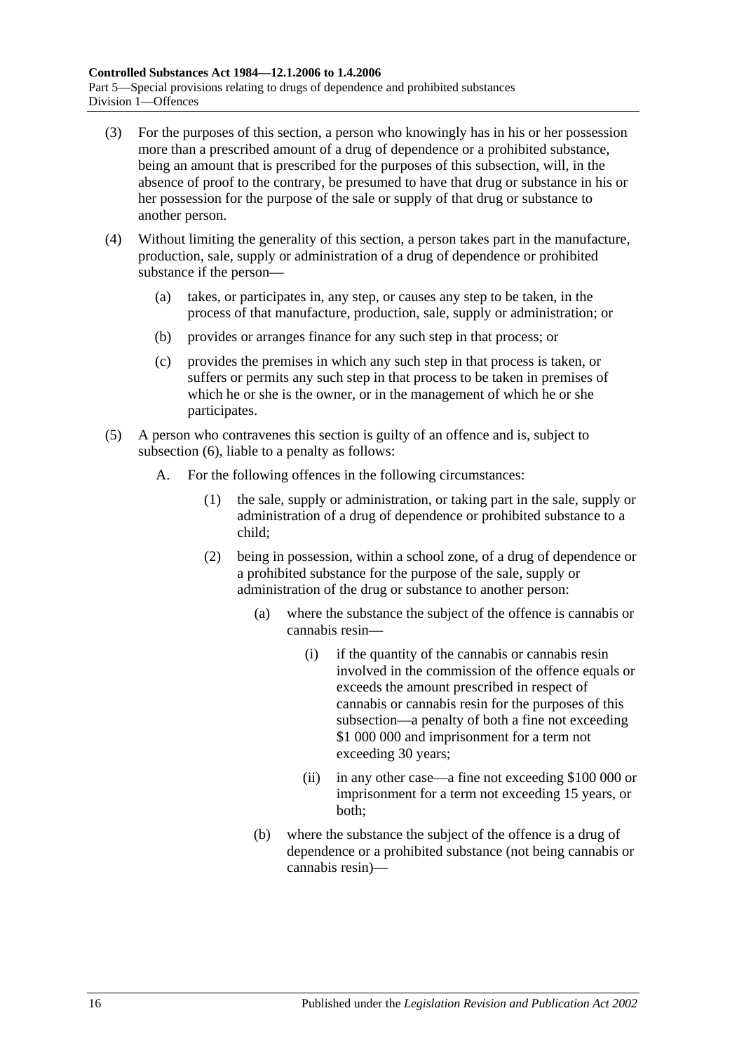(3) For the purposes of this section, a person who knowingly has in his or her possession more than a prescribed amount of a drug of dependence or a prohibited substance, being an amount that is prescribed for the purposes of this subsection, will, in the absence of proof to the contrary, be presumed to have that drug or substance in his or her possession for the purpose of the sale or supply of that drug or substance to another person.

(4) Without limiting the generality of this section, a person takes part in the manufacture, production, sale, supply or administration of a drug of dependence or prohibited substance if the person—

- (a) takes, or participates in, any step, or causes any step to be taken, in the process of that manufacture, production, sale, supply or administration; or
- (b) provides or arranges finance for any such step in that process; or
- (c) provides the premises in which any such step in that process is taken, or suffers or permits any such step in that process to be taken in premises of which he or she is the owner, or in the management of which he or she participates.

(5) A person who contravenes this section is guilty of an offence and is, subject to subsection (6), liable to a penalty as follows:

A. For the following offences in the following circumstances:

(1) the sale, supply or administration, or taking part in the sale, supply or administration of a drug of dependence or prohibited substance to a child;

(2) being in possession, within a school zone, of a drug of dependence or a prohibited substance for the purpose of the sale, supply or administration of the drug or substance to another person:

(a) where the substance the subject of the offence is cannabis or cannabis resin—

(i) if the quantity of the cannabis or cannabis resin involved in the commission of the offence equals or exceeds the amount prescribed in respect of cannabis or cannabis resin for the purposes of this subsection—a penalty of both a fine not exceeding $1 000 000 and imprisonment for a term not exceeding 30 years;

(ii) in any other case—a fine not exceeding $100 000 or imprisonment for a term not exceeding 15 years, or both;

(b) where the substance the subject of the offence is a drug of dependence or a prohibited substance (not being cannabis or cannabis resin)—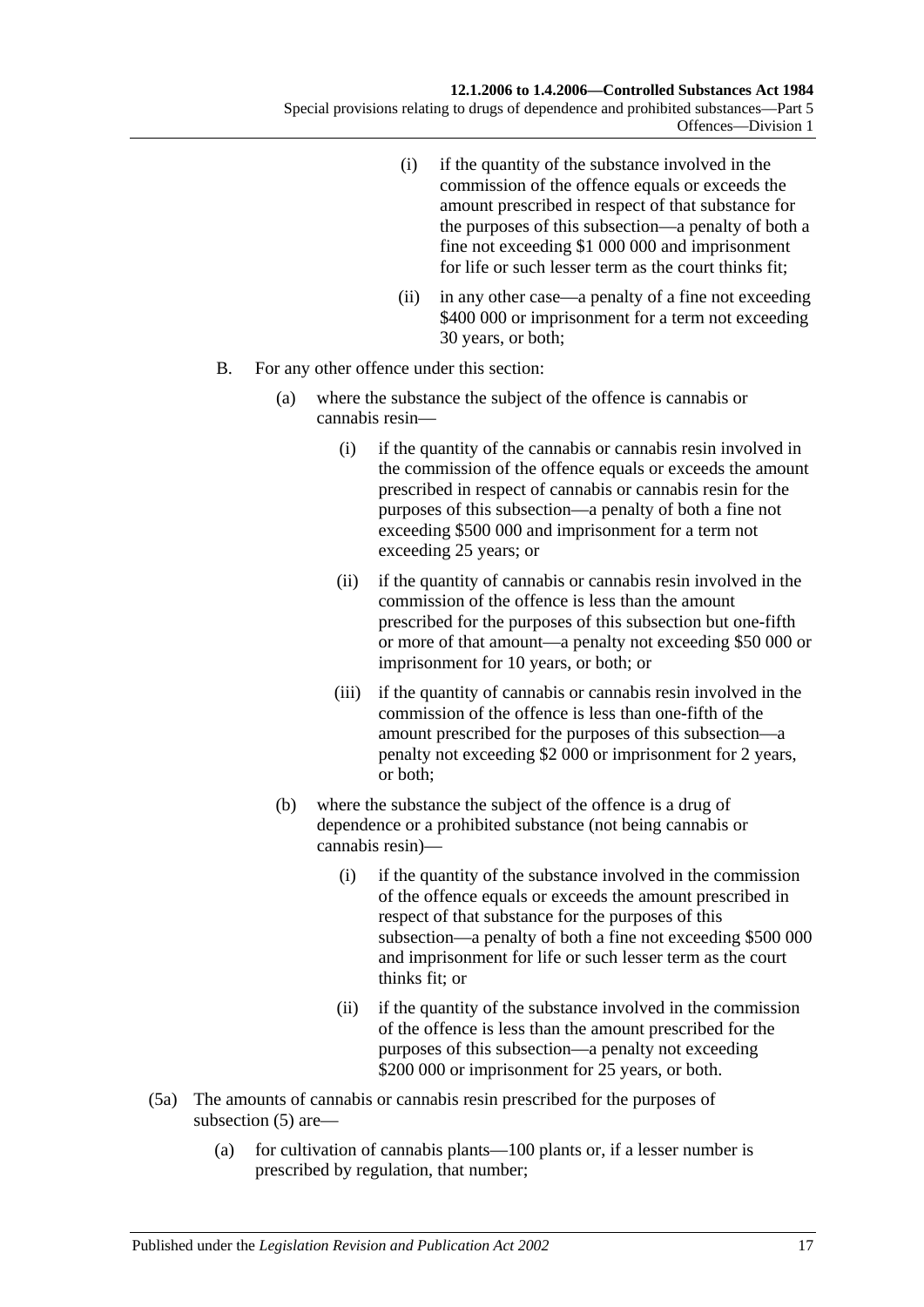(i) if the quantity of the substance involved in the commission of the offence equals or exceeds the amount prescribed in respect of that substance for the purposes of this subsection—a penalty of both a fine not exceeding $1 000 000 and imprisonment for life or such lesser term as the court thinks fit;

(ii) in any other case—a penalty of a fine not exceeding $400 000 or imprisonment for a term not exceeding 30 years, or both;

B. For any other offence under this section:

(a) where the substance the subject of the offence is cannabis or cannabis resin—

(i) if the quantity of the cannabis or cannabis resin involved in the commission of the offence equals or exceeds the amount prescribed in respect of cannabis or cannabis resin for the purposes of this subsection—a penalty of both a fine not exceeding $500 000 and imprisonment for a term not exceeding 25 years; or

(ii) if the quantity of cannabis or cannabis resin involved in the commission of the offence is less than the amount prescribed for the purposes of this subsection but one-fifth or more of that amount—a penalty not exceeding $50 000 or imprisonment for 10 years, or both; or

(iii) if the quantity of cannabis or cannabis resin involved in the commission of the offence is less than one-fifth of the amount prescribed for the purposes of this subsection—a penalty not exceeding $2 000 or imprisonment for 2 years, or both;

(b) where the substance the subject of the offence is a drug of dependence or a prohibited substance (not being cannabis or cannabis resin)—

(i) if the quantity of the substance involved in the commission of the offence equals or exceeds the amount prescribed in respect of that substance for the purposes of this subsection—a penalty of both a fine not exceeding $500 000 and imprisonment for life or such lesser term as the court thinks fit; or

(ii) if the quantity of the substance involved in the commission of the offence is less than the amount prescribed for the purposes of this subsection—a penalty not exceeding $200 000 or imprisonment for 25 years, or both.

(5a) The amounts of cannabis or cannabis resin prescribed for the purposes of subsection (5) are—

(a) for cultivation of cannabis plants—100 plants or, if a lesser number is prescribed by regulation, that number;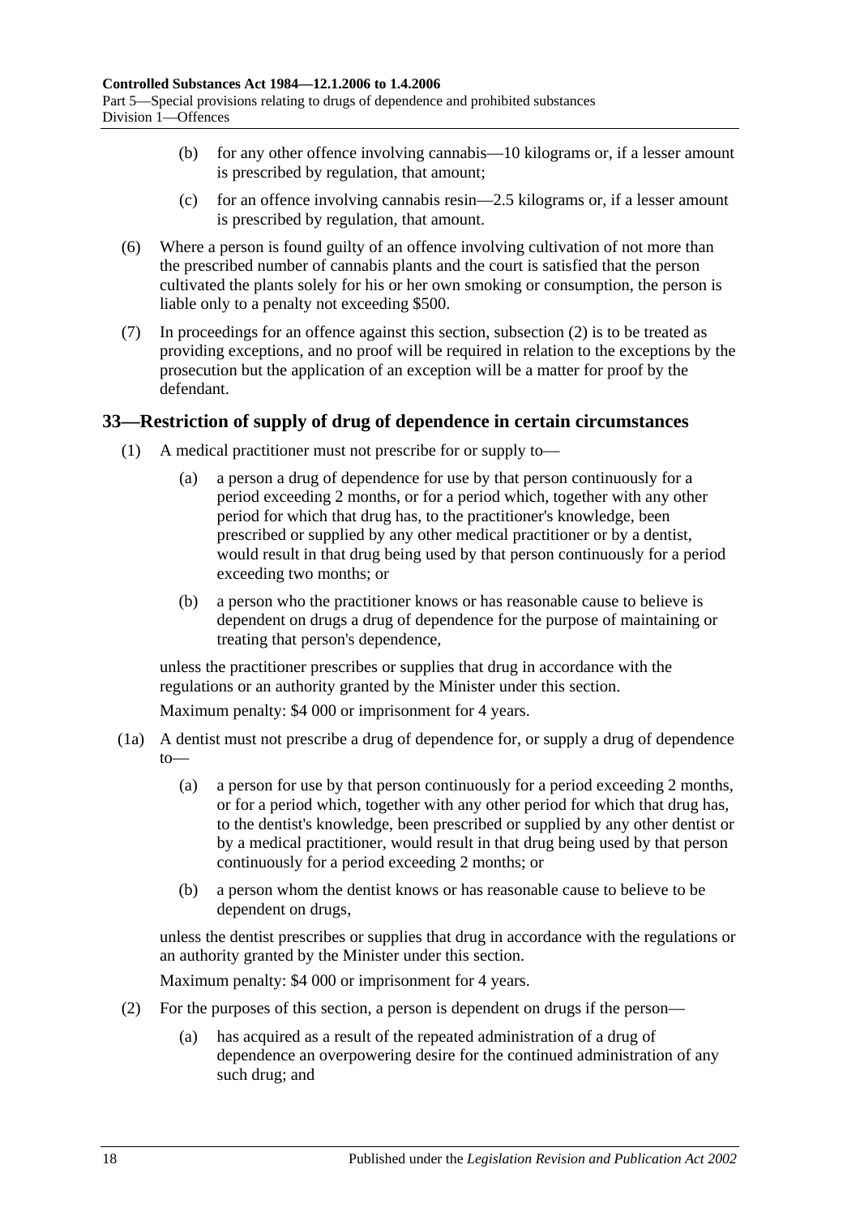(b) for any other offence involving cannabis—10 kilograms or, if a lesser amount is prescribed by regulation, that amount;

(c) for an offence involving cannabis resin—2.5 kilograms or, if a lesser amount is prescribed by regulation, that amount.

(6) Where a person is found guilty of an offence involving cultivation of not more than the prescribed number of cannabis plants and the court is satisfied that the person cultivated the plants solely for his or her own smoking or consumption, the person is liable only to a penalty not exceeding $500.

(7) In proceedings for an offence against this section, subsection (2) is to be treated as providing exceptions, and no proof will be required in relation to the exceptions by the prosecution but the application of an exception will be a matter for proof by the defendant.

## 33—Restriction of supply of drug of dependence in certain circumstances

(1) A medical practitioner must not prescribe for or supply to—

(a) a person a drug of dependence for use by that person continuously for a period exceeding 2 months, or for a period which, together with any other period for which that drug has, to the practitioner's knowledge, been prescribed or supplied by any other medical practitioner or by a dentist, would result in that drug being used by that person continuously for a period exceeding two months; or

(b) a person who the practitioner knows or has reasonable cause to believe is dependent on drugs a drug of dependence for the purpose of maintaining or treating that person's dependence,

unless the practitioner prescribes or supplies that drug in accordance with the regulations or an authority granted by the Minister under this section.

Maximum penalty: $4 000 or imprisonment for 4 years.

(1a) A dentist must not prescribe a drug of dependence for, or supply a drug of dependence to—

(a) a person for use by that person continuously for a period exceeding 2 months, or for a period which, together with any other period for which that drug has, to the dentist's knowledge, been prescribed or supplied by any other dentist or by a medical practitioner, would result in that drug being used by that person continuously for a period exceeding 2 months; or

(b) a person whom the dentist knows or has reasonable cause to believe to be dependent on drugs,

unless the dentist prescribes or supplies that drug in accordance with the regulations or an authority granted by the Minister under this section.

Maximum penalty: $4 000 or imprisonment for 4 years.

(2) For the purposes of this section, a person is dependent on drugs if the person—

(a) has acquired as a result of the repeated administration of a drug of dependence an overpowering desire for the continued administration of any such drug; and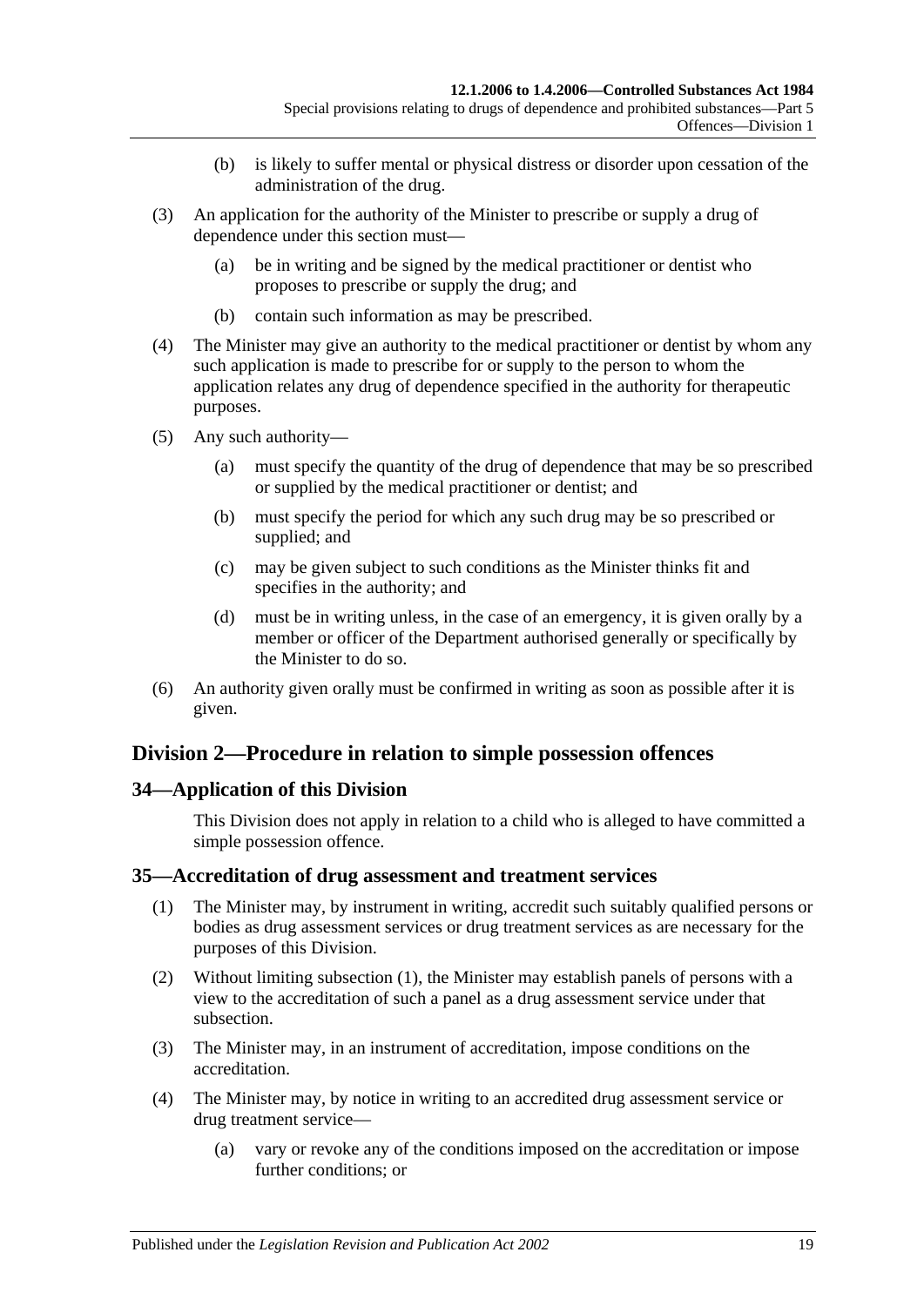(b) is likely to suffer mental or physical distress or disorder upon cessation of the administration of the drug.

(3) An application for the authority of the Minister to prescribe or supply a drug of dependence under this section must—

(a) be in writing and be signed by the medical practitioner or dentist who proposes to prescribe or supply the drug; and

(b) contain such information as may be prescribed.

(4) The Minister may give an authority to the medical practitioner or dentist by whom any such application is made to prescribe for or supply to the person to whom the application relates any drug of dependence specified in the authority for therapeutic purposes.

(5) Any such authority—

(a) must specify the quantity of the drug of dependence that may be so prescribed or supplied by the medical practitioner or dentist; and

(b) must specify the period for which any such drug may be so prescribed or supplied; and

(c) may be given subject to such conditions as the Minister thinks fit and specifies in the authority; and

(d) must be in writing unless, in the case of an emergency, it is given orally by a member or officer of the Department authorised generally or specifically by the Minister to do so.

(6) An authority given orally must be confirmed in writing as soon as possible after it is given.

## Division 2—Procedure in relation to simple possession offences

### 34—Application of this Division

This Division does not apply in relation to a child who is alleged to have committed a simple possession offence.

### 35—Accreditation of drug assessment and treatment services

(1) The Minister may, by instrument in writing, accredit such suitably qualified persons or bodies as drug assessment services or drug treatment services as are necessary for the purposes of this Division.

(2) Without limiting subsection (1), the Minister may establish panels of persons with a view to the accreditation of such a panel as a drug assessment service under that subsection.

(3) The Minister may, in an instrument of accreditation, impose conditions on the accreditation.

(4) The Minister may, by notice in writing to an accredited drug assessment service or drug treatment service—

(a) vary or revoke any of the conditions imposed on the accreditation or impose further conditions; or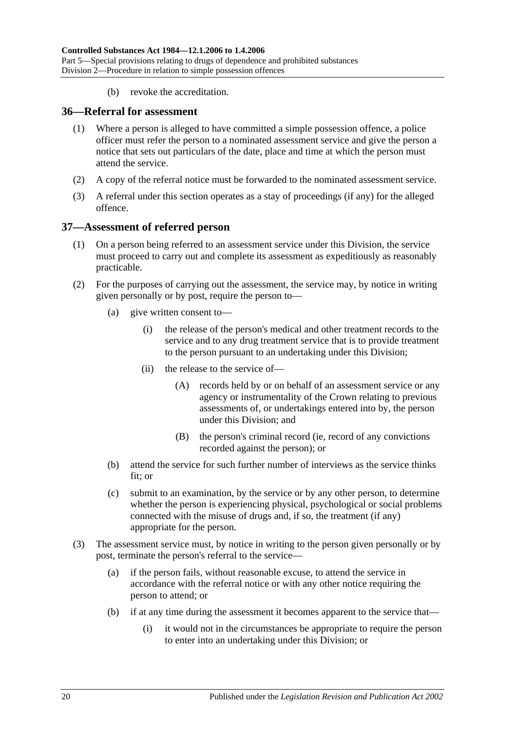(b) revoke the accreditation.

## 36—Referral for assessment

(1) Where a person is alleged to have committed a simple possession offence, a police officer must refer the person to a nominated assessment service and give the person a notice that sets out particulars of the date, place and time at which the person must attend the service.

(2) A copy of the referral notice must be forwarded to the nominated assessment service.

(3) A referral under this section operates as a stay of proceedings (if any) for the alleged offence.

## 37—Assessment of referred person

(1) On a person being referred to an assessment service under this Division, the service must proceed to carry out and complete its assessment as expeditiously as reasonably practicable.

(2) For the purposes of carrying out the assessment, the service may, by notice in writing given personally or by post, require the person to—

(a) give written consent to—

(i) the release of the person's medical and other treatment records to the service and to any drug treatment service that is to provide treatment to the person pursuant to an undertaking under this Division;

(ii) the release to the service of—

(A) records held by or on behalf of an assessment service or any agency or instrumentality of the Crown relating to previous assessments of, or undertakings entered into by, the person under this Division; and

(B) the person's criminal record (ie, record of any convictions recorded against the person); or

(b) attend the service for such further number of interviews as the service thinks fit; or

(c) submit to an examination, by the service or by any other person, to determine whether the person is experiencing physical, psychological or social problems connected with the misuse of drugs and, if so, the treatment (if any) appropriate for the person.

(3) The assessment service must, by notice in writing to the person given personally or by post, terminate the person's referral to the service—

(a) if the person fails, without reasonable excuse, to attend the service in accordance with the referral notice or with any other notice requiring the person to attend; or

(b) if at any time during the assessment it becomes apparent to the service that—

(i) it would not in the circumstances be appropriate to require the person to enter into an undertaking under this Division; or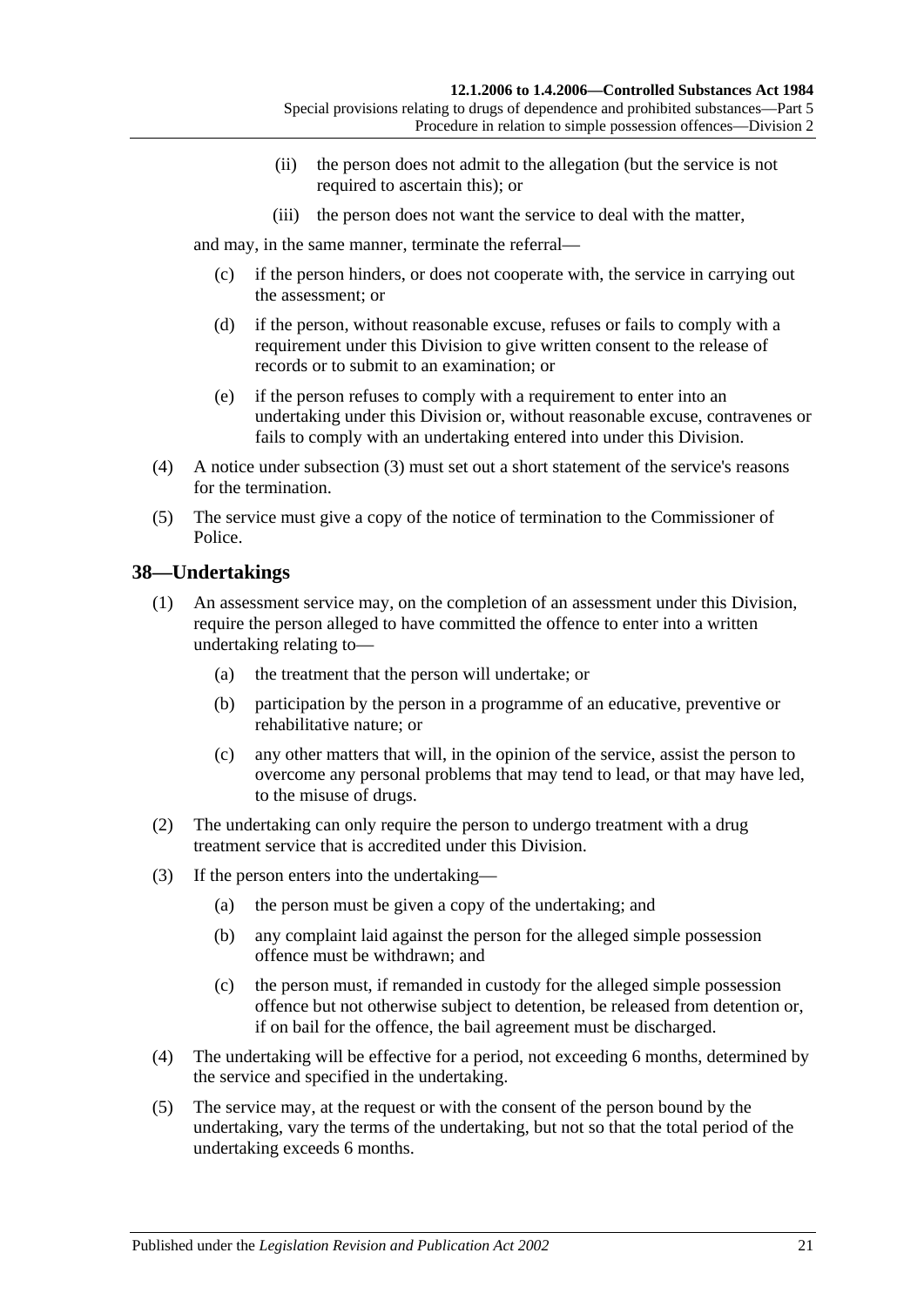(ii) the person does not admit to the allegation (but the service is not required to ascertain this); or

(iii) the person does not want the service to deal with the matter,

and may, in the same manner, terminate the referral—

(c) if the person hinders, or does not cooperate with, the service in carrying out the assessment; or

(d) if the person, without reasonable excuse, refuses or fails to comply with a requirement under this Division to give written consent to the release of records or to submit to an examination; or

(e) if the person refuses to comply with a requirement to enter into an undertaking under this Division or, without reasonable excuse, contravenes or fails to comply with an undertaking entered into under this Division.

(4) A notice under subsection (3) must set out a short statement of the service's reasons for the termination.

(5) The service must give a copy of the notice of termination to the Commissioner of Police.

## 38—Undertakings

(1) An assessment service may, on the completion of an assessment under this Division, require the person alleged to have committed the offence to enter into a written undertaking relating to—

(a) the treatment that the person will undertake; or

(b) participation by the person in a programme of an educative, preventive or rehabilitative nature; or

(c) any other matters that will, in the opinion of the service, assist the person to overcome any personal problems that may tend to lead, or that may have led, to the misuse of drugs.

(2) The undertaking can only require the person to undergo treatment with a drug treatment service that is accredited under this Division.

(3) If the person enters into the undertaking—

(a) the person must be given a copy of the undertaking; and

(b) any complaint laid against the person for the alleged simple possession offence must be withdrawn; and

(c) the person must, if remanded in custody for the alleged simple possession offence but not otherwise subject to detention, be released from detention or, if on bail for the offence, the bail agreement must be discharged.

(4) The undertaking will be effective for a period, not exceeding 6 months, determined by the service and specified in the undertaking.

(5) The service may, at the request or with the consent of the person bound by the undertaking, vary the terms of the undertaking, but not so that the total period of the undertaking exceeds 6 months.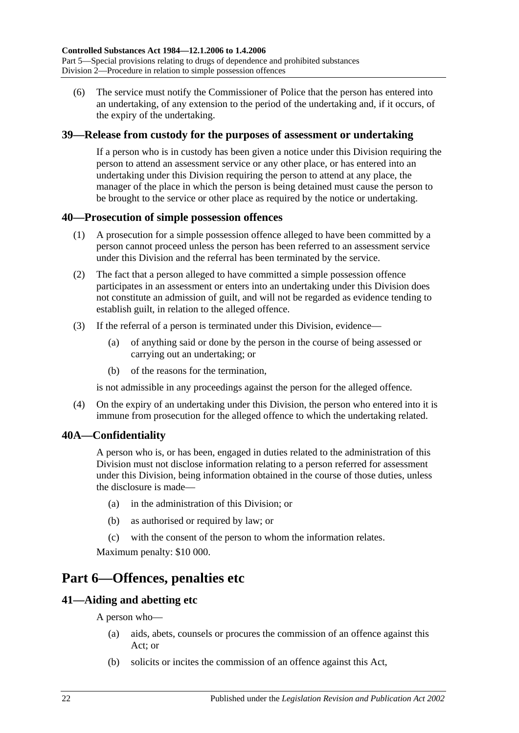(6) The service must notify the Commissioner of Police that the person has entered into an undertaking, of any extension to the period of the undertaking and, if it occurs, of the expiry of the undertaking.

### 39—Release from custody for the purposes of assessment or undertaking

If a person who is in custody has been given a notice under this Division requiring the person to attend an assessment service or any other place, or has entered into an undertaking under this Division requiring the person to attend at any place, the manager of the place in which the person is being detained must cause the person to be brought to the service or other place as required by the notice or undertaking.

### 40—Prosecution of simple possession offences

(1) A prosecution for a simple possession offence alleged to have been committed by a person cannot proceed unless the person has been referred to an assessment service under this Division and the referral has been terminated by the service.

(2) The fact that a person alleged to have committed a simple possession offence participates in an assessment or enters into an undertaking under this Division does not constitute an admission of guilt, and will not be regarded as evidence tending to establish guilt, in relation to the alleged offence.

(3) If the referral of a person is terminated under this Division, evidence—

(a) of anything said or done by the person in the course of being assessed or carrying out an undertaking; or

(b) of the reasons for the termination,

is not admissible in any proceedings against the person for the alleged offence.

(4) On the expiry of an undertaking under this Division, the person who entered into it is immune from prosecution for the alleged offence to which the undertaking related.

### 40A—Confidentiality

A person who is, or has been, engaged in duties related to the administration of this Division must not disclose information relating to a person referred for assessment under this Division, being information obtained in the course of those duties, unless the disclosure is made—

(a) in the administration of this Division; or

(b) as authorised or required by law; or

(c) with the consent of the person to whom the information relates.

Maximum penalty: $10 000.

## Part 6—Offences, penalties etc

### 41—Aiding and abetting etc

A person who—

(a) aids, abets, counsels or procures the commission of an offence against this Act; or

(b) solicits or incites the commission of an offence against this Act,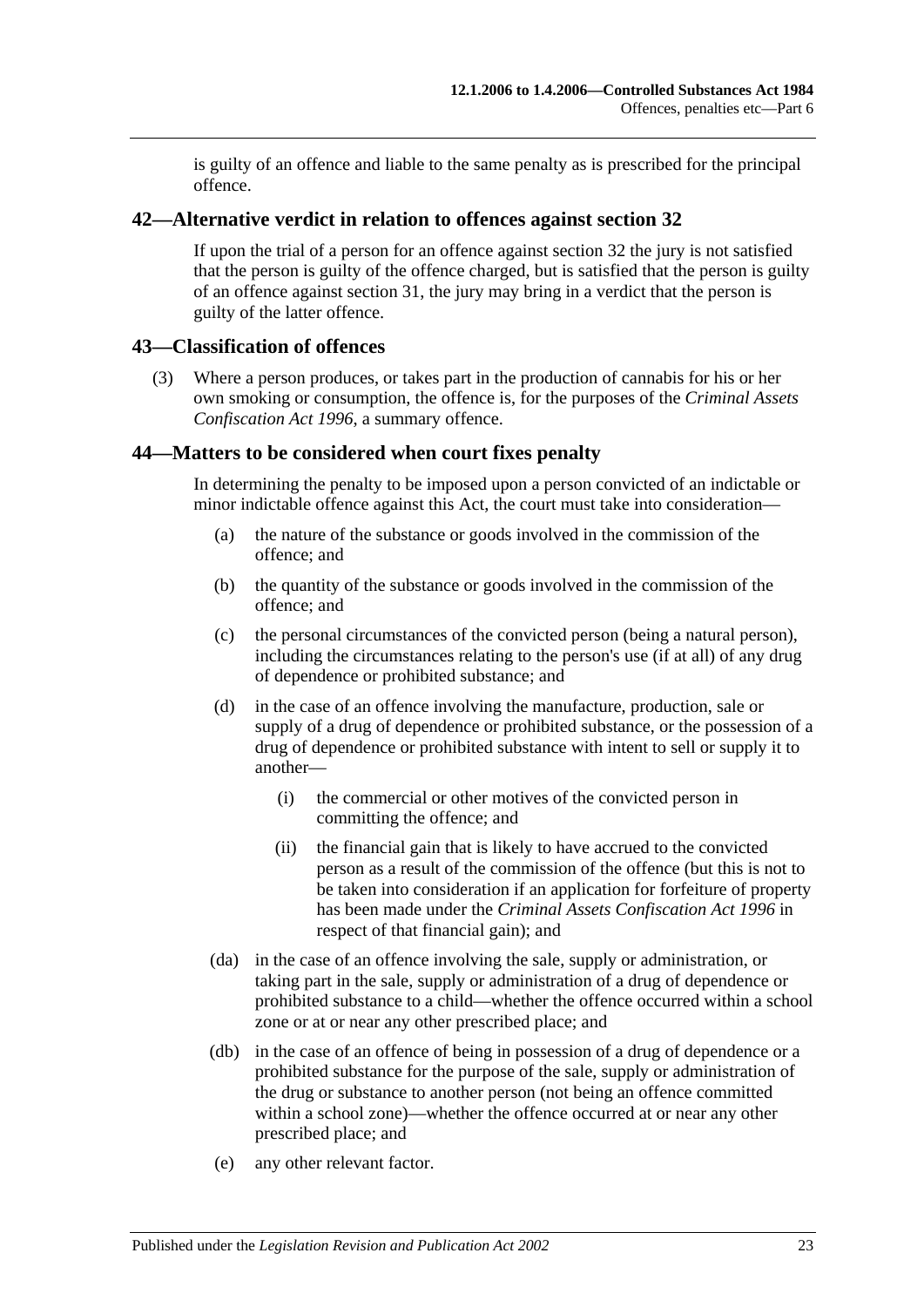is guilty of an offence and liable to the same penalty as is prescribed for the principal offence.

## 42—Alternative verdict in relation to offences against section 32

If upon the trial of a person for an offence against section 32 the jury is not satisfied that the person is guilty of the offence charged, but is satisfied that the person is guilty of an offence against section 31, the jury may bring in a verdict that the person is guilty of the latter offence.

## 43—Classification of offences

(3) Where a person produces, or takes part in the production of cannabis for his or her own smoking or consumption, the offence is, for the purposes of the *Criminal Assets Confiscation Act 1996*, a summary offence.

## 44—Matters to be considered when court fixes penalty

In determining the penalty to be imposed upon a person convicted of an indictable or minor indictable offence against this Act, the court must take into consideration—

(a) the nature of the substance or goods involved in the commission of the offence; and

(b) the quantity of the substance or goods involved in the commission of the offence; and

(c) the personal circumstances of the convicted person (being a natural person), including the circumstances relating to the person's use (if at all) of any drug of dependence or prohibited substance; and

(d) in the case of an offence involving the manufacture, production, sale or supply of a drug of dependence or prohibited substance, or the possession of a drug of dependence or prohibited substance with intent to sell or supply it to another—

(i) the commercial or other motives of the convicted person in committing the offence; and

(ii) the financial gain that is likely to have accrued to the convicted person as a result of the commission of the offence (but this is not to be taken into consideration if an application for forfeiture of property has been made under the *Criminal Assets Confiscation Act 1996* in respect of that financial gain); and

(da) in the case of an offence involving the sale, supply or administration, or taking part in the sale, supply or administration of a drug of dependence or prohibited substance to a child—whether the offence occurred within a school zone or at or near any other prescribed place; and

(db) in the case of an offence of being in possession of a drug of dependence or a prohibited substance for the purpose of the sale, supply or administration of the drug or substance to another person (not being an offence committed within a school zone)—whether the offence occurred at or near any other prescribed place; and

(e) any other relevant factor.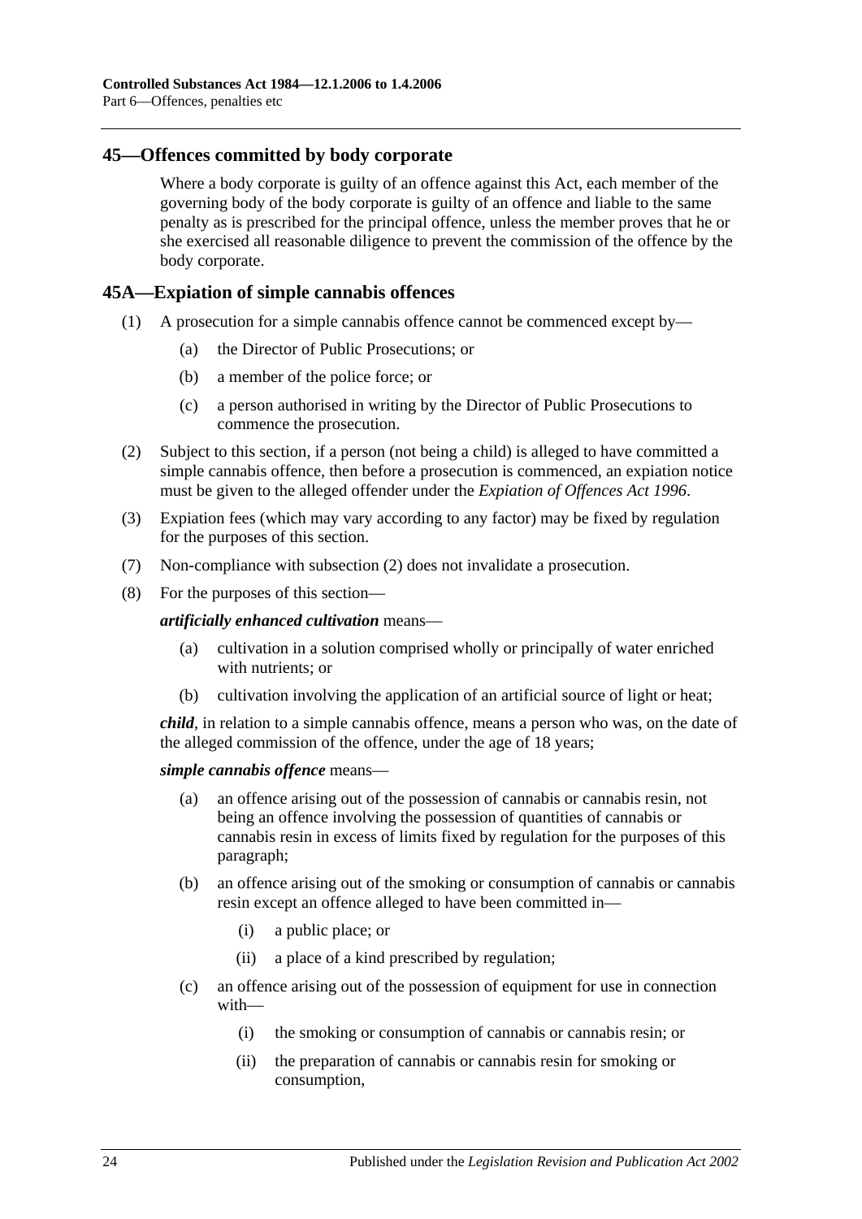## 45—Offences committed by body corporate

Where a body corporate is guilty of an offence against this Act, each member of the governing body of the body corporate is guilty of an offence and liable to the same penalty as is prescribed for the principal offence, unless the member proves that he or she exercised all reasonable diligence to prevent the commission of the offence by the body corporate.

## 45A—Expiation of simple cannabis offences

(1) A prosecution for a simple cannabis offence cannot be commenced except by—

- (a) the Director of Public Prosecutions; or
- (b) a member of the police force; or
- (c) a person authorised in writing by the Director of Public Prosecutions to commence the prosecution.

(2) Subject to this section, if a person (not being a child) is alleged to have committed a simple cannabis offence, then before a prosecution is commenced, an expiation notice must be given to the alleged offender under the *Expiation of Offences Act 1996*.

(3) Expiation fees (which may vary according to any factor) may be fixed by regulation for the purposes of this section.

(7) Non-compliance with subsection (2) does not invalidate a prosecution.

(8) For the purposes of this section—

***artificially enhanced cultivation*** means—

- (a) cultivation in a solution comprised wholly or principally of water enriched with nutrients; or
- (b) cultivation involving the application of an artificial source of light or heat;

***child***, in relation to a simple cannabis offence, means a person who was, on the date of the alleged commission of the offence, under the age of 18 years;

***simple cannabis offence*** means—

- (a) an offence arising out of the possession of cannabis or cannabis resin, not being an offence involving the possession of quantities of cannabis or cannabis resin in excess of limits fixed by regulation for the purposes of this paragraph;
- (b) an offence arising out of the smoking or consumption of cannabis or cannabis resin except an offence alleged to have been committed in—
  - (i) a public place; or
  - (ii) a place of a kind prescribed by regulation;
- (c) an offence arising out of the possession of equipment for use in connection with—
  - (i) the smoking or consumption of cannabis or cannabis resin; or
  - (ii) the preparation of cannabis or cannabis resin for smoking or consumption,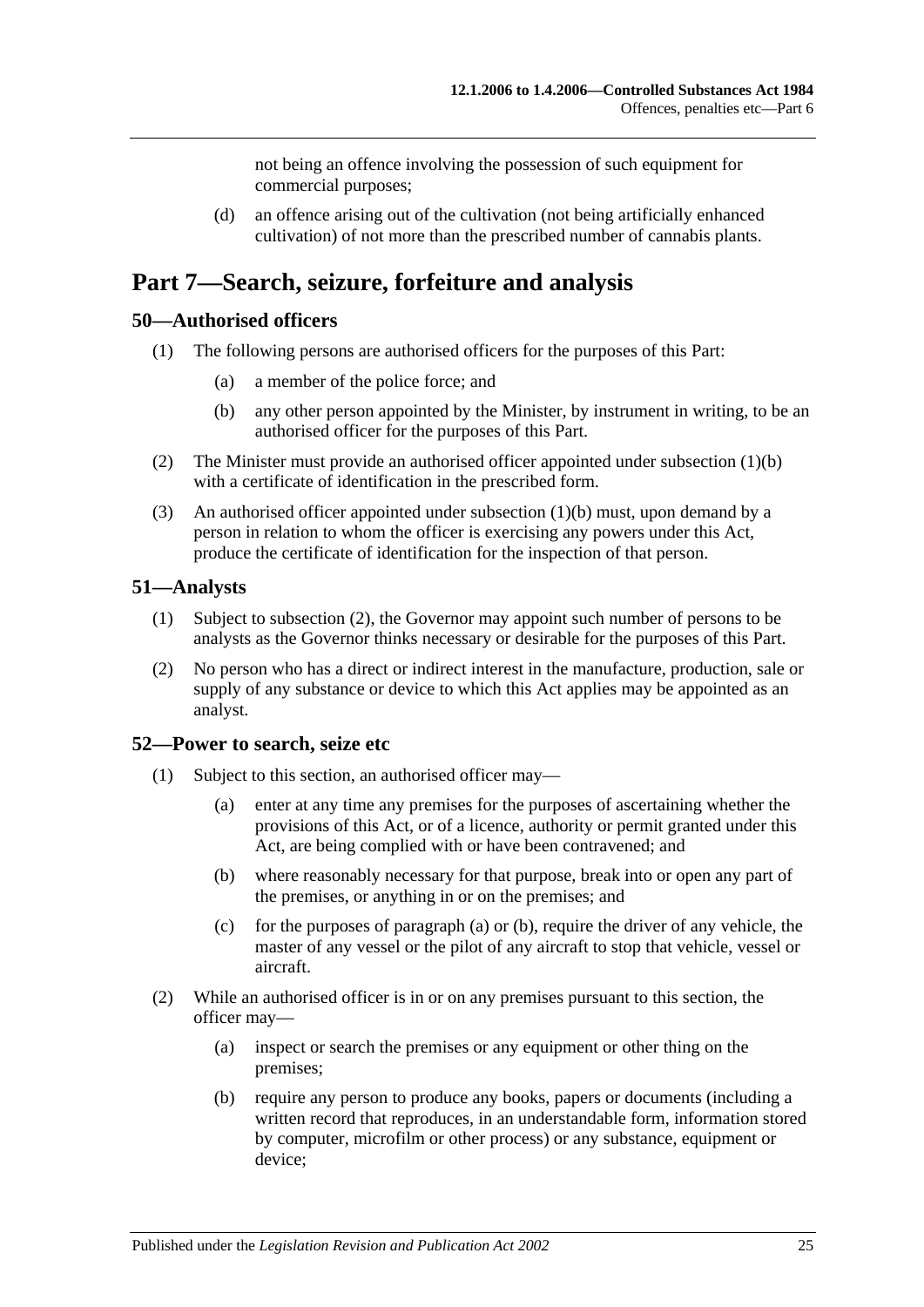not being an offence involving the possession of such equipment for commercial purposes;

(d) an offence arising out of the cultivation (not being artificially enhanced cultivation) of not more than the prescribed number of cannabis plants.

# Part 7—Search, seizure, forfeiture and analysis

## 50—Authorised officers

(1) The following persons are authorised officers for the purposes of this Part:

(a) a member of the police force; and

(b) any other person appointed by the Minister, by instrument in writing, to be an authorised officer for the purposes of this Part.

(2) The Minister must provide an authorised officer appointed under subsection (1)(b) with a certificate of identification in the prescribed form.

(3) An authorised officer appointed under subsection (1)(b) must, upon demand by a person in relation to whom the officer is exercising any powers under this Act, produce the certificate of identification for the inspection of that person.

## 51—Analysts

(1) Subject to subsection (2), the Governor may appoint such number of persons to be analysts as the Governor thinks necessary or desirable for the purposes of this Part.

(2) No person who has a direct or indirect interest in the manufacture, production, sale or supply of any substance or device to which this Act applies may be appointed as an analyst.

## 52—Power to search, seize etc

(1) Subject to this section, an authorised officer may—

(a) enter at any time any premises for the purposes of ascertaining whether the provisions of this Act, or of a licence, authority or permit granted under this Act, are being complied with or have been contravened; and

(b) where reasonably necessary for that purpose, break into or open any part of the premises, or anything in or on the premises; and

(c) for the purposes of paragraph (a) or (b), require the driver of any vehicle, the master of any vessel or the pilot of any aircraft to stop that vehicle, vessel or aircraft.

(2) While an authorised officer is in or on any premises pursuant to this section, the officer may—

(a) inspect or search the premises or any equipment or other thing on the premises;

(b) require any person to produce any books, papers or documents (including a written record that reproduces, in an understandable form, information stored by computer, microfilm or other process) or any substance, equipment or device;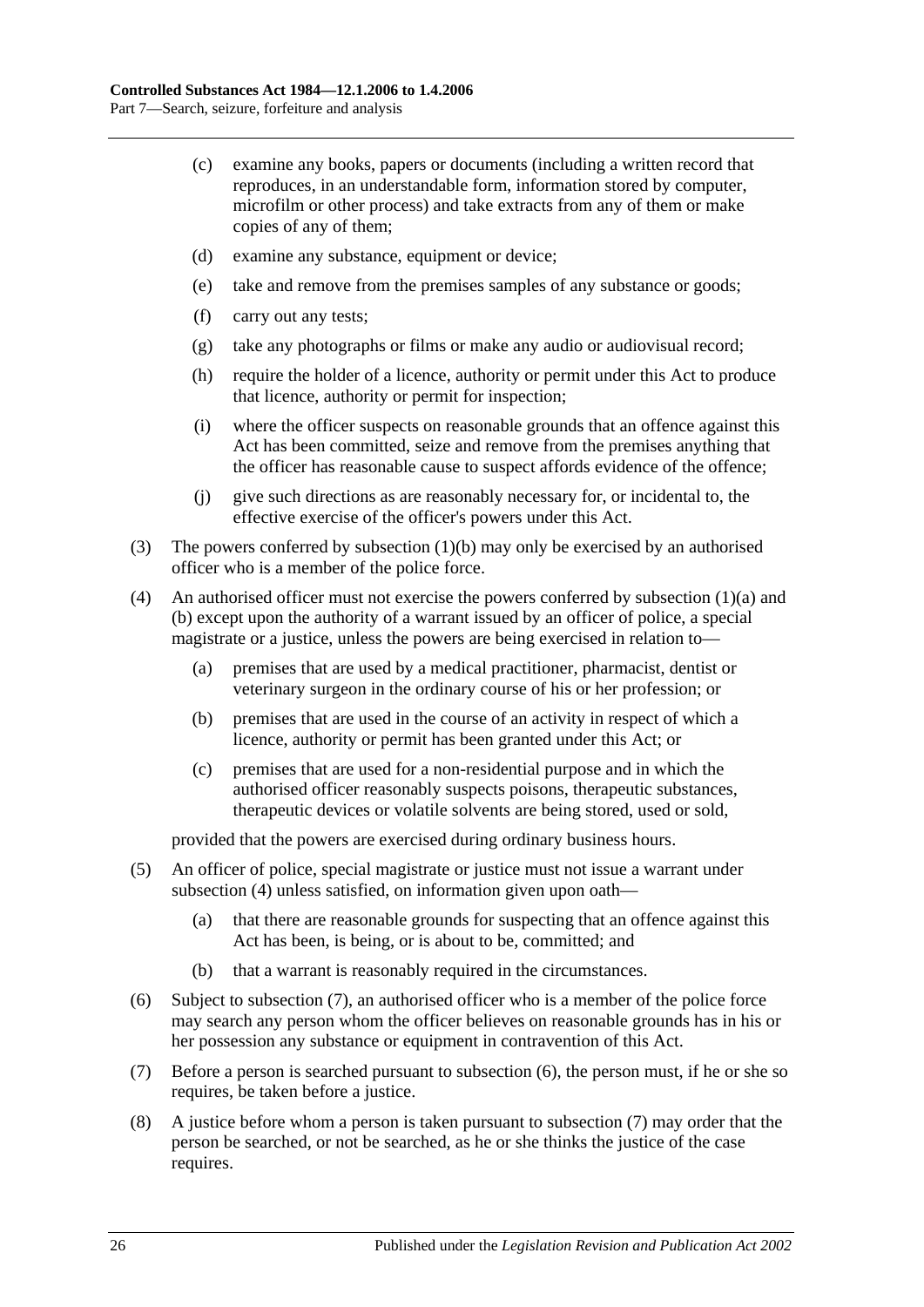(c) examine any books, papers or documents (including a written record that reproduces, in an understandable form, information stored by computer, microfilm or other process) and take extracts from any of them or make copies of any of them;

(d) examine any substance, equipment or device;

(e) take and remove from the premises samples of any substance or goods;

(f) carry out any tests;

(g) take any photographs or films or make any audio or audiovisual record;

(h) require the holder of a licence, authority or permit under this Act to produce that licence, authority or permit for inspection;

(i) where the officer suspects on reasonable grounds that an offence against this Act has been committed, seize and remove from the premises anything that the officer has reasonable cause to suspect affords evidence of the offence;

(j) give such directions as are reasonably necessary for, or incidental to, the effective exercise of the officer's powers under this Act.

(3) The powers conferred by subsection (1)(b) may only be exercised by an authorised officer who is a member of the police force.

(4) An authorised officer must not exercise the powers conferred by subsection (1)(a) and (b) except upon the authority of a warrant issued by an officer of police, a special magistrate or a justice, unless the powers are being exercised in relation to—

(a) premises that are used by a medical practitioner, pharmacist, dentist or veterinary surgeon in the ordinary course of his or her profession; or

(b) premises that are used in the course of an activity in respect of which a licence, authority or permit has been granted under this Act; or

(c) premises that are used for a non-residential purpose and in which the authorised officer reasonably suspects poisons, therapeutic substances, therapeutic devices or volatile solvents are being stored, used or sold,

provided that the powers are exercised during ordinary business hours.

(5) An officer of police, special magistrate or justice must not issue a warrant under subsection (4) unless satisfied, on information given upon oath—

(a) that there are reasonable grounds for suspecting that an offence against this Act has been, is being, or is about to be, committed; and

(b) that a warrant is reasonably required in the circumstances.

(6) Subject to subsection (7), an authorised officer who is a member of the police force may search any person whom the officer believes on reasonable grounds has in his or her possession any substance or equipment in contravention of this Act.

(7) Before a person is searched pursuant to subsection (6), the person must, if he or she so requires, be taken before a justice.

(8) A justice before whom a person is taken pursuant to subsection (7) may order that the person be searched, or not be searched, as he or she thinks the justice of the case requires.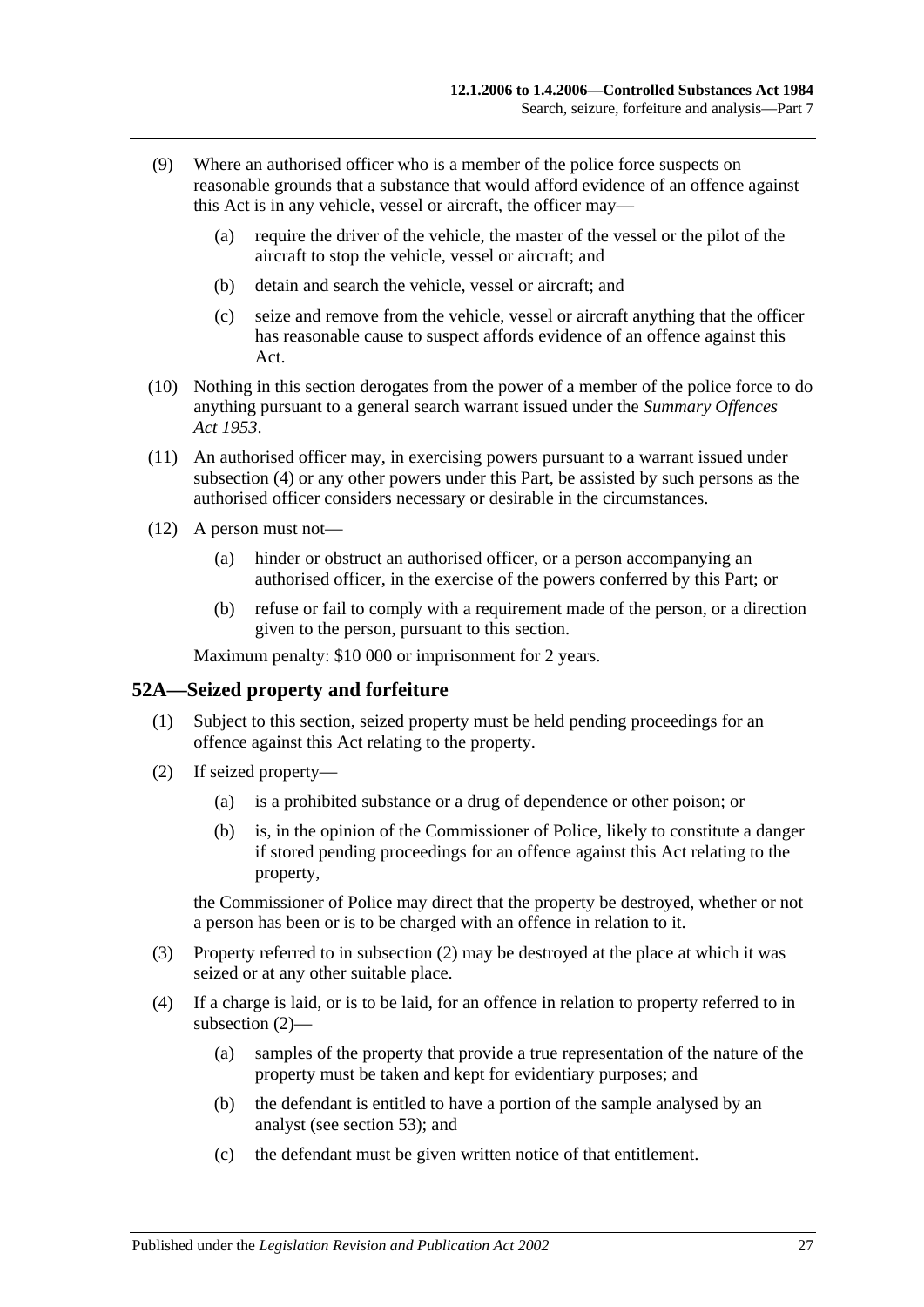(9) Where an authorised officer who is a member of the police force suspects on reasonable grounds that a substance that would afford evidence of an offence against this Act is in any vehicle, vessel or aircraft, the officer may—

  (a) require the driver of the vehicle, the master of the vessel or the pilot of the aircraft to stop the vehicle, vessel or aircraft; and

  (b) detain and search the vehicle, vessel or aircraft; and

  (c) seize and remove from the vehicle, vessel or aircraft anything that the officer has reasonable cause to suspect affords evidence of an offence against this Act.

(10) Nothing in this section derogates from the power of a member of the police force to do anything pursuant to a general search warrant issued under the *Summary Offences Act 1953*.

(11) An authorised officer may, in exercising powers pursuant to a warrant issued under subsection (4) or any other powers under this Part, be assisted by such persons as the authorised officer considers necessary or desirable in the circumstances.

(12) A person must not—

  (a) hinder or obstruct an authorised officer, or a person accompanying an authorised officer, in the exercise of the powers conferred by this Part; or

  (b) refuse or fail to comply with a requirement made of the person, or a direction given to the person, pursuant to this section.

Maximum penalty: $10 000 or imprisonment for 2 years.

## 52A—Seized property and forfeiture

(1) Subject to this section, seized property must be held pending proceedings for an offence against this Act relating to the property.

(2) If seized property—

  (a) is a prohibited substance or a drug of dependence or other poison; or

  (b) is, in the opinion of the Commissioner of Police, likely to constitute a danger if stored pending proceedings for an offence against this Act relating to the property,

the Commissioner of Police may direct that the property be destroyed, whether or not a person has been or is to be charged with an offence in relation to it.

(3) Property referred to in subsection (2) may be destroyed at the place at which it was seized or at any other suitable place.

(4) If a charge is laid, or is to be laid, for an offence in relation to property referred to in subsection (2)—

  (a) samples of the property that provide a true representation of the nature of the property must be taken and kept for evidentiary purposes; and

  (b) the defendant is entitled to have a portion of the sample analysed by an analyst (see section 53); and

  (c) the defendant must be given written notice of that entitlement.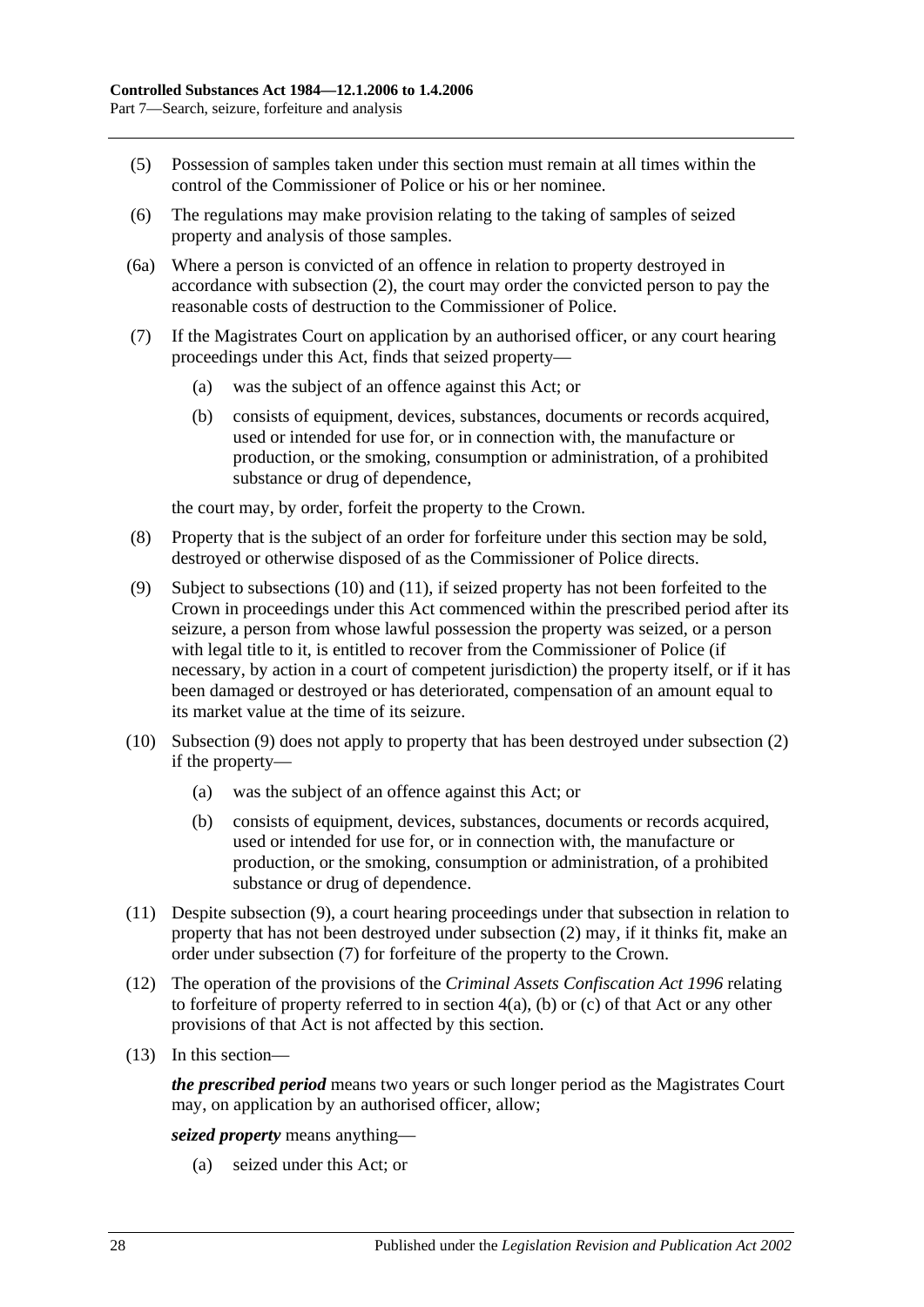(5) Possession of samples taken under this section must remain at all times within the control of the Commissioner of Police or his or her nominee.

(6) The regulations may make provision relating to the taking of samples of seized property and analysis of those samples.

(6a) Where a person is convicted of an offence in relation to property destroyed in accordance with subsection (2), the court may order the convicted person to pay the reasonable costs of destruction to the Commissioner of Police.

(7) If the Magistrates Court on application by an authorised officer, or any court hearing proceedings under this Act, finds that seized property—

(a) was the subject of an offence against this Act; or

(b) consists of equipment, devices, substances, documents or records acquired, used or intended for use for, or in connection with, the manufacture or production, or the smoking, consumption or administration, of a prohibited substance or drug of dependence,

the court may, by order, forfeit the property to the Crown.

(8) Property that is the subject of an order for forfeiture under this section may be sold, destroyed or otherwise disposed of as the Commissioner of Police directs.

(9) Subject to subsections (10) and (11), if seized property has not been forfeited to the Crown in proceedings under this Act commenced within the prescribed period after its seizure, a person from whose lawful possession the property was seized, or a person with legal title to it, is entitled to recover from the Commissioner of Police (if necessary, by action in a court of competent jurisdiction) the property itself, or if it has been damaged or destroyed or has deteriorated, compensation of an amount equal to its market value at the time of its seizure.

(10) Subsection (9) does not apply to property that has been destroyed under subsection (2) if the property—

(a) was the subject of an offence against this Act; or

(b) consists of equipment, devices, substances, documents or records acquired, used or intended for use for, or in connection with, the manufacture or production, or the smoking, consumption or administration, of a prohibited substance or drug of dependence.

(11) Despite subsection (9), a court hearing proceedings under that subsection in relation to property that has not been destroyed under subsection (2) may, if it thinks fit, make an order under subsection (7) for forfeiture of the property to the Crown.

(12) The operation of the provisions of the *Criminal Assets Confiscation Act 1996* relating to forfeiture of property referred to in section 4(a), (b) or (c) of that Act or any other provisions of that Act is not affected by this section.

(13) In this section—

***the prescribed period*** means two years or such longer period as the Magistrates Court may, on application by an authorised officer, allow;

***seized property*** means anything—

(a) seized under this Act; or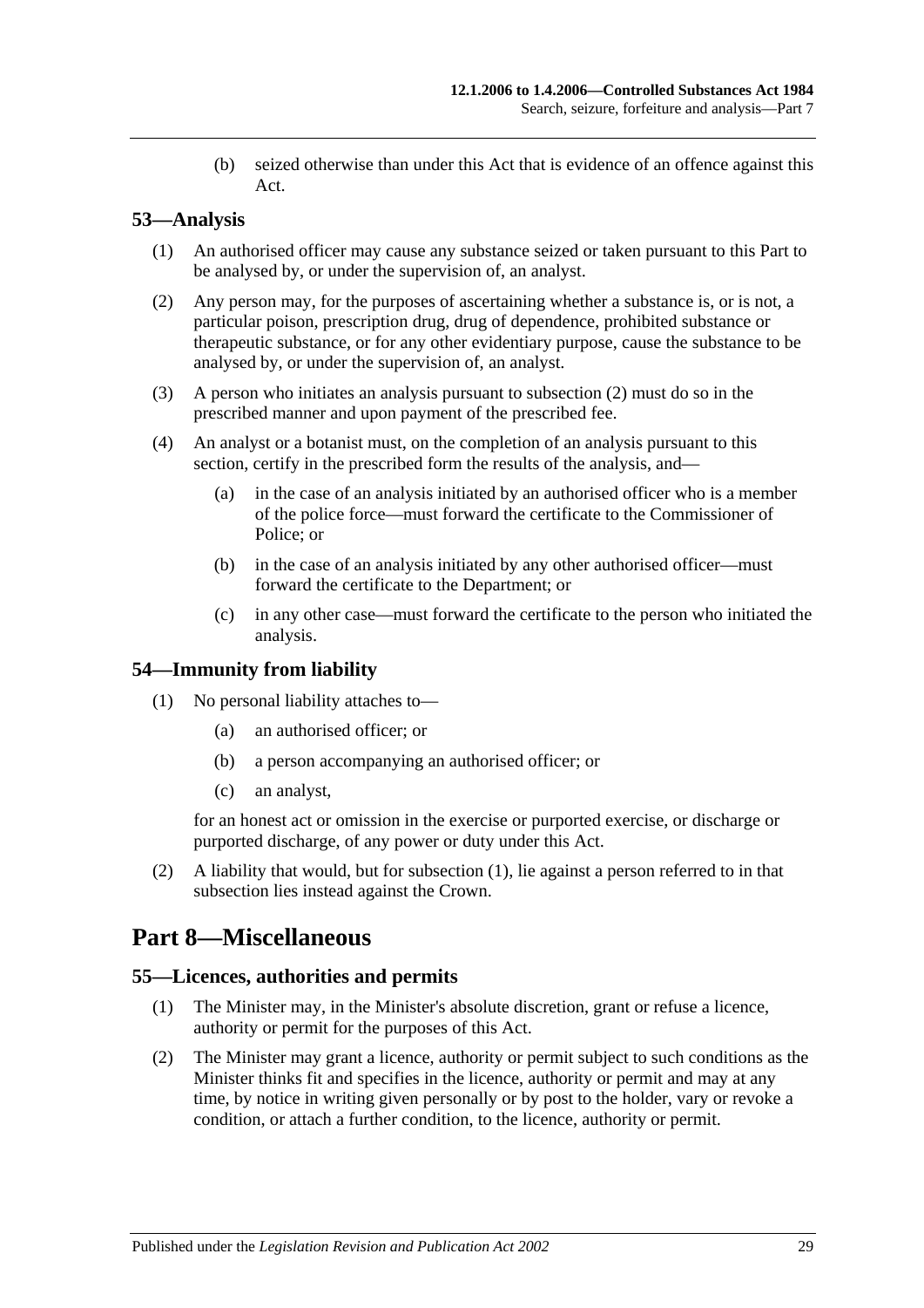(b) seized otherwise than under this Act that is evidence of an offence against this Act.

## 53—Analysis

(1) An authorised officer may cause any substance seized or taken pursuant to this Part to be analysed by, or under the supervision of, an analyst.

(2) Any person may, for the purposes of ascertaining whether a substance is, or is not, a particular poison, prescription drug, drug of dependence, prohibited substance or therapeutic substance, or for any other evidentiary purpose, cause the substance to be analysed by, or under the supervision of, an analyst.

(3) A person who initiates an analysis pursuant to subsection (2) must do so in the prescribed manner and upon payment of the prescribed fee.

(4) An analyst or a botanist must, on the completion of an analysis pursuant to this section, certify in the prescribed form the results of the analysis, and—

(a) in the case of an analysis initiated by an authorised officer who is a member of the police force—must forward the certificate to the Commissioner of Police; or

(b) in the case of an analysis initiated by any other authorised officer—must forward the certificate to the Department; or

(c) in any other case—must forward the certificate to the person who initiated the analysis.

## 54—Immunity from liability

(1) No personal liability attaches to—

(a) an authorised officer; or

(b) a person accompanying an authorised officer; or

(c) an analyst,

for an honest act or omission in the exercise or purported exercise, or discharge or purported discharge, of any power or duty under this Act.

(2) A liability that would, but for subsection (1), lie against a person referred to in that subsection lies instead against the Crown.

# Part 8—Miscellaneous

## 55—Licences, authorities and permits

(1) The Minister may, in the Minister's absolute discretion, grant or refuse a licence, authority or permit for the purposes of this Act.

(2) The Minister may grant a licence, authority or permit subject to such conditions as the Minister thinks fit and specifies in the licence, authority or permit and may at any time, by notice in writing given personally or by post to the holder, vary or revoke a condition, or attach a further condition, to the licence, authority or permit.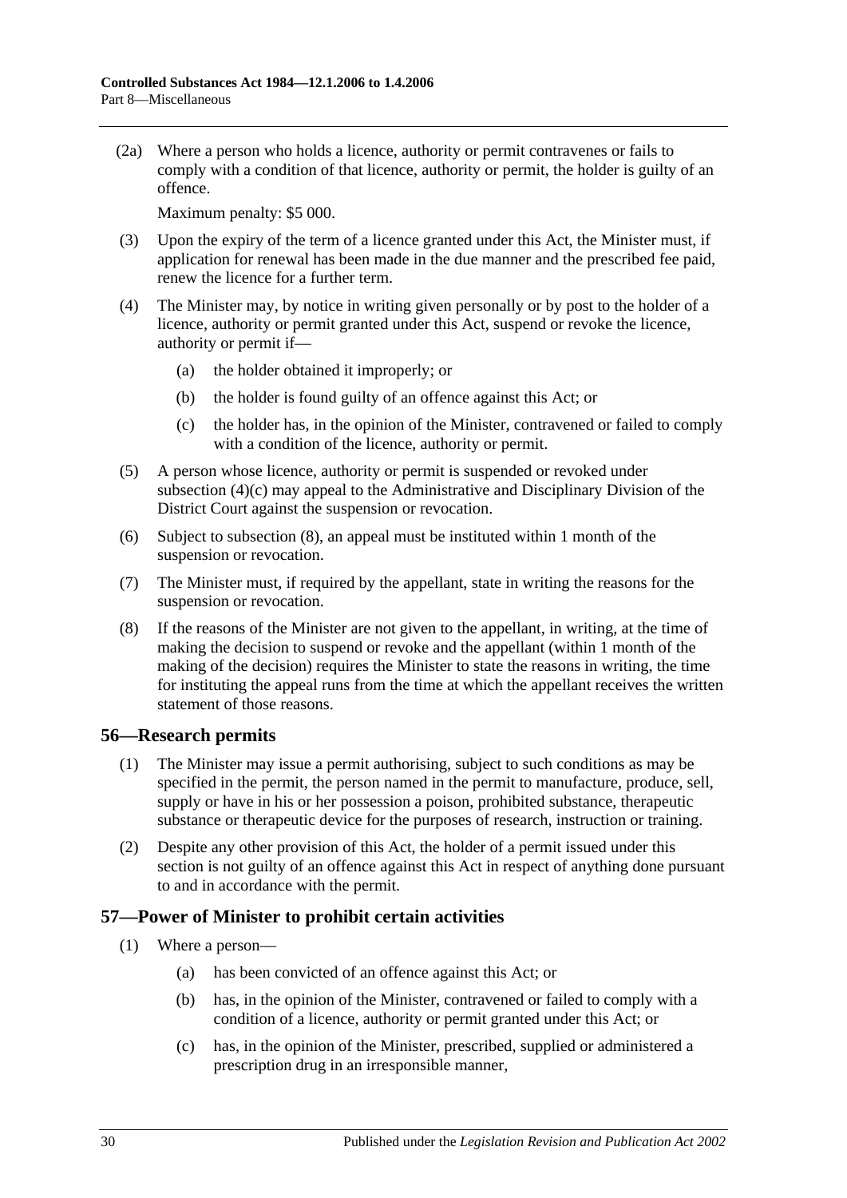(2a) Where a person who holds a licence, authority or permit contravenes or fails to comply with a condition of that licence, authority or permit, the holder is guilty of an offence.

Maximum penalty: $5 000.

(3) Upon the expiry of the term of a licence granted under this Act, the Minister must, if application for renewal has been made in the due manner and the prescribed fee paid, renew the licence for a further term.

(4) The Minister may, by notice in writing given personally or by post to the holder of a licence, authority or permit granted under this Act, suspend or revoke the licence, authority or permit if—

(a) the holder obtained it improperly; or

(b) the holder is found guilty of an offence against this Act; or

(c) the holder has, in the opinion of the Minister, contravened or failed to comply with a condition of the licence, authority or permit.

(5) A person whose licence, authority or permit is suspended or revoked under subsection (4)(c) may appeal to the Administrative and Disciplinary Division of the District Court against the suspension or revocation.

(6) Subject to subsection (8), an appeal must be instituted within 1 month of the suspension or revocation.

(7) The Minister must, if required by the appellant, state in writing the reasons for the suspension or revocation.

(8) If the reasons of the Minister are not given to the appellant, in writing, at the time of making the decision to suspend or revoke and the appellant (within 1 month of the making of the decision) requires the Minister to state the reasons in writing, the time for instituting the appeal runs from the time at which the appellant receives the written statement of those reasons.

## 56—Research permits

(1) The Minister may issue a permit authorising, subject to such conditions as may be specified in the permit, the person named in the permit to manufacture, produce, sell, supply or have in his or her possession a poison, prohibited substance, therapeutic substance or therapeutic device for the purposes of research, instruction or training.

(2) Despite any other provision of this Act, the holder of a permit issued under this section is not guilty of an offence against this Act in respect of anything done pursuant to and in accordance with the permit.

## 57—Power of Minister to prohibit certain activities

(1) Where a person—

(a) has been convicted of an offence against this Act; or

(b) has, in the opinion of the Minister, contravened or failed to comply with a condition of a licence, authority or permit granted under this Act; or

(c) has, in the opinion of the Minister, prescribed, supplied or administered a prescription drug in an irresponsible manner,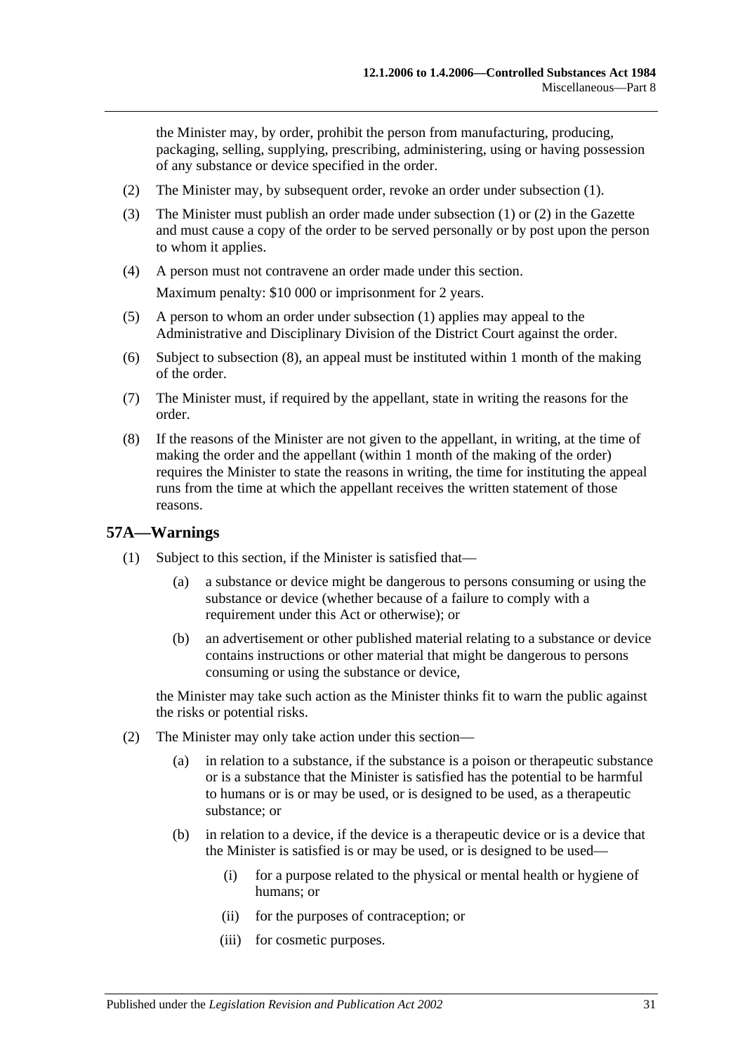the Minister may, by order, prohibit the person from manufacturing, producing, packaging, selling, supplying, prescribing, administering, using or having possession of any substance or device specified in the order.

(2) The Minister may, by subsequent order, revoke an order under subsection (1).

(3) The Minister must publish an order made under subsection (1) or (2) in the Gazette and must cause a copy of the order to be served personally or by post upon the person to whom it applies.

(4) A person must not contravene an order made under this section.

Maximum penalty: $10 000 or imprisonment for 2 years.

(5) A person to whom an order under subsection (1) applies may appeal to the Administrative and Disciplinary Division of the District Court against the order.

(6) Subject to subsection (8), an appeal must be instituted within 1 month of the making of the order.

(7) The Minister must, if required by the appellant, state in writing the reasons for the order.

(8) If the reasons of the Minister are not given to the appellant, in writing, at the time of making the order and the appellant (within 1 month of the making of the order) requires the Minister to state the reasons in writing, the time for instituting the appeal runs from the time at which the appellant receives the written statement of those reasons.

## 57A—Warnings

(1) Subject to this section, if the Minister is satisfied that—

(a) a substance or device might be dangerous to persons consuming or using the substance or device (whether because of a failure to comply with a requirement under this Act or otherwise); or

(b) an advertisement or other published material relating to a substance or device contains instructions or other material that might be dangerous to persons consuming or using the substance or device,

the Minister may take such action as the Minister thinks fit to warn the public against the risks or potential risks.

(2) The Minister may only take action under this section—

(a) in relation to a substance, if the substance is a poison or therapeutic substance or is a substance that the Minister is satisfied has the potential to be harmful to humans or is or may be used, or is designed to be used, as a therapeutic substance; or

(b) in relation to a device, if the device is a therapeutic device or is a device that the Minister is satisfied is or may be used, or is designed to be used—

(i) for a purpose related to the physical or mental health or hygiene of humans; or

(ii) for the purposes of contraception; or

(iii) for cosmetic purposes.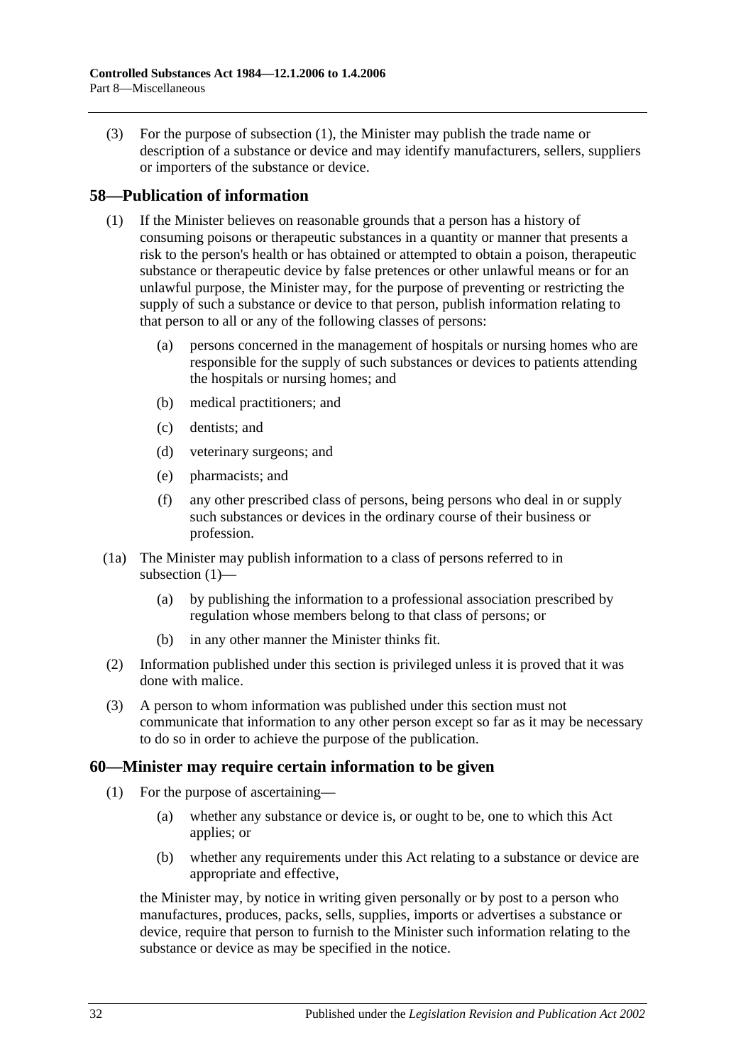(3) For the purpose of subsection (1), the Minister may publish the trade name or description of a substance or device and may identify manufacturers, sellers, suppliers or importers of the substance or device.

## 58—Publication of information

(1) If the Minister believes on reasonable grounds that a person has a history of consuming poisons or therapeutic substances in a quantity or manner that presents a risk to the person's health or has obtained or attempted to obtain a poison, therapeutic substance or therapeutic device by false pretences or other unlawful means or for an unlawful purpose, the Minister may, for the purpose of preventing or restricting the supply of such a substance or device to that person, publish information relating to that person to all or any of the following classes of persons:

(a) persons concerned in the management of hospitals or nursing homes who are responsible for the supply of such substances or devices to patients attending the hospitals or nursing homes; and

(b) medical practitioners; and

(c) dentists; and

(d) veterinary surgeons; and

(e) pharmacists; and

(f) any other prescribed class of persons, being persons who deal in or supply such substances or devices in the ordinary course of their business or profession.

(1a) The Minister may publish information to a class of persons referred to in subsection (1)—

(a) by publishing the information to a professional association prescribed by regulation whose members belong to that class of persons; or

(b) in any other manner the Minister thinks fit.

(2) Information published under this section is privileged unless it is proved that it was done with malice.

(3) A person to whom information was published under this section must not communicate that information to any other person except so far as it may be necessary to do so in order to achieve the purpose of the publication.

## 60—Minister may require certain information to be given

(1) For the purpose of ascertaining—

(a) whether any substance or device is, or ought to be, one to which this Act applies; or

(b) whether any requirements under this Act relating to a substance or device are appropriate and effective,

the Minister may, by notice in writing given personally or by post to a person who manufactures, produces, packs, sells, supplies, imports or advertises a substance or device, require that person to furnish to the Minister such information relating to the substance or device as may be specified in the notice.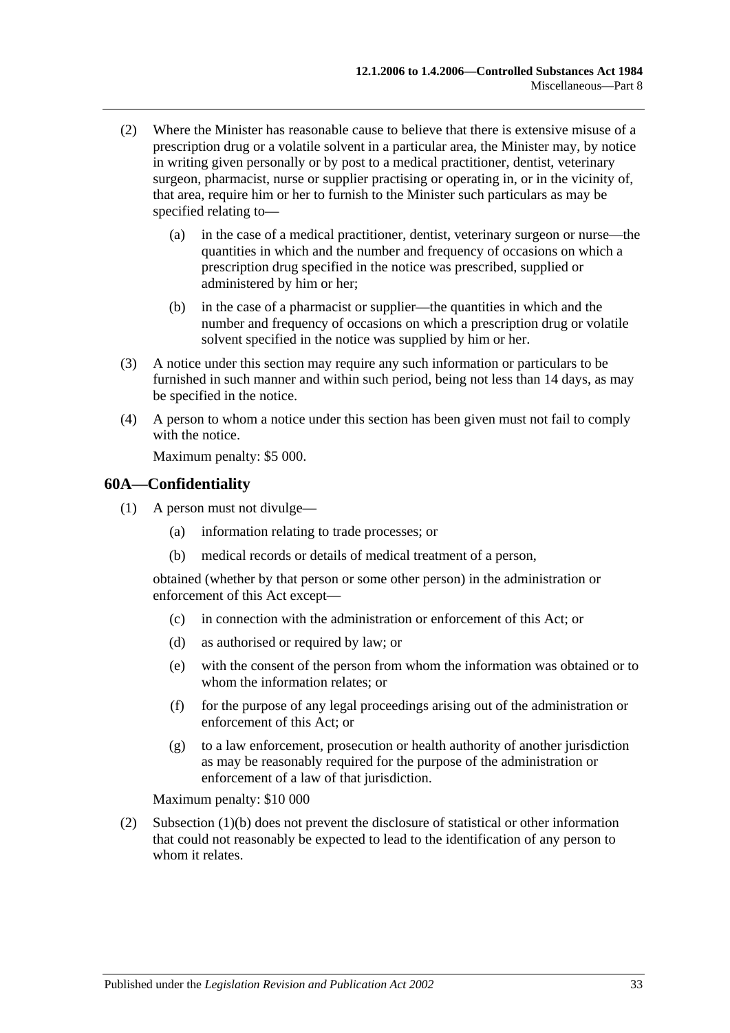(2) Where the Minister has reasonable cause to believe that there is extensive misuse of a prescription drug or a volatile solvent in a particular area, the Minister may, by notice in writing given personally or by post to a medical practitioner, dentist, veterinary surgeon, pharmacist, nurse or supplier practising or operating in, or in the vicinity of, that area, require him or her to furnish to the Minister such particulars as may be specified relating to—

(a) in the case of a medical practitioner, dentist, veterinary surgeon or nurse—the quantities in which and the number and frequency of occasions on which a prescription drug specified in the notice was prescribed, supplied or administered by him or her;

(b) in the case of a pharmacist or supplier—the quantities in which and the number and frequency of occasions on which a prescription drug or volatile solvent specified in the notice was supplied by him or her.

(3) A notice under this section may require any such information or particulars to be furnished in such manner and within such period, being not less than 14 days, as may be specified in the notice.

(4) A person to whom a notice under this section has been given must not fail to comply with the notice.

Maximum penalty: $5 000.

## 60A—Confidentiality

(1) A person must not divulge—

(a) information relating to trade processes; or

(b) medical records or details of medical treatment of a person,

obtained (whether by that person or some other person) in the administration or enforcement of this Act except—

(c) in connection with the administration or enforcement of this Act; or

(d) as authorised or required by law; or

(e) with the consent of the person from whom the information was obtained or to whom the information relates; or

(f) for the purpose of any legal proceedings arising out of the administration or enforcement of this Act; or

(g) to a law enforcement, prosecution or health authority of another jurisdiction as may be reasonably required for the purpose of the administration or enforcement of a law of that jurisdiction.

Maximum penalty: $10 000

(2) Subsection (1)(b) does not prevent the disclosure of statistical or other information that could not reasonably be expected to lead to the identification of any person to whom it relates.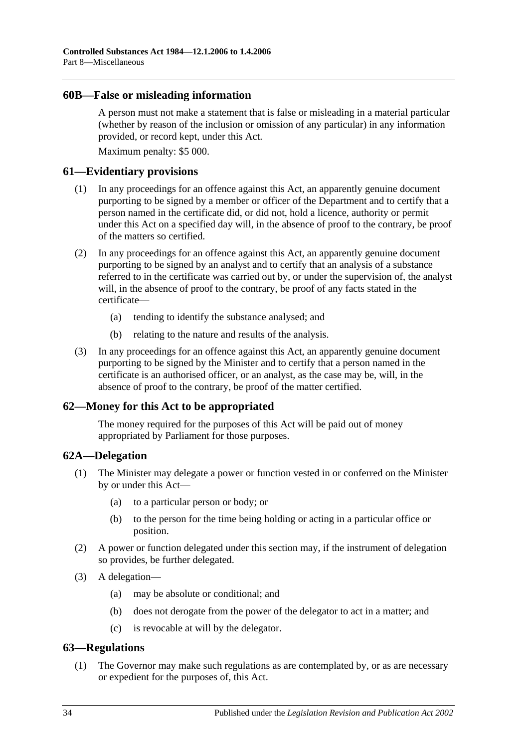## 60B—False or misleading information

A person must not make a statement that is false or misleading in a material particular (whether by reason of the inclusion or omission of any particular) in any information provided, or record kept, under this Act.

Maximum penalty: $5 000.

## 61—Evidentiary provisions

(1) In any proceedings for an offence against this Act, an apparently genuine document purporting to be signed by a member or officer of the Department and to certify that a person named in the certificate did, or did not, hold a licence, authority or permit under this Act on a specified day will, in the absence of proof to the contrary, be proof of the matters so certified.

(2) In any proceedings for an offence against this Act, an apparently genuine document purporting to be signed by an analyst and to certify that an analysis of a substance referred to in the certificate was carried out by, or under the supervision of, the analyst will, in the absence of proof to the contrary, be proof of any facts stated in the certificate—

(a) tending to identify the substance analysed; and

(b) relating to the nature and results of the analysis.

(3) In any proceedings for an offence against this Act, an apparently genuine document purporting to be signed by the Minister and to certify that a person named in the certificate is an authorised officer, or an analyst, as the case may be, will, in the absence of proof to the contrary, be proof of the matter certified.

## 62—Money for this Act to be appropriated

The money required for the purposes of this Act will be paid out of money appropriated by Parliament for those purposes.

## 62A—Delegation

(1) The Minister may delegate a power or function vested in or conferred on the Minister by or under this Act—

(a) to a particular person or body; or

(b) to the person for the time being holding or acting in a particular office or position.

(2) A power or function delegated under this section may, if the instrument of delegation so provides, be further delegated.

(3) A delegation—

(a) may be absolute or conditional; and

(b) does not derogate from the power of the delegator to act in a matter; and

(c) is revocable at will by the delegator.

## 63—Regulations

(1) The Governor may make such regulations as are contemplated by, or as are necessary or expedient for the purposes of, this Act.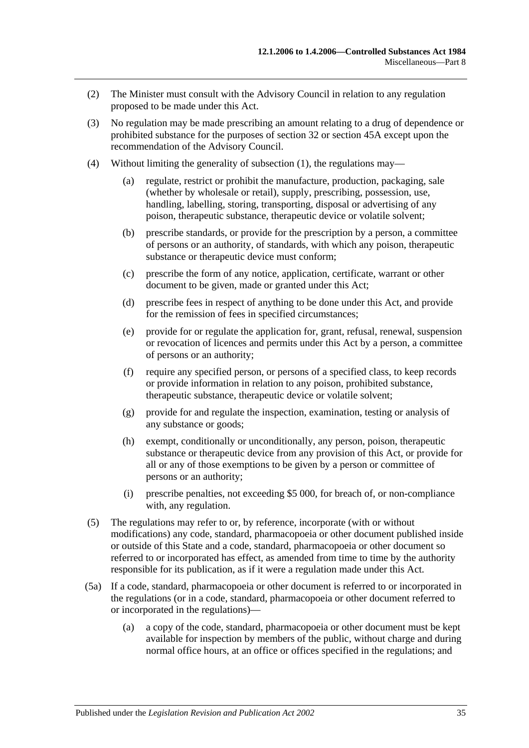(2) The Minister must consult with the Advisory Council in relation to any regulation proposed to be made under this Act.

(3) No regulation may be made prescribing an amount relating to a drug of dependence or prohibited substance for the purposes of section 32 or section 45A except upon the recommendation of the Advisory Council.

(4) Without limiting the generality of subsection (1), the regulations may—

(a) regulate, restrict or prohibit the manufacture, production, packaging, sale (whether by wholesale or retail), supply, prescribing, possession, use, handling, labelling, storing, transporting, disposal or advertising of any poison, therapeutic substance, therapeutic device or volatile solvent;

(b) prescribe standards, or provide for the prescription by a person, a committee of persons or an authority, of standards, with which any poison, therapeutic substance or therapeutic device must conform;

(c) prescribe the form of any notice, application, certificate, warrant or other document to be given, made or granted under this Act;

(d) prescribe fees in respect of anything to be done under this Act, and provide for the remission of fees in specified circumstances;

(e) provide for or regulate the application for, grant, refusal, renewal, suspension or revocation of licences and permits under this Act by a person, a committee of persons or an authority;

(f) require any specified person, or persons of a specified class, to keep records or provide information in relation to any poison, prohibited substance, therapeutic substance, therapeutic device or volatile solvent;

(g) provide for and regulate the inspection, examination, testing or analysis of any substance or goods;

(h) exempt, conditionally or unconditionally, any person, poison, therapeutic substance or therapeutic device from any provision of this Act, or provide for all or any of those exemptions to be given by a person or committee of persons or an authority;

(i) prescribe penalties, not exceeding $5 000, for breach of, or non-compliance with, any regulation.

(5) The regulations may refer to or, by reference, incorporate (with or without modifications) any code, standard, pharmacopoeia or other document published inside or outside of this State and a code, standard, pharmacopoeia or other document so referred to or incorporated has effect, as amended from time to time by the authority responsible for its publication, as if it were a regulation made under this Act.

(5a) If a code, standard, pharmacopoeia or other document is referred to or incorporated in the regulations (or in a code, standard, pharmacopoeia or other document referred to or incorporated in the regulations)—

(a) a copy of the code, standard, pharmacopoeia or other document must be kept available for inspection by members of the public, without charge and during normal office hours, at an office or offices specified in the regulations; and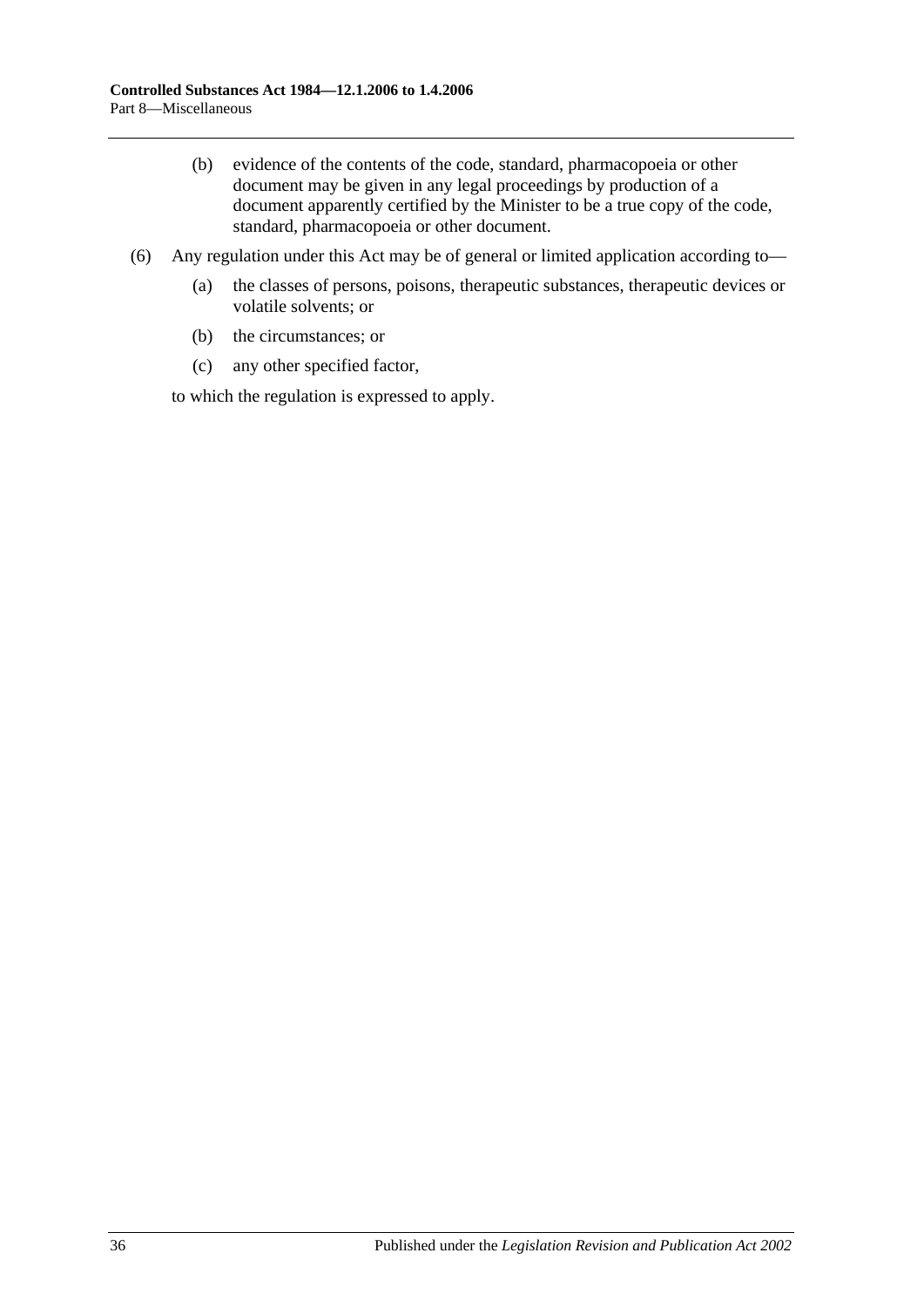(b) evidence of the contents of the code, standard, pharmacopoeia or other document may be given in any legal proceedings by production of a document apparently certified by the Minister to be a true copy of the code, standard, pharmacopoeia or other document.

(6) Any regulation under this Act may be of general or limited application according to—

(a) the classes of persons, poisons, therapeutic substances, therapeutic devices or volatile solvents; or

(b) the circumstances; or

(c) any other specified factor,

to which the regulation is expressed to apply.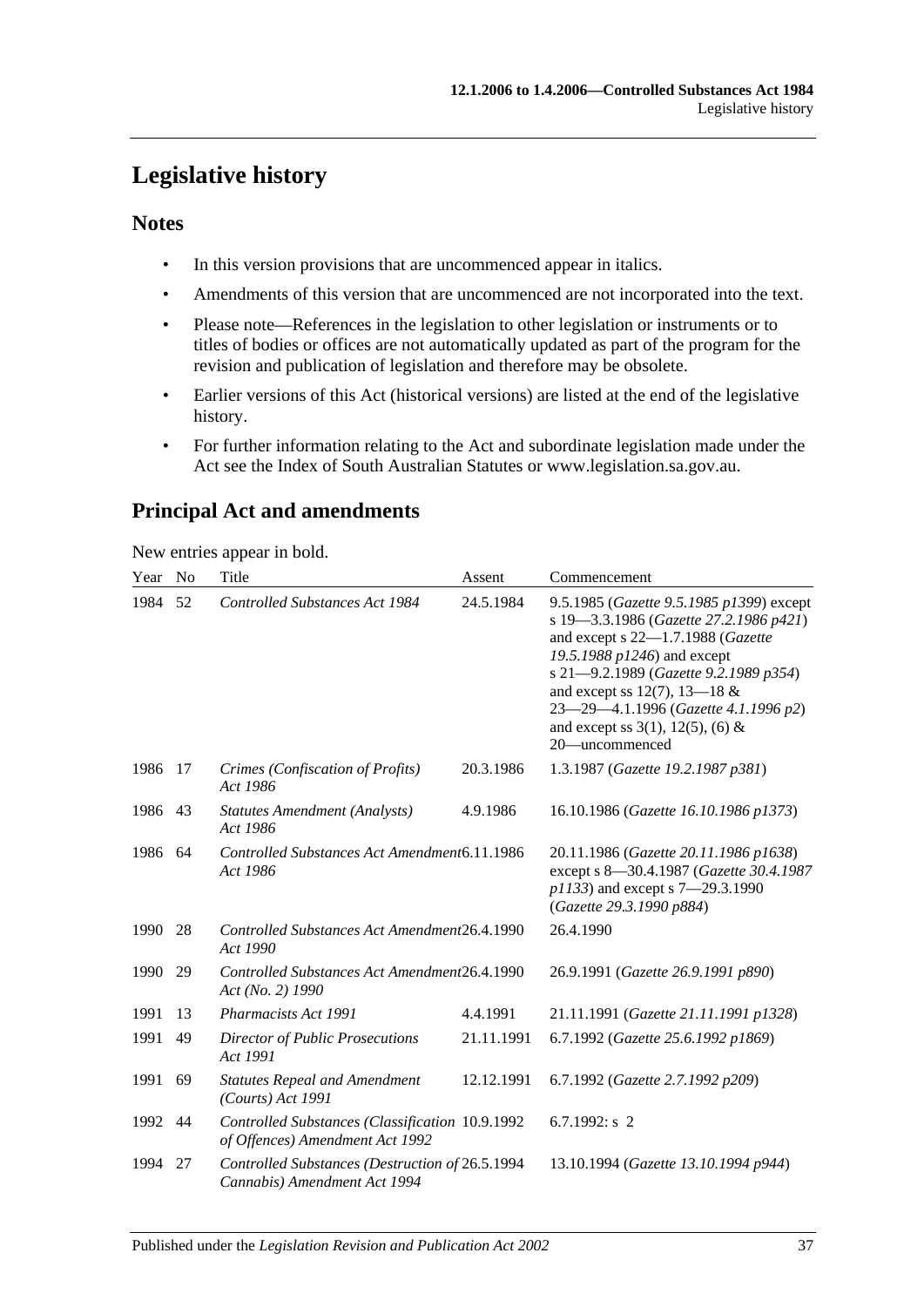# Legislative history

## Notes

- In this version provisions that are uncommenced appear in italics.
- Amendments of this version that are uncommenced are not incorporated into the text.
- Please note—References in the legislation to other legislation or instruments or to titles of bodies or offices are not automatically updated as part of the program for the revision and publication of legislation and therefore may be obsolete.
- Earlier versions of this Act (historical versions) are listed at the end of the legislative history.
- For further information relating to the Act and subordinate legislation made under the Act see the Index of South Australian Statutes or www.legislation.sa.gov.au.

## Principal Act and amendments

New entries appear in bold.

| Year | No | Title | Assent | Commencement |
|---|---|---|---|---|
| 1984 | 52 | *Controlled Substances Act 1984* | 24.5.1984 | 9.5.1985 (*Gazette 9.5.1985 p1399*) except s 19—3.3.1986 (*Gazette 27.2.1986 p421*) and except s 22—1.7.1988 (*Gazette 19.5.1988 p1246*) and except s 21—9.2.1989 (*Gazette 9.2.1989 p354*) and except ss 12(7), 13—18 & 23—29—4.1.1996 (*Gazette 4.1.1996 p2*) and except ss 3(1), 12(5), (6) & 20—uncommenced |
| 1986 | 17 | *Crimes (Confiscation of Profits) Act 1986* | 20.3.1986 | 1.3.1987 (*Gazette 19.2.1987 p381*) |
| 1986 | 43 | *Statutes Amendment (Analysts) Act 1986* | 4.9.1986 | 16.10.1986 (*Gazette 16.10.1986 p1373*) |
| 1986 | 64 | *Controlled Substances Act Amendment Act 1986* | 6.11.1986 | 20.11.1986 (*Gazette 20.11.1986 p1638*) except s 8—30.4.1987 (*Gazette 30.4.1987 p1133*) and except s 7—29.3.1990 (*Gazette 29.3.1990 p884*) |
| 1990 | 28 | *Controlled Substances Act Amendment Act 1990* | 26.4.1990 | 26.4.1990 |
| 1990 | 29 | *Controlled Substances Act Amendment Act (No. 2) 1990* | 26.4.1990 | 26.9.1991 (*Gazette 26.9.1991 p890*) |
| 1991 | 13 | *Pharmacists Act 1991* | 4.4.1991 | 21.11.1991 (*Gazette 21.11.1991 p1328*) |
| 1991 | 49 | *Director of Public Prosecutions Act 1991* | 21.11.1991 | 6.7.1992 (*Gazette 25.6.1992 p1869*) |
| 1991 | 69 | *Statutes Repeal and Amendment (Courts) Act 1991* | 12.12.1991 | 6.7.1992 (*Gazette 2.7.1992 p209*) |
| 1992 | 44 | *Controlled Substances (Classification of Offences) Amendment Act 1992* | 10.9.1992 | 6.7.1992: s 2 |
| 1994 | 27 | *Controlled Substances (Destruction of Cannabis) Amendment Act 1994* | 26.5.1994 | 13.10.1994 (*Gazette 13.10.1994 p944*) |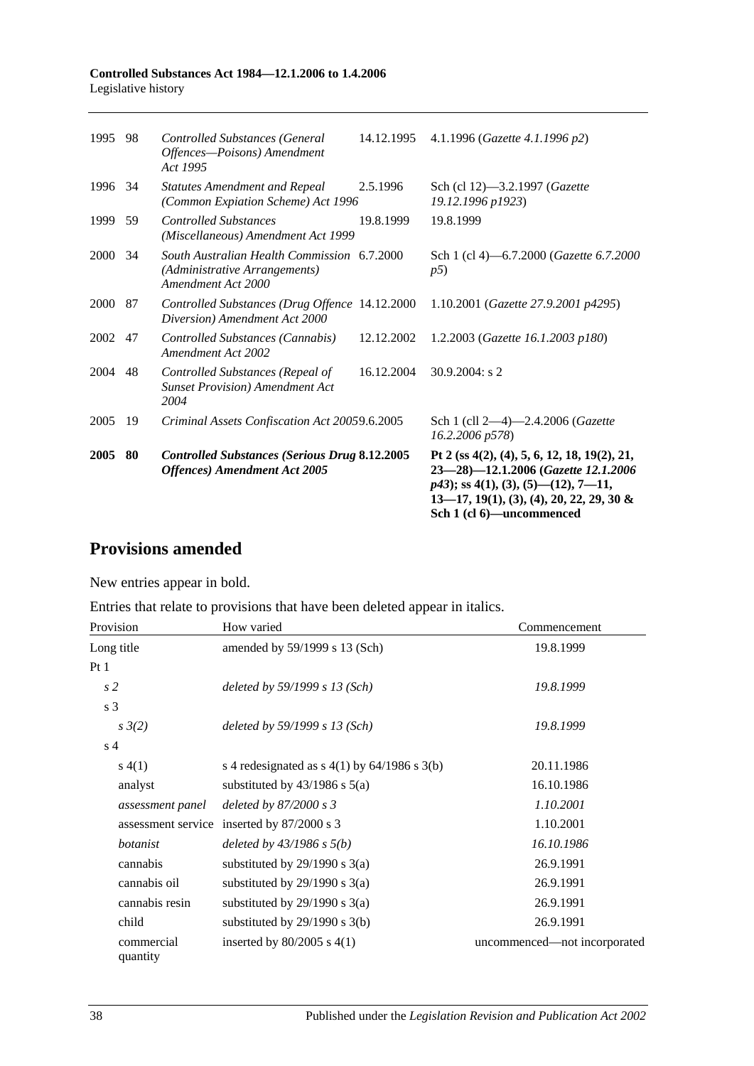| | | | | |
|---|---|---|---|---|
| 1995 | 98 | *Controlled Substances (General Offences—Poisons) Amendment Act 1995* | 14.12.1995 | 4.1.1996 (*Gazette 4.1.1996 p2*) |
| 1996 | 34 | *Statutes Amendment and Repeal (Common Expiation Scheme) Act 1996* | 2.5.1996 | Sch (cl 12)—3.2.1997 (*Gazette 19.12.1996 p1923*) |
| 1999 | 59 | *Controlled Substances (Miscellaneous) Amendment Act 1999* | 19.8.1999 | 19.8.1999 |
| 2000 | 34 | *South Australian Health Commission (Administrative Arrangements) Amendment Act 2000* | 6.7.2000 | Sch 1 (cl 4)—6.7.2000 (*Gazette 6.7.2000 p5*) |
| 2000 | 87 | *Controlled Substances (Drug Offence Diversion) Amendment Act 2000* | 14.12.2000 | 1.10.2001 (*Gazette 27.9.2001 p4295*) |
| 2002 | 47 | *Controlled Substances (Cannabis) Amendment Act 2002* | 12.12.2002 | 1.2.2003 (*Gazette 16.1.2003 p180*) |
| 2004 | 48 | *Controlled Substances (Repeal of Sunset Provision) Amendment Act 2004* | 16.12.2004 | 30.9.2004: s 2 |
| 2005 | 19 | *Criminal Assets Confiscation Act 2005* | 9.6.2005 | Sch 1 (cll 2—4)—2.4.2006 (*Gazette 16.2.2006 p578*) |
| **2005** | **80** | ***Controlled Substances (Serious Drug Offences) Amendment Act 2005*** | **8.12.2005** | **Pt 2 (ss 4(2), (4), 5, 6, 12, 18, 19(2), 21, 23—28)—12.1.2006 (*Gazette 12.1.2006 p43*); ss 4(1), (3), (5)—(12), 7—11, 13—17, 19(1), (3), (4), 20, 22, 29, 30 & Sch 1 (cl 6)—uncommenced** |

## Provisions amended

New entries appear in bold.

Entries that relate to provisions that have been deleted appear in italics.

| Provision | How varied | Commencement |
|---|---|---|
| Long title | amended by 59/1999 s 13 (Sch) | 19.8.1999 |
| Pt 1 | | |
| *s 2* | *deleted by 59/1999 s 13 (Sch)* | *19.8.1999* |
| s 3 | | |
| *s 3(2)* | *deleted by 59/1999 s 13 (Sch)* | *19.8.1999* |
| s 4 | | |
| s 4(1) | s 4 redesignated as s 4(1) by 64/1986 s 3(b) | 20.11.1986 |
| analyst | substituted by 43/1986 s 5(a) | 16.10.1986 |
| *assessment panel* | *deleted by 87/2000 s 3* | *1.10.2001* |
| assessment service | inserted by 87/2000 s 3 | 1.10.2001 |
| *botanist* | *deleted by 43/1986 s 5(b)* | *16.10.1986* |
| cannabis | substituted by 29/1990 s 3(a) | 26.9.1991 |
| cannabis oil | substituted by 29/1990 s 3(a) | 26.9.1991 |
| cannabis resin | substituted by 29/1990 s 3(a) | 26.9.1991 |
| child | substituted by 29/1990 s 3(b) | 26.9.1991 |
| commercial quantity | inserted by 80/2005 s 4(1) | uncommenced—not incorporated |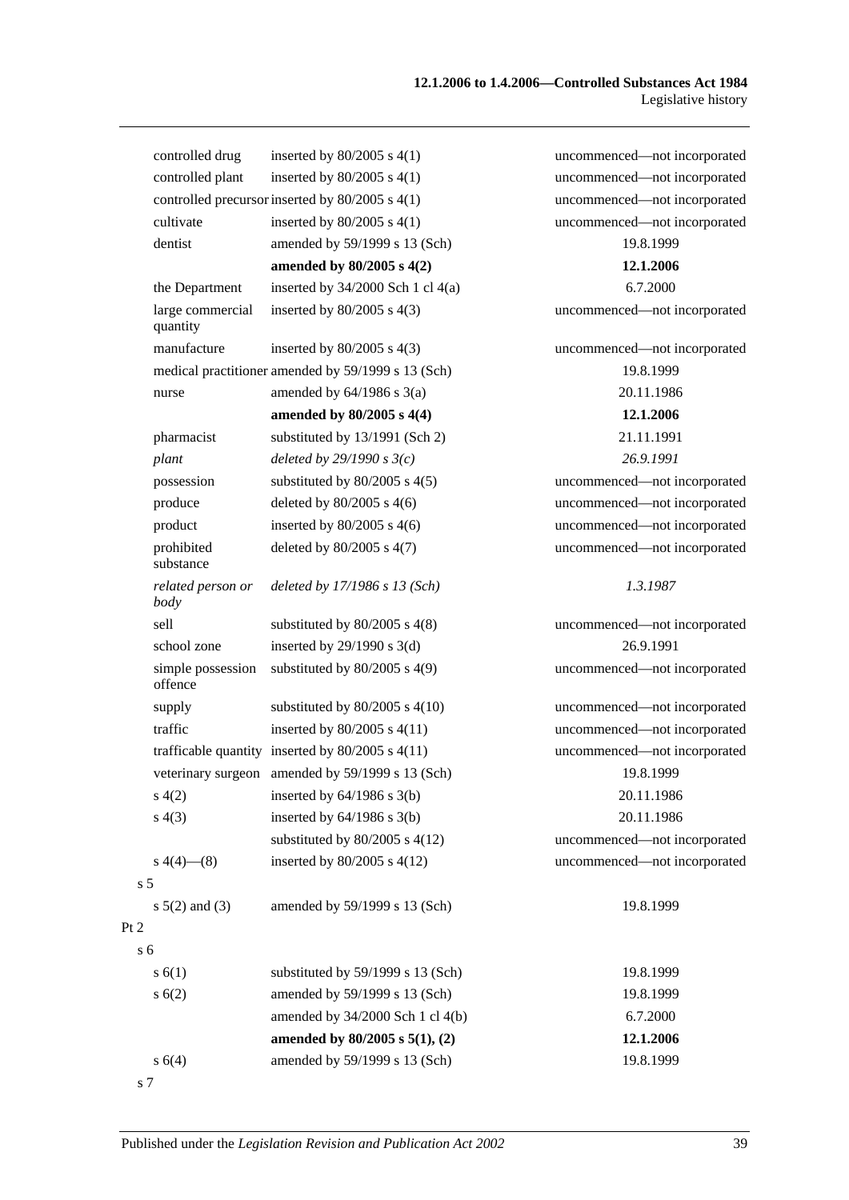| | | |
|---|---|---|
| controlled drug | inserted by 80/2005 s 4(1) | uncommenced—not incorporated |
| controlled plant | inserted by 80/2005 s 4(1) | uncommenced—not incorporated |
| controlled precursor | inserted by 80/2005 s 4(1) | uncommenced—not incorporated |
| cultivate | inserted by 80/2005 s 4(1) | uncommenced—not incorporated |
| dentist | amended by 59/1999 s 13 (Sch) | 19.8.1999 |
| | **amended by 80/2005 s 4(2)** | **12.1.2006** |
| the Department | inserted by 34/2000 Sch 1 cl 4(a) | 6.7.2000 |
| large commercial quantity | inserted by 80/2005 s 4(3) | uncommenced—not incorporated |
| manufacture | inserted by 80/2005 s 4(3) | uncommenced—not incorporated |
| medical practitioner | amended by 59/1999 s 13 (Sch) | 19.8.1999 |
| nurse | amended by 64/1986 s 3(a) | 20.11.1986 |
| | **amended by 80/2005 s 4(4)** | **12.1.2006** |
| pharmacist | substituted by 13/1991 (Sch 2) | 21.11.1991 |
| *plant* | *deleted by 29/1990 s 3(c)* | *26.9.1991* |
| possession | substituted by 80/2005 s 4(5) | uncommenced—not incorporated |
| produce | deleted by 80/2005 s 4(6) | uncommenced—not incorporated |
| product | inserted by 80/2005 s 4(6) | uncommenced—not incorporated |
| prohibited substance | deleted by 80/2005 s 4(7) | uncommenced—not incorporated |
| *related person or body* | *deleted by 17/1986 s 13 (Sch)* | *1.3.1987* |
| sell | substituted by 80/2005 s 4(8) | uncommenced—not incorporated |
| school zone | inserted by 29/1990 s 3(d) | 26.9.1991 |
| simple possession offence | substituted by 80/2005 s 4(9) | uncommenced—not incorporated |
| supply | substituted by 80/2005 s 4(10) | uncommenced—not incorporated |
| traffic | inserted by 80/2005 s 4(11) | uncommenced—not incorporated |
| trafficable quantity | inserted by 80/2005 s 4(11) | uncommenced—not incorporated |
| veterinary surgeon | amended by 59/1999 s 13 (Sch) | 19.8.1999 |
| s 4(2) | inserted by 64/1986 s 3(b) | 20.11.1986 |
| s 4(3) | inserted by 64/1986 s 3(b) | 20.11.1986 |
| | substituted by 80/2005 s 4(12) | uncommenced—not incorporated |
| s 4(4)—(8) | inserted by 80/2005 s 4(12) | uncommenced—not incorporated |
| s 5 | | |
| s 5(2) and (3) | amended by 59/1999 s 13 (Sch) | 19.8.1999 |
| Pt 2 | | |
| s 6 | | |
| s 6(1) | substituted by 59/1999 s 13 (Sch) | 19.8.1999 |
| s 6(2) | amended by 59/1999 s 13 (Sch) | 19.8.1999 |
| | amended by 34/2000 Sch 1 cl 4(b) | 6.7.2000 |
| | **amended by 80/2005 s 5(1), (2)** | **12.1.2006** |
| s 6(4) | amended by 59/1999 s 13 (Sch) | 19.8.1999 |
| s 7 | | |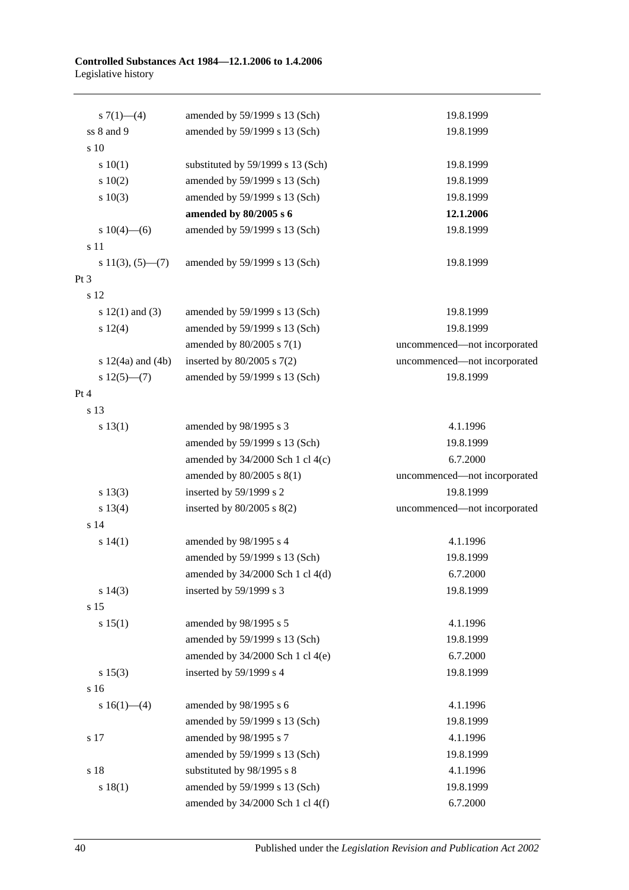| | | |
|---|---|---|
| s 7(1)—(4) | amended by 59/1999 s 13 (Sch) | 19.8.1999 |
| ss 8 and 9 | amended by 59/1999 s 13 (Sch) | 19.8.1999 |
| s 10 | | |
| s 10(1) | substituted by 59/1999 s 13 (Sch) | 19.8.1999 |
| s 10(2) | amended by 59/1999 s 13 (Sch) | 19.8.1999 |
| s 10(3) | amended by 59/1999 s 13 (Sch) | 19.8.1999 |
| | **amended by 80/2005 s 6** | **12.1.2006** |
| s 10(4)—(6) | amended by 59/1999 s 13 (Sch) | 19.8.1999 |
| s 11 | | |
| s 11(3), (5)—(7) | amended by 59/1999 s 13 (Sch) | 19.8.1999 |
| Pt 3 | | |
| s 12 | | |
| s 12(1) and (3) | amended by 59/1999 s 13 (Sch) | 19.8.1999 |
| s 12(4) | amended by 59/1999 s 13 (Sch) | 19.8.1999 |
| | amended by 80/2005 s 7(1) | uncommenced—not incorporated |
| s 12(4a) and (4b) | inserted by 80/2005 s 7(2) | uncommenced—not incorporated |
| s 12(5)—(7) | amended by 59/1999 s 13 (Sch) | 19.8.1999 |
| Pt 4 | | |
| s 13 | | |
| s 13(1) | amended by 98/1995 s 3 | 4.1.1996 |
| | amended by 59/1999 s 13 (Sch) | 19.8.1999 |
| | amended by 34/2000 Sch 1 cl 4(c) | 6.7.2000 |
| | amended by 80/2005 s 8(1) | uncommenced—not incorporated |
| s 13(3) | inserted by 59/1999 s 2 | 19.8.1999 |
| s 13(4) | inserted by 80/2005 s 8(2) | uncommenced—not incorporated |
| s 14 | | |
| s 14(1) | amended by 98/1995 s 4 | 4.1.1996 |
| | amended by 59/1999 s 13 (Sch) | 19.8.1999 |
| | amended by 34/2000 Sch 1 cl 4(d) | 6.7.2000 |
| s 14(3) | inserted by 59/1999 s 3 | 19.8.1999 |
| s 15 | | |
| s 15(1) | amended by 98/1995 s 5 | 4.1.1996 |
| | amended by 59/1999 s 13 (Sch) | 19.8.1999 |
| | amended by 34/2000 Sch 1 cl 4(e) | 6.7.2000 |
| s 15(3) | inserted by 59/1999 s 4 | 19.8.1999 |
| s 16 | | |
| s 16(1)—(4) | amended by 98/1995 s 6 | 4.1.1996 |
| | amended by 59/1999 s 13 (Sch) | 19.8.1999 |
| s 17 | amended by 98/1995 s 7 | 4.1.1996 |
| | amended by 59/1999 s 13 (Sch) | 19.8.1999 |
| s 18 | substituted by 98/1995 s 8 | 4.1.1996 |
| s 18(1) | amended by 59/1999 s 13 (Sch) | 19.8.1999 |
| | amended by 34/2000 Sch 1 cl 4(f) | 6.7.2000 |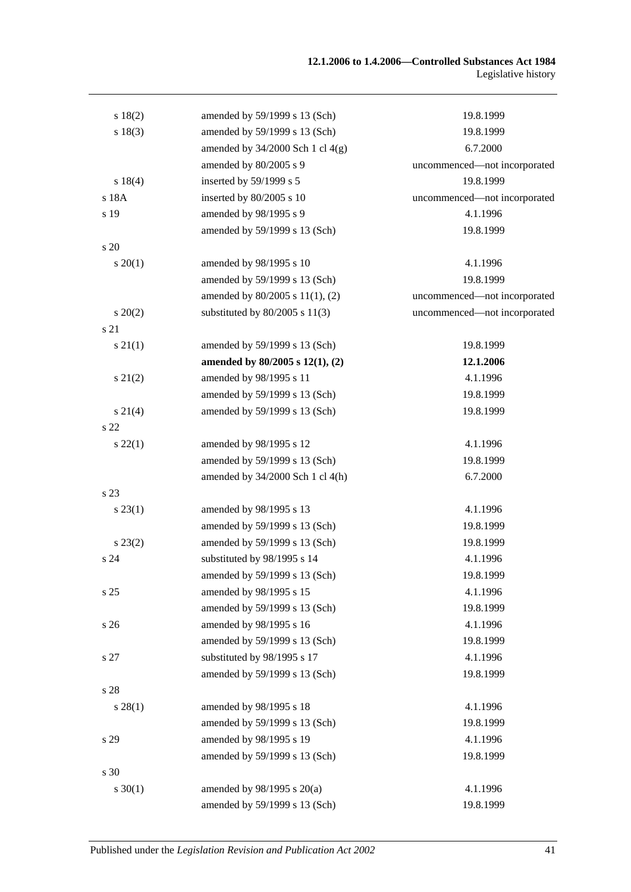| | | |
|---|---|---|
| s 18(2) | amended by 59/1999 s 13 (Sch) | 19.8.1999 |
| s 18(3) | amended by 59/1999 s 13 (Sch) | 19.8.1999 |
| | amended by 34/2000 Sch 1 cl 4(g) | 6.7.2000 |
| | amended by 80/2005 s 9 | uncommenced—not incorporated |
| s 18(4) | inserted by 59/1999 s 5 | 19.8.1999 |
| s 18A | inserted by 80/2005 s 10 | uncommenced—not incorporated |
| s 19 | amended by 98/1995 s 9 | 4.1.1996 |
| | amended by 59/1999 s 13 (Sch) | 19.8.1999 |
| s 20 | | |
| s 20(1) | amended by 98/1995 s 10 | 4.1.1996 |
| | amended by 59/1999 s 13 (Sch) | 19.8.1999 |
| | amended by 80/2005 s 11(1), (2) | uncommenced—not incorporated |
| s 20(2) | substituted by 80/2005 s 11(3) | uncommenced—not incorporated |
| s 21 | | |
| s 21(1) | amended by 59/1999 s 13 (Sch) | 19.8.1999 |
| | **amended by 80/2005 s 12(1), (2)** | **12.1.2006** |
| s 21(2) | amended by 98/1995 s 11 | 4.1.1996 |
| | amended by 59/1999 s 13 (Sch) | 19.8.1999 |
| s 21(4) | amended by 59/1999 s 13 (Sch) | 19.8.1999 |
| s 22 | | |
| s 22(1) | amended by 98/1995 s 12 | 4.1.1996 |
| | amended by 59/1999 s 13 (Sch) | 19.8.1999 |
| | amended by 34/2000 Sch 1 cl 4(h) | 6.7.2000 |
| s 23 | | |
| s 23(1) | amended by 98/1995 s 13 | 4.1.1996 |
| | amended by 59/1999 s 13 (Sch) | 19.8.1999 |
| s 23(2) | amended by 59/1999 s 13 (Sch) | 19.8.1999 |
| s 24 | substituted by 98/1995 s 14 | 4.1.1996 |
| | amended by 59/1999 s 13 (Sch) | 19.8.1999 |
| s 25 | amended by 98/1995 s 15 | 4.1.1996 |
| | amended by 59/1999 s 13 (Sch) | 19.8.1999 |
| s 26 | amended by 98/1995 s 16 | 4.1.1996 |
| | amended by 59/1999 s 13 (Sch) | 19.8.1999 |
| s 27 | substituted by 98/1995 s 17 | 4.1.1996 |
| | amended by 59/1999 s 13 (Sch) | 19.8.1999 |
| s 28 | | |
| s 28(1) | amended by 98/1995 s 18 | 4.1.1996 |
| | amended by 59/1999 s 13 (Sch) | 19.8.1999 |
| s 29 | amended by 98/1995 s 19 | 4.1.1996 |
| | amended by 59/1999 s 13 (Sch) | 19.8.1999 |
| s 30 | | |
| s 30(1) | amended by 98/1995 s 20(a) | 4.1.1996 |
| | amended by 59/1999 s 13 (Sch) | 19.8.1999 |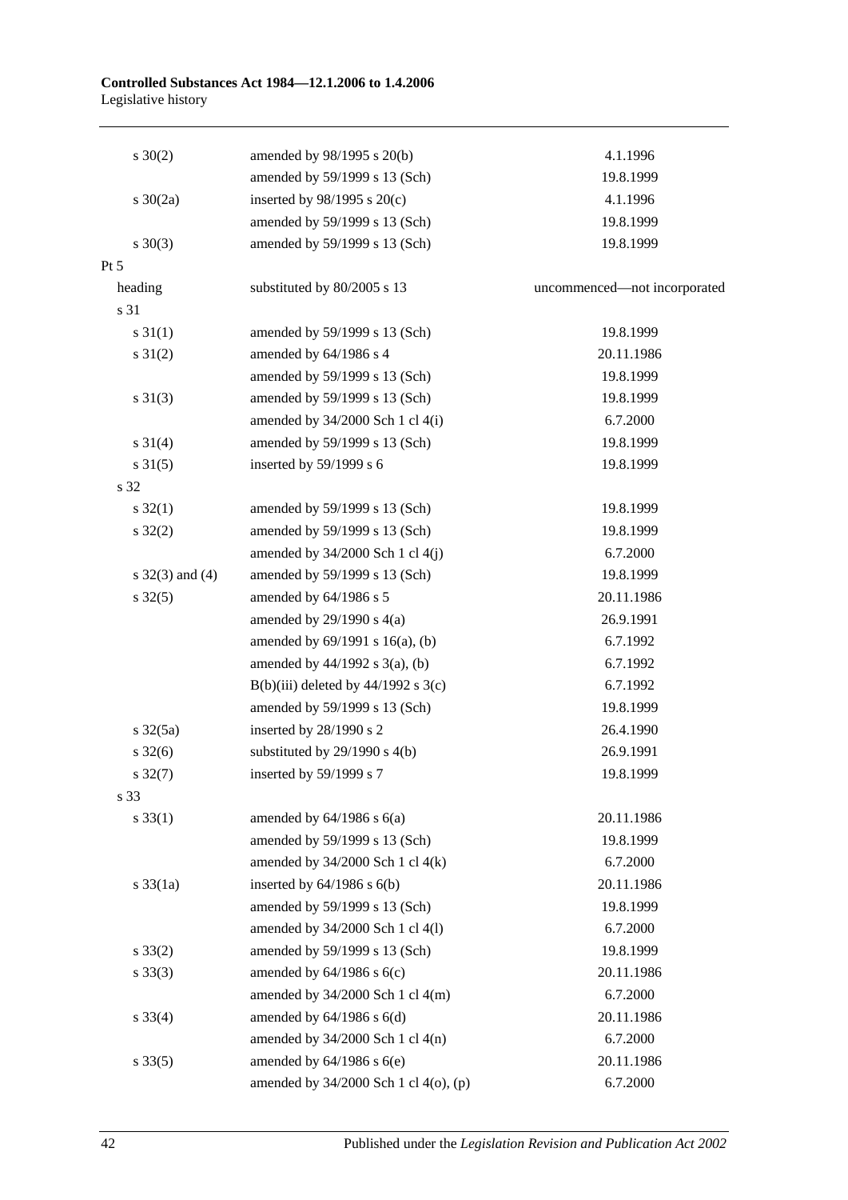| | | |
|---|---|---|
| s 30(2) | amended by 98/1995 s 20(b) | 4.1.1996 |
| | amended by 59/1999 s 13 (Sch) | 19.8.1999 |
| s 30(2a) | inserted by 98/1995 s 20(c) | 4.1.1996 |
| | amended by 59/1999 s 13 (Sch) | 19.8.1999 |
| s 30(3) | amended by 59/1999 s 13 (Sch) | 19.8.1999 |
| Pt 5 | | |
| heading | substituted by 80/2005 s 13 | uncommenced—not incorporated |
| s 31 | | |
| s 31(1) | amended by 59/1999 s 13 (Sch) | 19.8.1999 |
| s 31(2) | amended by 64/1986 s 4 | 20.11.1986 |
| | amended by 59/1999 s 13 (Sch) | 19.8.1999 |
| s 31(3) | amended by 59/1999 s 13 (Sch) | 19.8.1999 |
| | amended by 34/2000 Sch 1 cl 4(i) | 6.7.2000 |
| s 31(4) | amended by 59/1999 s 13 (Sch) | 19.8.1999 |
| s 31(5) | inserted by 59/1999 s 6 | 19.8.1999 |
| s 32 | | |
| s 32(1) | amended by 59/1999 s 13 (Sch) | 19.8.1999 |
| s 32(2) | amended by 59/1999 s 13 (Sch) | 19.8.1999 |
| | amended by 34/2000 Sch 1 cl 4(j) | 6.7.2000 |
| s 32(3) and (4) | amended by 59/1999 s 13 (Sch) | 19.8.1999 |
| s 32(5) | amended by 64/1986 s 5 | 20.11.1986 |
| | amended by 29/1990 s 4(a) | 26.9.1991 |
| | amended by 69/1991 s 16(a), (b) | 6.7.1992 |
| | amended by 44/1992 s 3(a), (b) | 6.7.1992 |
| | B(b)(iii) deleted by 44/1992 s 3(c) | 6.7.1992 |
| | amended by 59/1999 s 13 (Sch) | 19.8.1999 |
| s 32(5a) | inserted by 28/1990 s 2 | 26.4.1990 |
| s 32(6) | substituted by 29/1990 s 4(b) | 26.9.1991 |
| s 32(7) | inserted by 59/1999 s 7 | 19.8.1999 |
| s 33 | | |
| s 33(1) | amended by 64/1986 s 6(a) | 20.11.1986 |
| | amended by 59/1999 s 13 (Sch) | 19.8.1999 |
| | amended by 34/2000 Sch 1 cl 4(k) | 6.7.2000 |
| s 33(1a) | inserted by 64/1986 s 6(b) | 20.11.1986 |
| | amended by 59/1999 s 13 (Sch) | 19.8.1999 |
| | amended by 34/2000 Sch 1 cl 4(l) | 6.7.2000 |
| s 33(2) | amended by 59/1999 s 13 (Sch) | 19.8.1999 |
| s 33(3) | amended by 64/1986 s 6(c) | 20.11.1986 |
| | amended by 34/2000 Sch 1 cl 4(m) | 6.7.2000 |
| s 33(4) | amended by 64/1986 s 6(d) | 20.11.1986 |
| | amended by 34/2000 Sch 1 cl 4(n) | 6.7.2000 |
| s 33(5) | amended by 64/1986 s 6(e) | 20.11.1986 |
| | amended by 34/2000 Sch 1 cl 4(o), (p) | 6.7.2000 |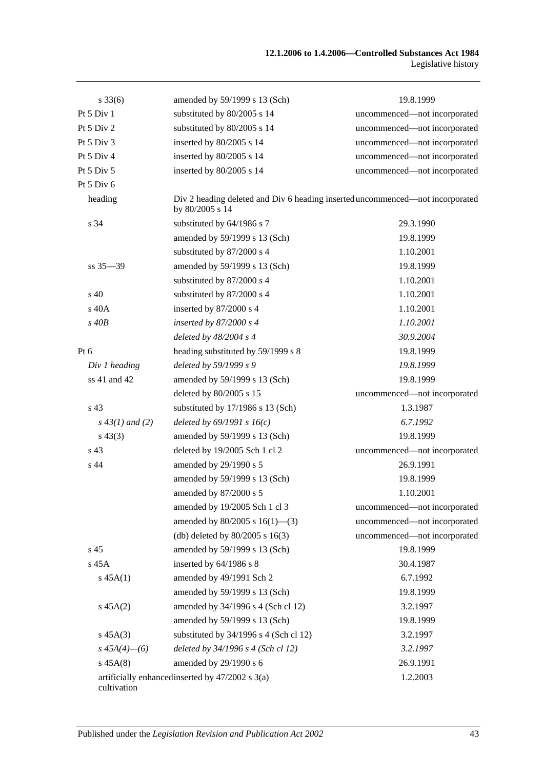| | | |
|---|---|---|
| s 33(6) | amended by 59/1999 s 13 (Sch) | 19.8.1999 |
| Pt 5 Div 1 | substituted by 80/2005 s 14 | uncommenced—not incorporated |
| Pt 5 Div 2 | substituted by 80/2005 s 14 | uncommenced—not incorporated |
| Pt 5 Div 3 | inserted by 80/2005 s 14 | uncommenced—not incorporated |
| Pt 5 Div 4 | inserted by 80/2005 s 14 | uncommenced—not incorporated |
| Pt 5 Div 5 | inserted by 80/2005 s 14 | uncommenced—not incorporated |
| Pt 5 Div 6 | | |
| heading | Div 2 heading deleted and Div 6 heading inserted by 80/2005 s 14 | uncommenced—not incorporated |
| s 34 | substituted by 64/1986 s 7 | 29.3.1990 |
| | amended by 59/1999 s 13 (Sch) | 19.8.1999 |
| | substituted by 87/2000 s 4 | 1.10.2001 |
| ss 35—39 | amended by 59/1999 s 13 (Sch) | 19.8.1999 |
| | substituted by 87/2000 s 4 | 1.10.2001 |
| s 40 | substituted by 87/2000 s 4 | 1.10.2001 |
| s 40A | inserted by 87/2000 s 4 | 1.10.2001 |
| *s 40B* | *inserted by 87/2000 s 4* | *1.10.2001* |
| | *deleted by 48/2004 s 4* | *30.9.2004* |
| Pt 6 | heading substituted by 59/1999 s 8 | 19.8.1999 |
| *Div 1 heading* | *deleted by 59/1999 s 9* | *19.8.1999* |
| ss 41 and 42 | amended by 59/1999 s 13 (Sch) | 19.8.1999 |
| | deleted by 80/2005 s 15 | uncommenced—not incorporated |
| s 43 | substituted by 17/1986 s 13 (Sch) | 1.3.1987 |
| *s 43(1) and (2)* | *deleted by 69/1991 s 16(c)* | *6.7.1992* |
| s 43(3) | amended by 59/1999 s 13 (Sch) | 19.8.1999 |
| s 43 | deleted by 19/2005 Sch 1 cl 2 | uncommenced—not incorporated |
| s 44 | amended by 29/1990 s 5 | 26.9.1991 |
| | amended by 59/1999 s 13 (Sch) | 19.8.1999 |
| | amended by 87/2000 s 5 | 1.10.2001 |
| | amended by 19/2005 Sch 1 cl 3 | uncommenced—not incorporated |
| | amended by 80/2005 s 16(1)—(3) | uncommenced—not incorporated |
| | (db) deleted by 80/2005 s 16(3) | uncommenced—not incorporated |
| s 45 | amended by 59/1999 s 13 (Sch) | 19.8.1999 |
| s 45A | inserted by 64/1986 s 8 | 30.4.1987 |
| s 45A(1) | amended by 49/1991 Sch 2 | 6.7.1992 |
| | amended by 59/1999 s 13 (Sch) | 19.8.1999 |
| s 45A(2) | amended by 34/1996 s 4 (Sch cl 12) | 3.2.1997 |
| | amended by 59/1999 s 13 (Sch) | 19.8.1999 |
| s 45A(3) | substituted by 34/1996 s 4 (Sch cl 12) | 3.2.1997 |
| *s 45A(4)—(6)* | *deleted by 34/1996 s 4 (Sch cl 12)* | *3.2.1997* |
| s 45A(8) | amended by 29/1990 s 6 | 26.9.1991 |
| artificially enhanced cultivation | inserted by 47/2002 s 3(a) | 1.2.2003 |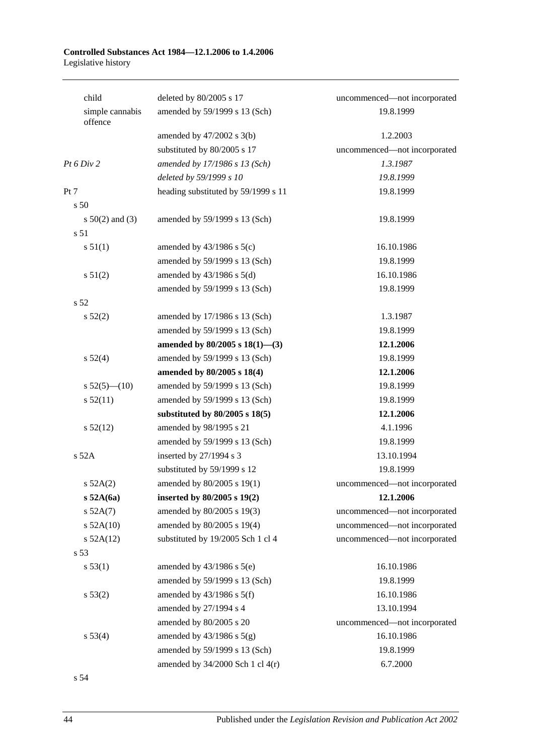| | | |
|---|---|---|
| child | deleted by 80/2005 s 17 | uncommenced—not incorporated |
| simple cannabis offence | amended by 59/1999 s 13 (Sch) | 19.8.1999 |
| | amended by 47/2002 s 3(b) | 1.2.2003 |
| | substituted by 80/2005 s 17 | uncommenced—not incorporated |
| *Pt 6 Div 2* | *amended by 17/1986 s 13 (Sch)* | *1.3.1987* |
| | *deleted by 59/1999 s 10* | *19.8.1999* |
| Pt 7 | heading substituted by 59/1999 s 11 | 19.8.1999 |
| s 50 | | |
| s 50(2) and (3) | amended by 59/1999 s 13 (Sch) | 19.8.1999 |
| s 51 | | |
| s 51(1) | amended by 43/1986 s 5(c) | 16.10.1986 |
| | amended by 59/1999 s 13 (Sch) | 19.8.1999 |
| s 51(2) | amended by 43/1986 s 5(d) | 16.10.1986 |
| | amended by 59/1999 s 13 (Sch) | 19.8.1999 |
| s 52 | | |
| s 52(2) | amended by 17/1986 s 13 (Sch) | 1.3.1987 |
| | amended by 59/1999 s 13 (Sch) | 19.8.1999 |
| | **amended by 80/2005 s 18(1)—(3)** | **12.1.2006** |
| s 52(4) | amended by 59/1999 s 13 (Sch) | 19.8.1999 |
| | **amended by 80/2005 s 18(4)** | **12.1.2006** |
| s 52(5)—(10) | amended by 59/1999 s 13 (Sch) | 19.8.1999 |
| s 52(11) | amended by 59/1999 s 13 (Sch) | 19.8.1999 |
| | **substituted by 80/2005 s 18(5)** | **12.1.2006** |
| s 52(12) | amended by 98/1995 s 21 | 4.1.1996 |
| | amended by 59/1999 s 13 (Sch) | 19.8.1999 |
| s 52A | inserted by 27/1994 s 3 | 13.10.1994 |
| | substituted by 59/1999 s 12 | 19.8.1999 |
| s 52A(2) | amended by 80/2005 s 19(1) | uncommenced—not incorporated |
| **s 52A(6a)** | **inserted by 80/2005 s 19(2)** | **12.1.2006** |
| s 52A(7) | amended by 80/2005 s 19(3) | uncommenced—not incorporated |
| s 52A(10) | amended by 80/2005 s 19(4) | uncommenced—not incorporated |
| s 52A(12) | substituted by 19/2005 Sch 1 cl 4 | uncommenced—not incorporated |
| s 53 | | |
| s 53(1) | amended by 43/1986 s 5(e) | 16.10.1986 |
| | amended by 59/1999 s 13 (Sch) | 19.8.1999 |
| s 53(2) | amended by 43/1986 s 5(f) | 16.10.1986 |
| | amended by 27/1994 s 4 | 13.10.1994 |
| | amended by 80/2005 s 20 | uncommenced—not incorporated |
| s 53(4) | amended by 43/1986 s 5(g) | 16.10.1986 |
| | amended by 59/1999 s 13 (Sch) | 19.8.1999 |
| | amended by 34/2000 Sch 1 cl 4(r) | 6.7.2000 |
| s 54 | | |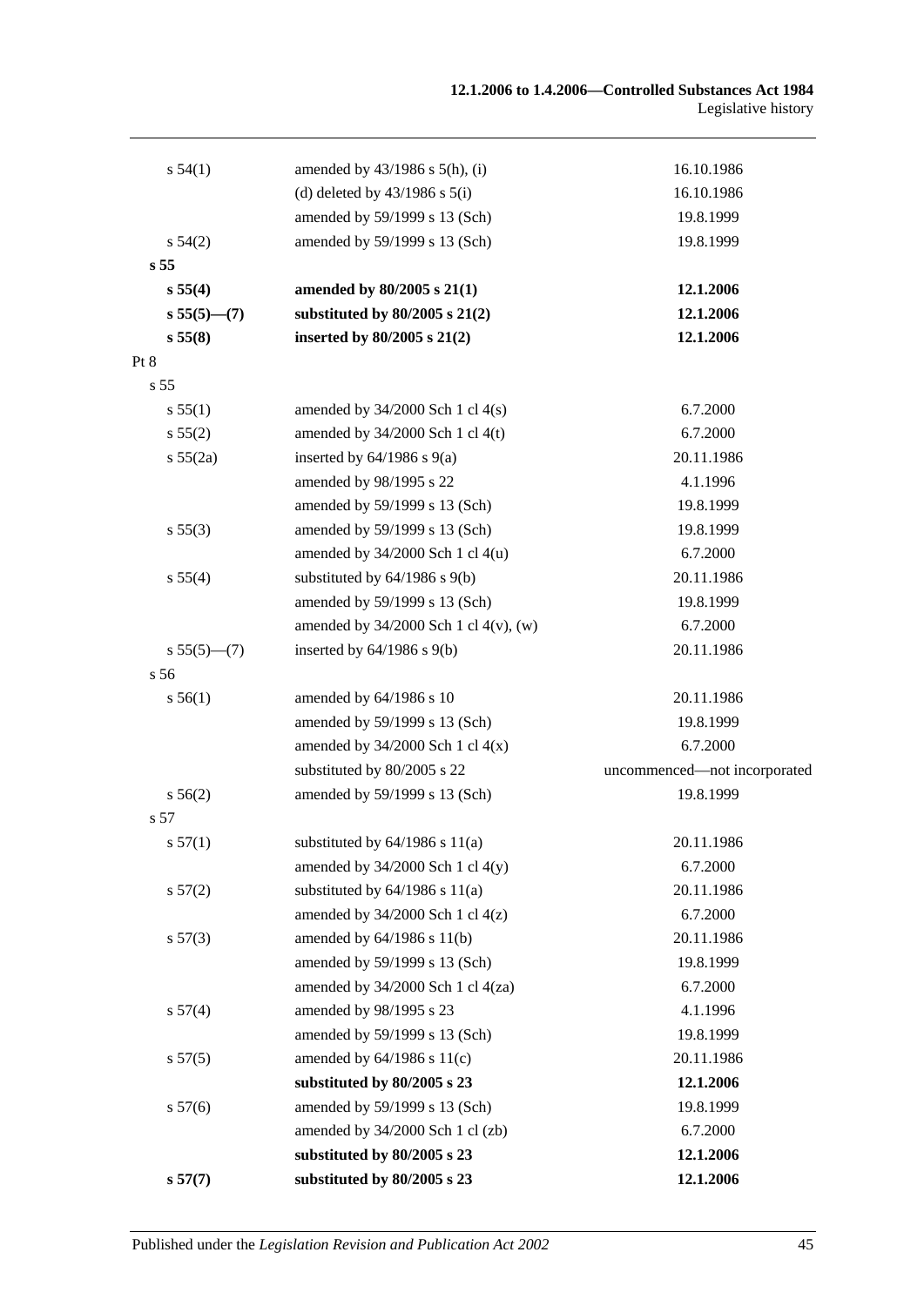| | | |
|---|---|---|
| s 54(1) | amended by 43/1986 s 5(h), (i) | 16.10.1986 |
| | (d) deleted by 43/1986 s 5(i) | 16.10.1986 |
| | amended by 59/1999 s 13 (Sch) | 19.8.1999 |
| s 54(2) | amended by 59/1999 s 13 (Sch) | 19.8.1999 |
| **s 55** | | |
| **s 55(4)** | **amended by 80/2005 s 21(1)** | **12.1.2006** |
| **s 55(5)—(7)** | **substituted by 80/2005 s 21(2)** | **12.1.2006** |
| **s 55(8)** | **inserted by 80/2005 s 21(2)** | **12.1.2006** |
| Pt 8 | | |
| s 55 | | |
| s 55(1) | amended by 34/2000 Sch 1 cl 4(s) | 6.7.2000 |
| s 55(2) | amended by 34/2000 Sch 1 cl 4(t) | 6.7.2000 |
| s 55(2a) | inserted by 64/1986 s 9(a) | 20.11.1986 |
| | amended by 98/1995 s 22 | 4.1.1996 |
| | amended by 59/1999 s 13 (Sch) | 19.8.1999 |
| s 55(3) | amended by 59/1999 s 13 (Sch) | 19.8.1999 |
| | amended by 34/2000 Sch 1 cl 4(u) | 6.7.2000 |
| s 55(4) | substituted by 64/1986 s 9(b) | 20.11.1986 |
| | amended by 59/1999 s 13 (Sch) | 19.8.1999 |
| | amended by 34/2000 Sch 1 cl 4(v), (w) | 6.7.2000 |
| s 55(5)—(7) | inserted by 64/1986 s 9(b) | 20.11.1986 |
| s 56 | | |
| s 56(1) | amended by 64/1986 s 10 | 20.11.1986 |
| | amended by 59/1999 s 13 (Sch) | 19.8.1999 |
| | amended by 34/2000 Sch 1 cl 4(x) | 6.7.2000 |
| | substituted by 80/2005 s 22 | uncommenced—not incorporated |
| s 56(2) | amended by 59/1999 s 13 (Sch) | 19.8.1999 |
| s 57 | | |
| s 57(1) | substituted by 64/1986 s 11(a) | 20.11.1986 |
| | amended by 34/2000 Sch 1 cl 4(y) | 6.7.2000 |
| s 57(2) | substituted by 64/1986 s 11(a) | 20.11.1986 |
| | amended by 34/2000 Sch 1 cl 4(z) | 6.7.2000 |
| s 57(3) | amended by 64/1986 s 11(b) | 20.11.1986 |
| | amended by 59/1999 s 13 (Sch) | 19.8.1999 |
| | amended by 34/2000 Sch 1 cl 4(za) | 6.7.2000 |
| s 57(4) | amended by 98/1995 s 23 | 4.1.1996 |
| | amended by 59/1999 s 13 (Sch) | 19.8.1999 |
| s 57(5) | amended by 64/1986 s 11(c) | 20.11.1986 |
| | **substituted by 80/2005 s 23** | **12.1.2006** |
| s 57(6) | amended by 59/1999 s 13 (Sch) | 19.8.1999 |
| | amended by 34/2000 Sch 1 cl (zb) | 6.7.2000 |
| | **substituted by 80/2005 s 23** | **12.1.2006** |
| **s 57(7)** | **substituted by 80/2005 s 23** | **12.1.2006** |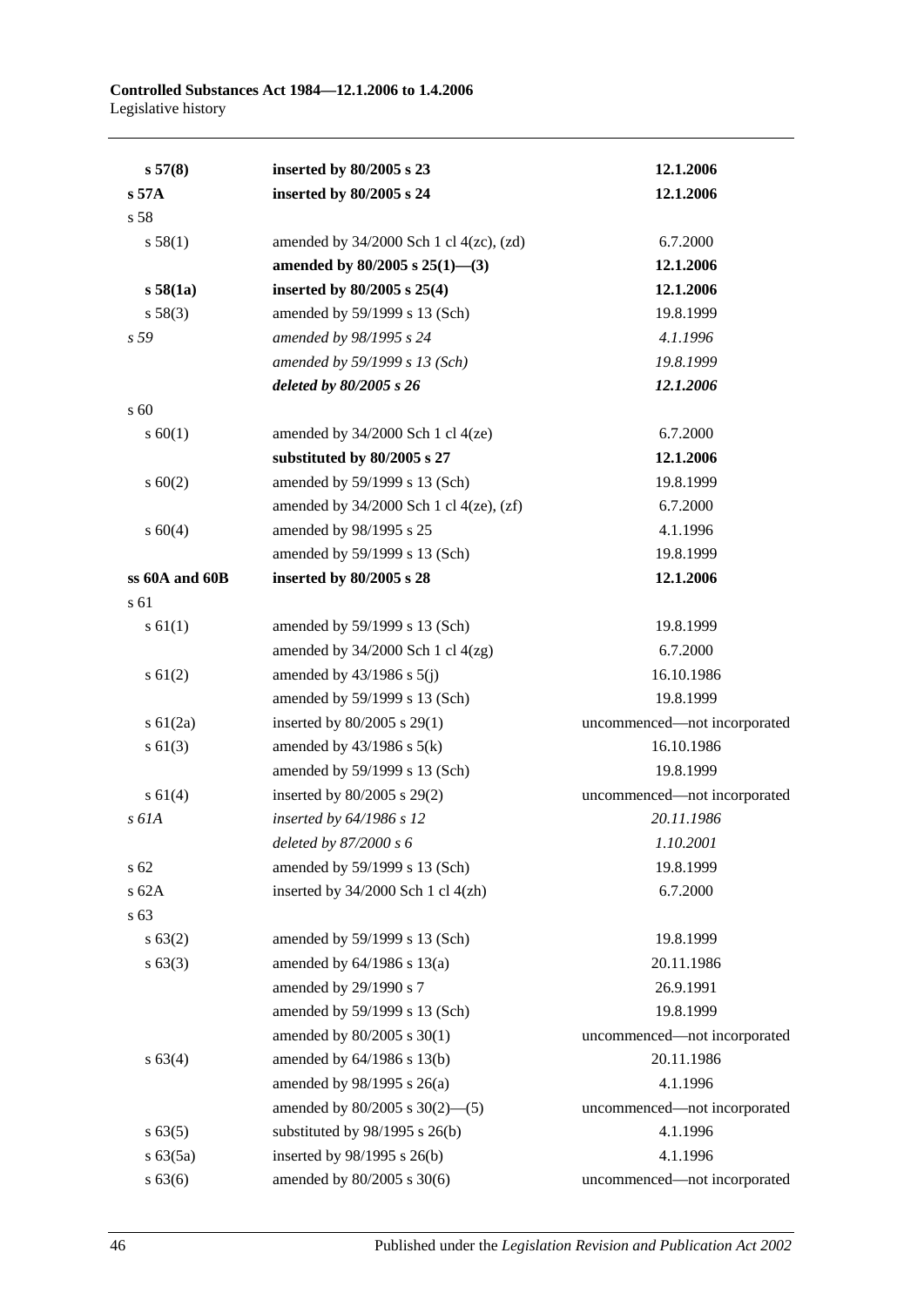| | | |
|---|---|---|
| **s 57(8)** | **inserted by 80/2005 s 23** | **12.1.2006** |
| **s 57A** | **inserted by 80/2005 s 24** | **12.1.2006** |
| s 58 | | |
| s 58(1) | amended by 34/2000 Sch 1 cl 4(zc), (zd) | 6.7.2000 |
| | **amended by 80/2005 s 25(1)—(3)** | **12.1.2006** |
| **s 58(1a)** | **inserted by 80/2005 s 25(4)** | **12.1.2006** |
| s 58(3) | amended by 59/1999 s 13 (Sch) | 19.8.1999 |
| *s 59* | *amended by 98/1995 s 24* | *4.1.1996* |
| | *amended by 59/1999 s 13 (Sch)* | *19.8.1999* |
| | ***deleted by 80/2005 s 26*** | ***12.1.2006*** |
| s 60 | | |
| s 60(1) | amended by 34/2000 Sch 1 cl 4(ze) | 6.7.2000 |
| | **substituted by 80/2005 s 27** | **12.1.2006** |
| s 60(2) | amended by 59/1999 s 13 (Sch) | 19.8.1999 |
| | amended by 34/2000 Sch 1 cl 4(ze), (zf) | 6.7.2000 |
| s 60(4) | amended by 98/1995 s 25 | 4.1.1996 |
| | amended by 59/1999 s 13 (Sch) | 19.8.1999 |
| **ss 60A and 60B** | **inserted by 80/2005 s 28** | **12.1.2006** |
| s 61 | | |
| s 61(1) | amended by 59/1999 s 13 (Sch) | 19.8.1999 |
| | amended by 34/2000 Sch 1 cl 4(zg) | 6.7.2000 |
| s 61(2) | amended by 43/1986 s 5(j) | 16.10.1986 |
| | amended by 59/1999 s 13 (Sch) | 19.8.1999 |
| s 61(2a) | inserted by 80/2005 s 29(1) | uncommenced—not incorporated |
| s 61(3) | amended by 43/1986 s 5(k) | 16.10.1986 |
| | amended by 59/1999 s 13 (Sch) | 19.8.1999 |
| s 61(4) | inserted by 80/2005 s 29(2) | uncommenced—not incorporated |
| *s 61A* | *inserted by 64/1986 s 12* | *20.11.1986* |
| | *deleted by 87/2000 s 6* | *1.10.2001* |
| s 62 | amended by 59/1999 s 13 (Sch) | 19.8.1999 |
| s 62A | inserted by 34/2000 Sch 1 cl 4(zh) | 6.7.2000 |
| s 63 | | |
| s 63(2) | amended by 59/1999 s 13 (Sch) | 19.8.1999 |
| s 63(3) | amended by 64/1986 s 13(a) | 20.11.1986 |
| | amended by 29/1990 s 7 | 26.9.1991 |
| | amended by 59/1999 s 13 (Sch) | 19.8.1999 |
| | amended by 80/2005 s 30(1) | uncommenced—not incorporated |
| s 63(4) | amended by 64/1986 s 13(b) | 20.11.1986 |
| | amended by 98/1995 s 26(a) | 4.1.1996 |
| | amended by 80/2005 s 30(2)—(5) | uncommenced—not incorporated |
| s 63(5) | substituted by 98/1995 s 26(b) | 4.1.1996 |
| s 63(5a) | inserted by 98/1995 s 26(b) | 4.1.1996 |
| s 63(6) | amended by 80/2005 s 30(6) | uncommenced—not incorporated |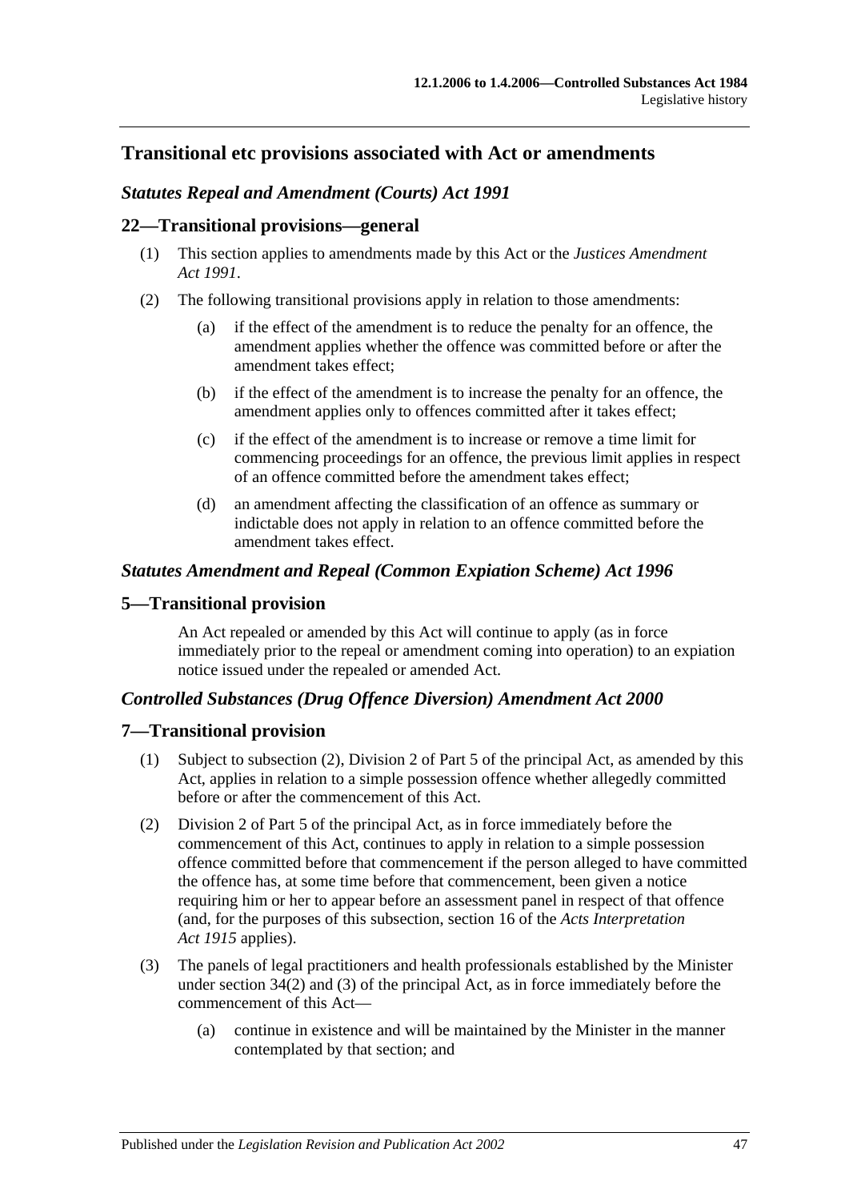## Transitional etc provisions associated with Act or amendments

### *Statutes Repeal and Amendment (Courts) Act 1991*

### 22—Transitional provisions—general

(1) This section applies to amendments made by this Act or the *Justices Amendment Act 1991*.

(2) The following transitional provisions apply in relation to those amendments:

(a) if the effect of the amendment is to reduce the penalty for an offence, the amendment applies whether the offence was committed before or after the amendment takes effect;

(b) if the effect of the amendment is to increase the penalty for an offence, the amendment applies only to offences committed after it takes effect;

(c) if the effect of the amendment is to increase or remove a time limit for commencing proceedings for an offence, the previous limit applies in respect of an offence committed before the amendment takes effect;

(d) an amendment affecting the classification of an offence as summary or indictable does not apply in relation to an offence committed before the amendment takes effect.

### *Statutes Amendment and Repeal (Common Expiation Scheme) Act 1996*

### 5—Transitional provision

An Act repealed or amended by this Act will continue to apply (as in force immediately prior to the repeal or amendment coming into operation) to an expiation notice issued under the repealed or amended Act.

### *Controlled Substances (Drug Offence Diversion) Amendment Act 2000*

### 7—Transitional provision

(1) Subject to subsection (2), Division 2 of Part 5 of the principal Act, as amended by this Act, applies in relation to a simple possession offence whether allegedly committed before or after the commencement of this Act.

(2) Division 2 of Part 5 of the principal Act, as in force immediately before the commencement of this Act, continues to apply in relation to a simple possession offence committed before that commencement if the person alleged to have committed the offence has, at some time before that commencement, been given a notice requiring him or her to appear before an assessment panel in respect of that offence (and, for the purposes of this subsection, section 16 of the *Acts Interpretation Act 1915* applies).

(3) The panels of legal practitioners and health professionals established by the Minister under section 34(2) and (3) of the principal Act, as in force immediately before the commencement of this Act—

(a) continue in existence and will be maintained by the Minister in the manner contemplated by that section; and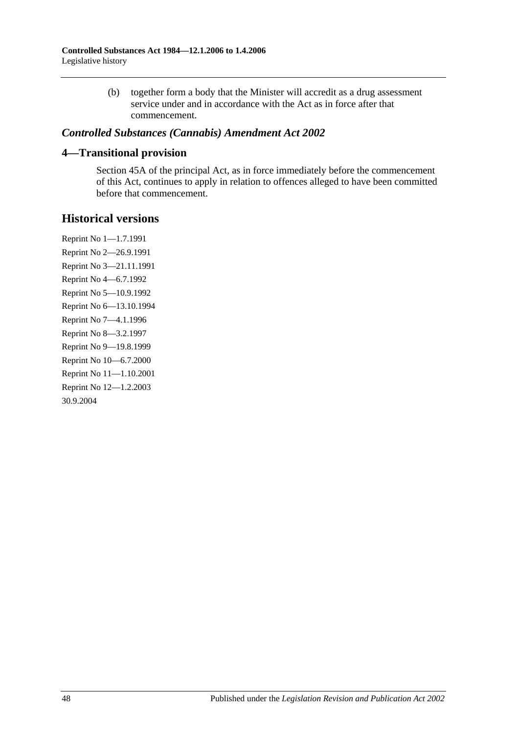(b) together form a body that the Minister will accredit as a drug assessment service under and in accordance with the Act as in force after that commencement.

### *Controlled Substances (Cannabis) Amendment Act 2002*

## 4—Transitional provision

Section 45A of the principal Act, as in force immediately before the commencement of this Act, continues to apply in relation to offences alleged to have been committed before that commencement.

## Historical versions

Reprint No 1—1.7.1991

Reprint No 2—26.9.1991

Reprint No 3—21.11.1991

Reprint No 4—6.7.1992

Reprint No 5—10.9.1992

Reprint No 6—13.10.1994

Reprint No 7—4.1.1996

Reprint No 8—3.2.1997

Reprint No 9—19.8.1999

Reprint No 10—6.7.2000

Reprint No 11—1.10.2001

Reprint No 12—1.2.2003

30.9.2004